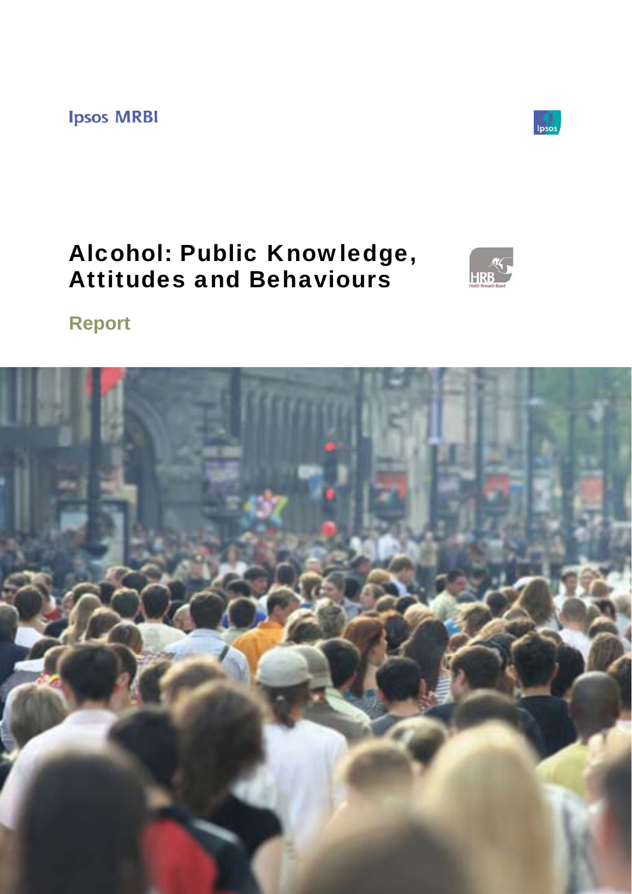Ipsos MRBI

# Alcohol: Public Knowledge, Attitudes and Behaviours

HRB Health Research Board

## Report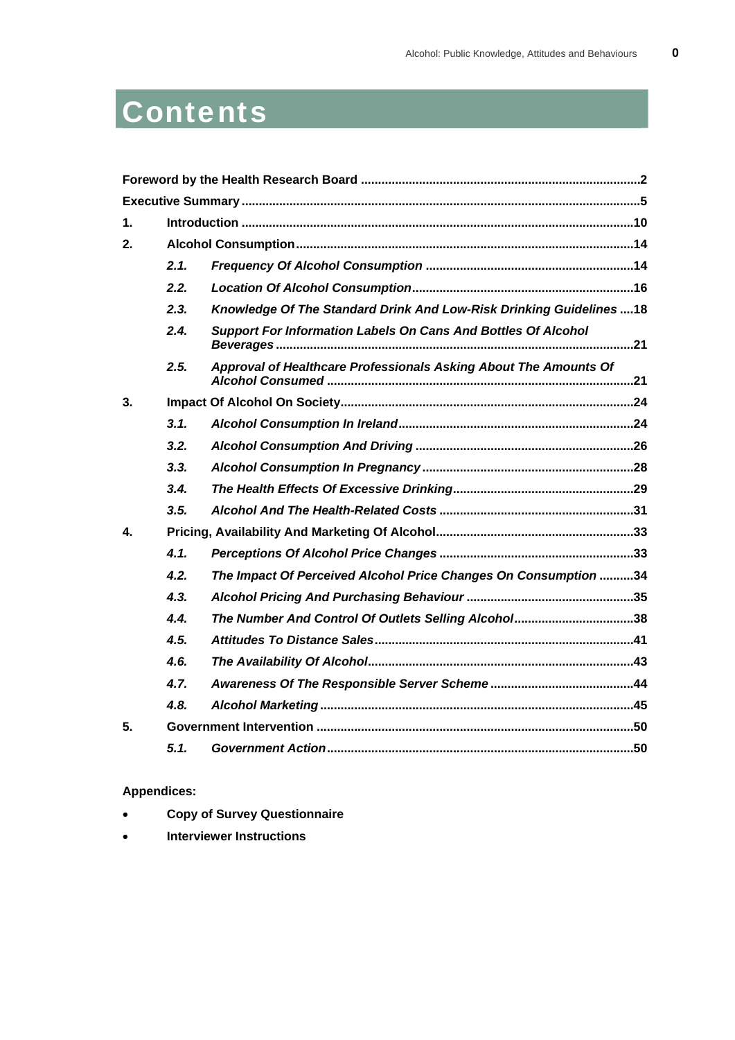# Contents

| | | |
|---|---|---|
| **Foreword by the Health Research Board** | | **2** |
| **Executive Summary** | | **5** |
| **1.** | **Introduction** | **10** |
| **2.** | **Alcohol Consumption** | **14** |
| ***2.1.*** | ***Frequency Of Alcohol Consumption*** | ***14*** |
| ***2.2.*** | ***Location Of Alcohol Consumption*** | ***16*** |
| ***2.3.*** | ***Knowledge Of The Standard Drink And Low-Risk Drinking Guidelines*** | ***18*** |
| ***2.4.*** | ***Support For Information Labels On Cans And Bottles Of Alcohol Beverages*** | ***21*** |
| ***2.5.*** | ***Approval of Healthcare Professionals Asking About The Amounts Of Alcohol Consumed*** | ***21*** |
| **3.** | **Impact Of Alcohol On Society** | **24** |
| ***3.1.*** | ***Alcohol Consumption In Ireland*** | ***24*** |
| ***3.2.*** | ***Alcohol Consumption And Driving*** | ***26*** |
| ***3.3.*** | ***Alcohol Consumption In Pregnancy*** | ***28*** |
| ***3.4.*** | ***The Health Effects Of Excessive Drinking*** | ***29*** |
| ***3.5.*** | ***Alcohol And The Health-Related Costs*** | ***31*** |
| **4.** | **Pricing, Availability And Marketing Of Alcohol** | **33** |
| ***4.1.*** | ***Perceptions Of Alcohol Price Changes*** | ***33*** |
| ***4.2.*** | ***The Impact Of Perceived Alcohol Price Changes On Consumption*** | ***34*** |
| ***4.3.*** | ***Alcohol Pricing And Purchasing Behaviour*** | ***35*** |
| ***4.4.*** | ***The Number And Control Of Outlets Selling Alcohol*** | ***38*** |
| ***4.5.*** | ***Attitudes To Distance Sales*** | ***41*** |
| ***4.6.*** | ***The Availability Of Alcohol*** | ***43*** |
| ***4.7.*** | ***Awareness Of The Responsible Server Scheme*** | ***44*** |
| ***4.8.*** | ***Alcohol Marketing*** | ***45*** |
| **5.** | **Government Intervention** | **50** |
| ***5.1.*** | ***Government Action*** | ***50*** |

**Appendices:**

- **Copy of Survey Questionnaire**
- **Interviewer Instructions**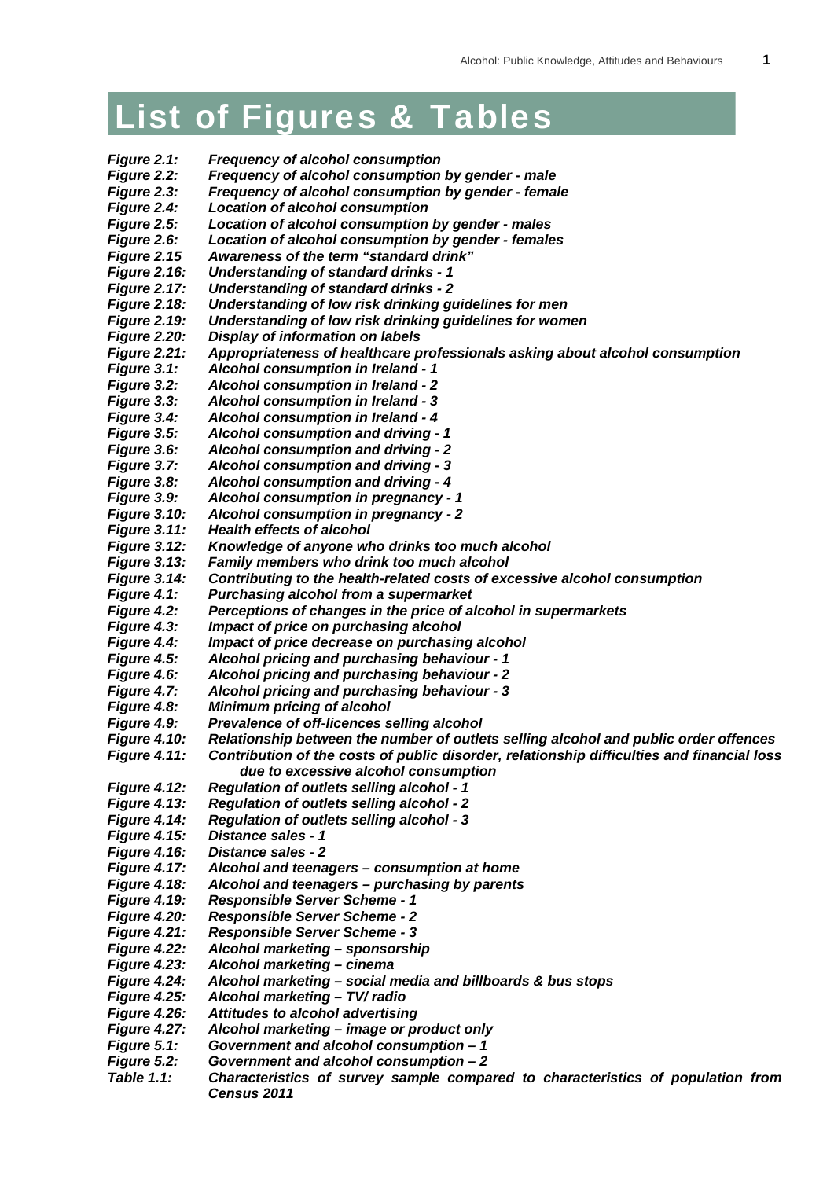# List of Figures & Tables

***Figure 2.1:*** *Frequency of alcohol consumption*
***Figure 2.2:*** *Frequency of alcohol consumption by gender - male*
***Figure 2.3:*** *Frequency of alcohol consumption by gender - female*
***Figure 2.4:*** *Location of alcohol consumption*
***Figure 2.5:*** *Location of alcohol consumption by gender - males*
***Figure 2.6:*** *Location of alcohol consumption by gender - females*
***Figure 2.15*** *Awareness of the term "standard drink"*
***Figure 2.16:*** *Understanding of standard drinks - 1*
***Figure 2.17:*** *Understanding of standard drinks - 2*
***Figure 2.18:*** *Understanding of low risk drinking guidelines for men*
***Figure 2.19:*** *Understanding of low risk drinking guidelines for women*
***Figure 2.20:*** *Display of information on labels*
***Figure 2.21:*** *Appropriateness of healthcare professionals asking about alcohol consumption*
***Figure 3.1:*** *Alcohol consumption in Ireland - 1*
***Figure 3.2:*** *Alcohol consumption in Ireland - 2*
***Figure 3.3:*** *Alcohol consumption in Ireland - 3*
***Figure 3.4:*** *Alcohol consumption in Ireland - 4*
***Figure 3.5:*** *Alcohol consumption and driving - 1*
***Figure 3.6:*** *Alcohol consumption and driving - 2*
***Figure 3.7:*** *Alcohol consumption and driving - 3*
***Figure 3.8:*** *Alcohol consumption and driving - 4*
***Figure 3.9:*** *Alcohol consumption in pregnancy - 1*
***Figure 3.10:*** *Alcohol consumption in pregnancy - 2*
***Figure 3.11:*** *Health effects of alcohol*
***Figure 3.12:*** *Knowledge of anyone who drinks too much alcohol*
***Figure 3.13:*** *Family members who drink too much alcohol*
***Figure 3.14:*** *Contributing to the health-related costs of excessive alcohol consumption*
***Figure 4.1:*** *Purchasing alcohol from a supermarket*
***Figure 4.2:*** *Perceptions of changes in the price of alcohol in supermarkets*
***Figure 4.3:*** *Impact of price on purchasing alcohol*
***Figure 4.4:*** *Impact of price decrease on purchasing alcohol*
***Figure 4.5:*** *Alcohol pricing and purchasing behaviour - 1*
***Figure 4.6:*** *Alcohol pricing and purchasing behaviour - 2*
***Figure 4.7:*** *Alcohol pricing and purchasing behaviour - 3*
***Figure 4.8:*** *Minimum pricing of alcohol*
***Figure 4.9:*** *Prevalence of off-licences selling alcohol*
***Figure 4.10:*** *Relationship between the number of outlets selling alcohol and public order offences*
***Figure 4.11:*** *Contribution of the costs of public disorder, relationship difficulties and financial loss due to excessive alcohol consumption*
***Figure 4.12:*** *Regulation of outlets selling alcohol - 1*
***Figure 4.13:*** *Regulation of outlets selling alcohol - 2*
***Figure 4.14:*** *Regulation of outlets selling alcohol - 3*
***Figure 4.15:*** *Distance sales - 1*
***Figure 4.16:*** *Distance sales - 2*
***Figure 4.17:*** *Alcohol and teenagers – consumption at home*
***Figure 4.18:*** *Alcohol and teenagers – purchasing by parents*
***Figure 4.19:*** *Responsible Server Scheme - 1*
***Figure 4.20:*** *Responsible Server Scheme - 2*
***Figure 4.21:*** *Responsible Server Scheme - 3*
***Figure 4.22:*** *Alcohol marketing – sponsorship*
***Figure 4.23:*** *Alcohol marketing – cinema*
***Figure 4.24:*** *Alcohol marketing – social media and billboards & bus stops*
***Figure 4.25:*** *Alcohol marketing – TV/ radio*
***Figure 4.26:*** *Attitudes to alcohol advertising*
***Figure 4.27:*** *Alcohol marketing – image or product only*
***Figure 5.1:*** *Government and alcohol consumption – 1*
***Figure 5.2:*** *Government and alcohol consumption – 2*
***Table 1.1:*** *Characteristics of survey sample compared to characteristics of population from Census 2011*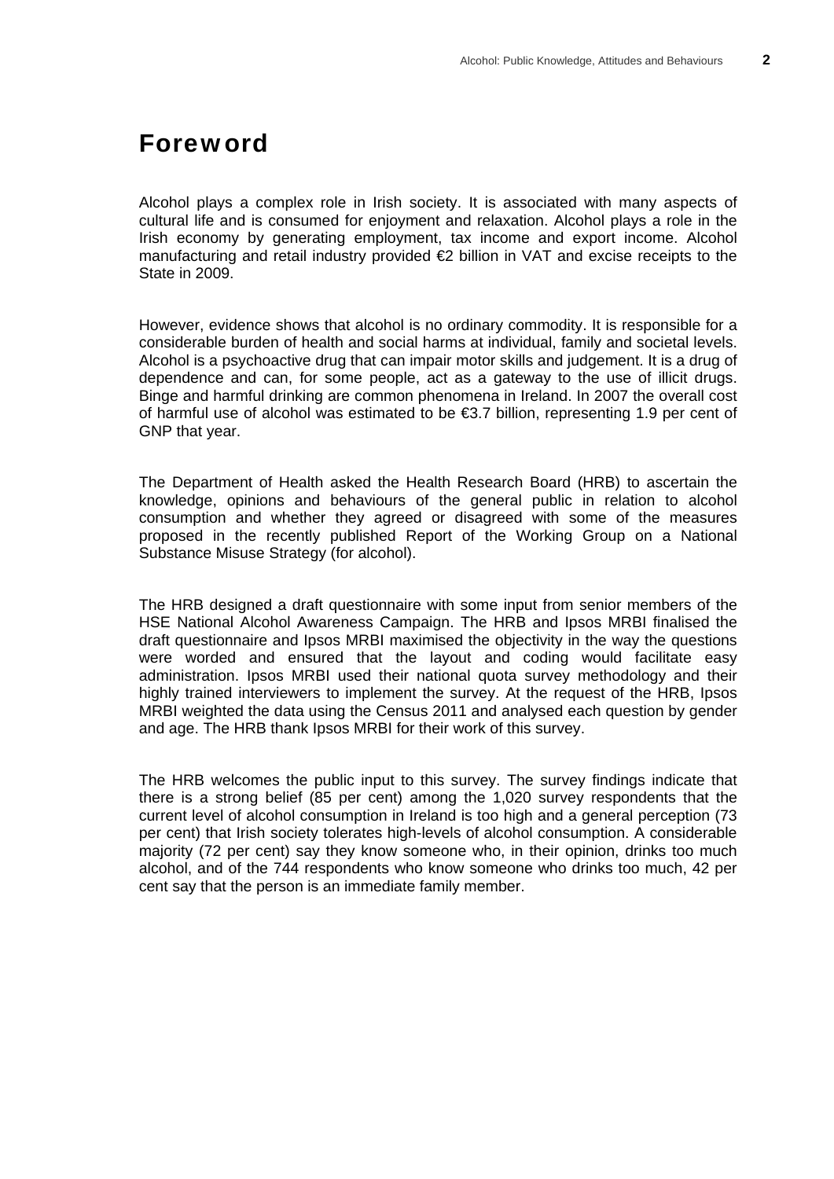# Foreword

Alcohol plays a complex role in Irish society. It is associated with many aspects of cultural life and is consumed for enjoyment and relaxation. Alcohol plays a role in the Irish economy by generating employment, tax income and export income. Alcohol manufacturing and retail industry provided €2 billion in VAT and excise receipts to the State in 2009.

However, evidence shows that alcohol is no ordinary commodity. It is responsible for a considerable burden of health and social harms at individual, family and societal levels. Alcohol is a psychoactive drug that can impair motor skills and judgement. It is a drug of dependence and can, for some people, act as a gateway to the use of illicit drugs. Binge and harmful drinking are common phenomena in Ireland. In 2007 the overall cost of harmful use of alcohol was estimated to be €3.7 billion, representing 1.9 per cent of GNP that year.

The Department of Health asked the Health Research Board (HRB) to ascertain the knowledge, opinions and behaviours of the general public in relation to alcohol consumption and whether they agreed or disagreed with some of the measures proposed in the recently published Report of the Working Group on a National Substance Misuse Strategy (for alcohol).

The HRB designed a draft questionnaire with some input from senior members of the HSE National Alcohol Awareness Campaign. The HRB and Ipsos MRBI finalised the draft questionnaire and Ipsos MRBI maximised the objectivity in the way the questions were worded and ensured that the layout and coding would facilitate easy administration. Ipsos MRBI used their national quota survey methodology and their highly trained interviewers to implement the survey. At the request of the HRB, Ipsos MRBI weighted the data using the Census 2011 and analysed each question by gender and age. The HRB thank Ipsos MRBI for their work of this survey.

The HRB welcomes the public input to this survey. The survey findings indicate that there is a strong belief (85 per cent) among the 1,020 survey respondents that the current level of alcohol consumption in Ireland is too high and a general perception (73 per cent) that Irish society tolerates high-levels of alcohol consumption. A considerable majority (72 per cent) say they know someone who, in their opinion, drinks too much alcohol, and of the 744 respondents who know someone who drinks too much, 42 per cent say that the person is an immediate family member.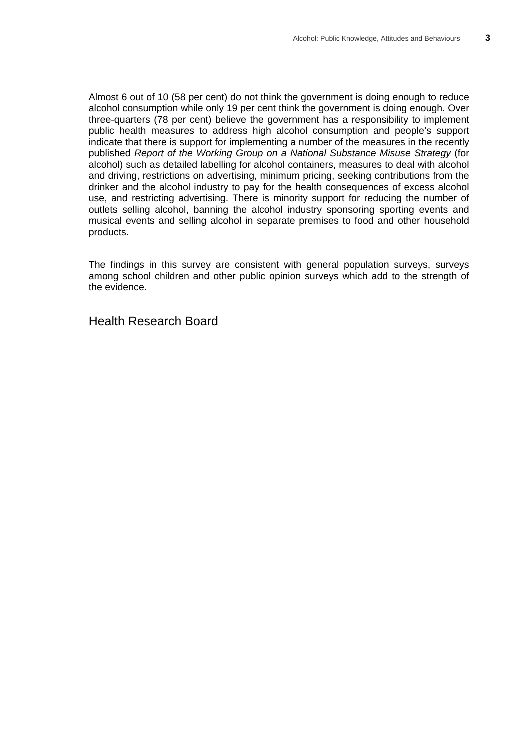Almost 6 out of 10 (58 per cent) do not think the government is doing enough to reduce alcohol consumption while only 19 per cent think the government is doing enough. Over three-quarters (78 per cent) believe the government has a responsibility to implement public health measures to address high alcohol consumption and people's support indicate that there is support for implementing a number of the measures in the recently published *Report of the Working Group on a National Substance Misuse Strategy* (for alcohol) such as detailed labelling for alcohol containers, measures to deal with alcohol and driving, restrictions on advertising, minimum pricing, seeking contributions from the drinker and the alcohol industry to pay for the health consequences of excess alcohol use, and restricting advertising. There is minority support for reducing the number of outlets selling alcohol, banning the alcohol industry sponsoring sporting events and musical events and selling alcohol in separate premises to food and other household products.

The findings in this survey are consistent with general population surveys, surveys among school children and other public opinion surveys which add to the strength of the evidence.

Health Research Board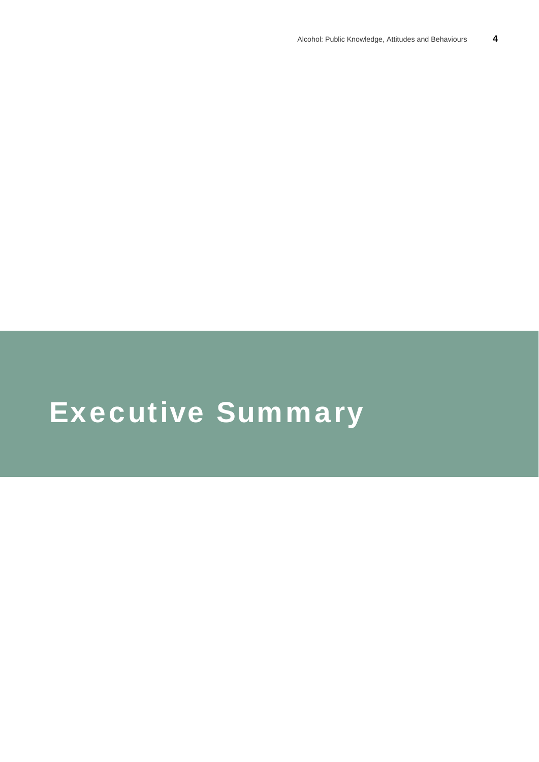# Executive Summary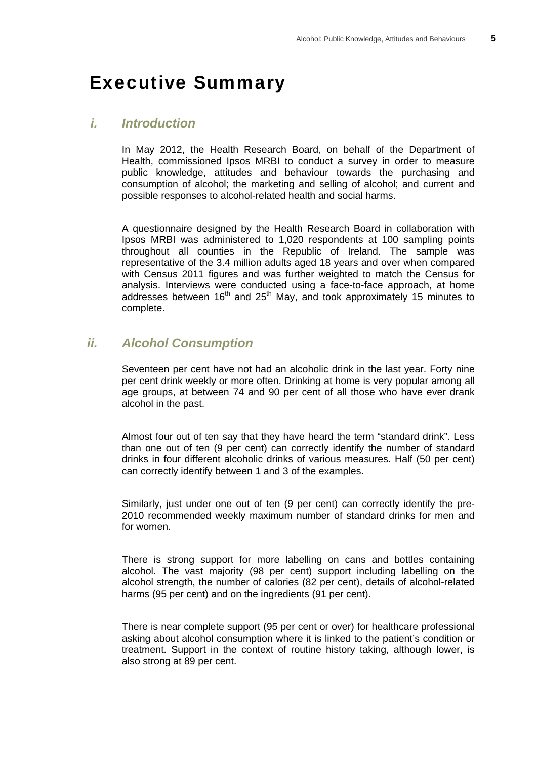# Executive Summary

## *i. Introduction*

In May 2012, the Health Research Board, on behalf of the Department of Health, commissioned Ipsos MRBI to conduct a survey in order to measure public knowledge, attitudes and behaviour towards the purchasing and consumption of alcohol; the marketing and selling of alcohol; and current and possible responses to alcohol-related health and social harms.

A questionnaire designed by the Health Research Board in collaboration with Ipsos MRBI was administered to 1,020 respondents at 100 sampling points throughout all counties in the Republic of Ireland. The sample was representative of the 3.4 million adults aged 18 years and over when compared with Census 2011 figures and was further weighted to match the Census for analysis. Interviews were conducted using a face-to-face approach, at home addresses between 16th and 25th May, and took approximately 15 minutes to complete.

## *ii. Alcohol Consumption*

Seventeen per cent have not had an alcoholic drink in the last year. Forty nine per cent drink weekly or more often. Drinking at home is very popular among all age groups, at between 74 and 90 per cent of all those who have ever drank alcohol in the past.

Almost four out of ten say that they have heard the term "standard drink". Less than one out of ten (9 per cent) can correctly identify the number of standard drinks in four different alcoholic drinks of various measures. Half (50 per cent) can correctly identify between 1 and 3 of the examples.

Similarly, just under one out of ten (9 per cent) can correctly identify the pre-2010 recommended weekly maximum number of standard drinks for men and for women.

There is strong support for more labelling on cans and bottles containing alcohol. The vast majority (98 per cent) support including labelling on the alcohol strength, the number of calories (82 per cent), details of alcohol-related harms (95 per cent) and on the ingredients (91 per cent).

There is near complete support (95 per cent or over) for healthcare professional asking about alcohol consumption where it is linked to the patient's condition or treatment. Support in the context of routine history taking, although lower, is also strong at 89 per cent.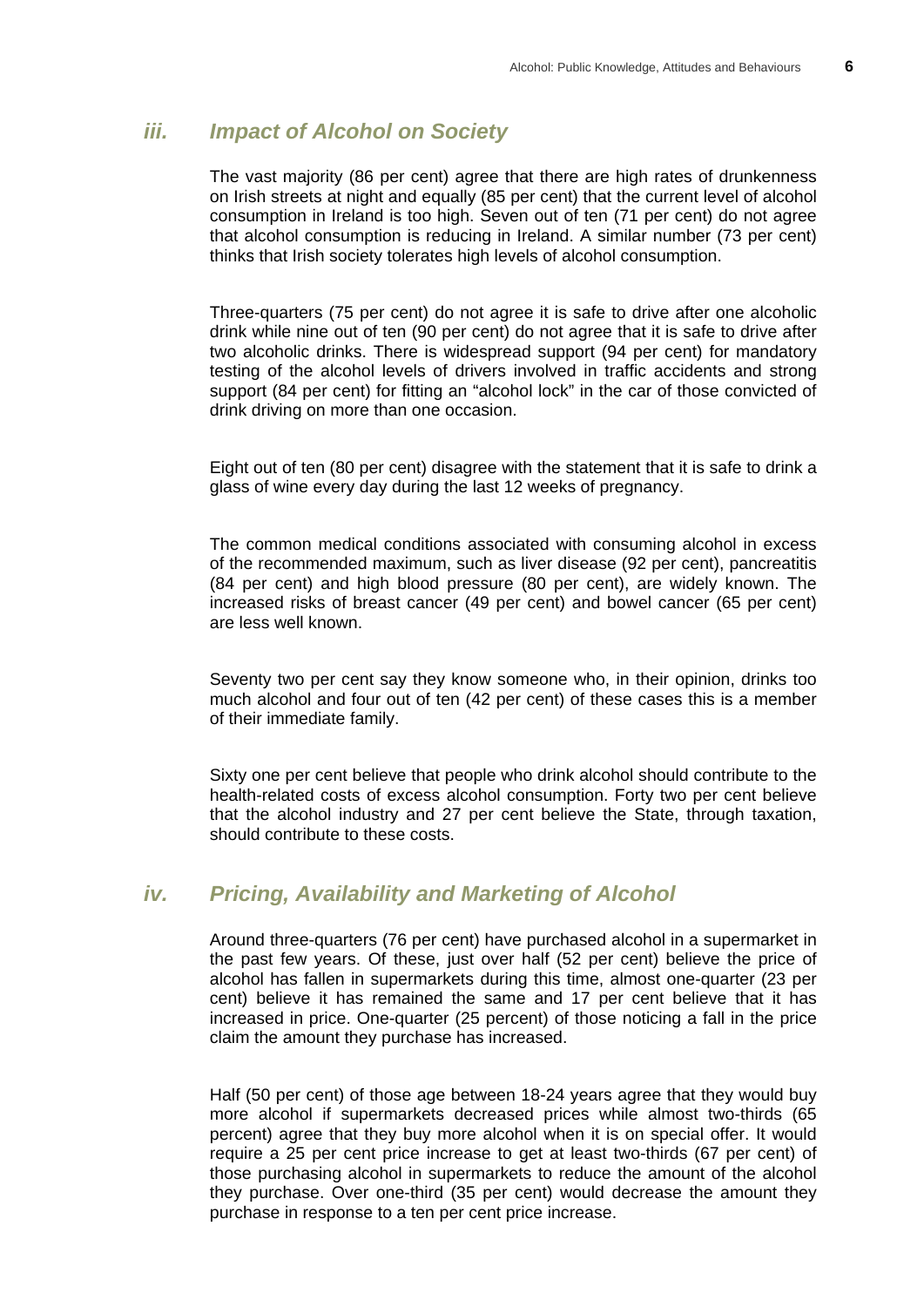### *iii. Impact of Alcohol on Society*

The vast majority (86 per cent) agree that there are high rates of drunkenness on Irish streets at night and equally (85 per cent) that the current level of alcohol consumption in Ireland is too high. Seven out of ten (71 per cent) do not agree that alcohol consumption is reducing in Ireland. A similar number (73 per cent) thinks that Irish society tolerates high levels of alcohol consumption.

Three-quarters (75 per cent) do not agree it is safe to drive after one alcoholic drink while nine out of ten (90 per cent) do not agree that it is safe to drive after two alcoholic drinks. There is widespread support (94 per cent) for mandatory testing of the alcohol levels of drivers involved in traffic accidents and strong support (84 per cent) for fitting an "alcohol lock" in the car of those convicted of drink driving on more than one occasion.

Eight out of ten (80 per cent) disagree with the statement that it is safe to drink a glass of wine every day during the last 12 weeks of pregnancy.

The common medical conditions associated with consuming alcohol in excess of the recommended maximum, such as liver disease (92 per cent), pancreatitis (84 per cent) and high blood pressure (80 per cent), are widely known. The increased risks of breast cancer (49 per cent) and bowel cancer (65 per cent) are less well known.

Seventy two per cent say they know someone who, in their opinion, drinks too much alcohol and four out of ten (42 per cent) of these cases this is a member of their immediate family.

Sixty one per cent believe that people who drink alcohol should contribute to the health-related costs of excess alcohol consumption. Forty two per cent believe that the alcohol industry and 27 per cent believe the State, through taxation, should contribute to these costs.

### *iv. Pricing, Availability and Marketing of Alcohol*

Around three-quarters (76 per cent) have purchased alcohol in a supermarket in the past few years. Of these, just over half (52 per cent) believe the price of alcohol has fallen in supermarkets during this time, almost one-quarter (23 per cent) believe it has remained the same and 17 per cent believe that it has increased in price. One-quarter (25 percent) of those noticing a fall in the price claim the amount they purchase has increased.

Half (50 per cent) of those age between 18-24 years agree that they would buy more alcohol if supermarkets decreased prices while almost two-thirds (65 percent) agree that they buy more alcohol when it is on special offer. It would require a 25 per cent price increase to get at least two-thirds (67 per cent) of those purchasing alcohol in supermarkets to reduce the amount of the alcohol they purchase. Over one-third (35 per cent) would decrease the amount they purchase in response to a ten per cent price increase.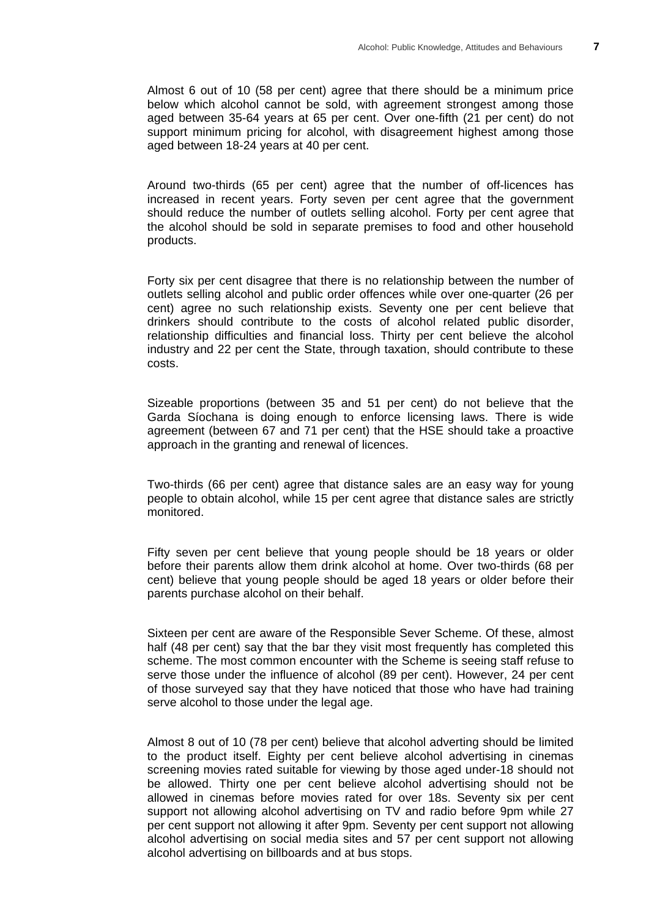Almost 6 out of 10 (58 per cent) agree that there should be a minimum price below which alcohol cannot be sold, with agreement strongest among those aged between 35-64 years at 65 per cent. Over one-fifth (21 per cent) do not support minimum pricing for alcohol, with disagreement highest among those aged between 18-24 years at 40 per cent.

Around two-thirds (65 per cent) agree that the number of off-licences has increased in recent years. Forty seven per cent agree that the government should reduce the number of outlets selling alcohol. Forty per cent agree that the alcohol should be sold in separate premises to food and other household products.

Forty six per cent disagree that there is no relationship between the number of outlets selling alcohol and public order offences while over one-quarter (26 per cent) agree no such relationship exists. Seventy one per cent believe that drinkers should contribute to the costs of alcohol related public disorder, relationship difficulties and financial loss. Thirty per cent believe the alcohol industry and 22 per cent the State, through taxation, should contribute to these costs.

Sizeable proportions (between 35 and 51 per cent) do not believe that the Garda Síochana is doing enough to enforce licensing laws. There is wide agreement (between 67 and 71 per cent) that the HSE should take a proactive approach in the granting and renewal of licences.

Two-thirds (66 per cent) agree that distance sales are an easy way for young people to obtain alcohol, while 15 per cent agree that distance sales are strictly monitored.

Fifty seven per cent believe that young people should be 18 years or older before their parents allow them drink alcohol at home. Over two-thirds (68 per cent) believe that young people should be aged 18 years or older before their parents purchase alcohol on their behalf.

Sixteen per cent are aware of the Responsible Sever Scheme. Of these, almost half (48 per cent) say that the bar they visit most frequently has completed this scheme. The most common encounter with the Scheme is seeing staff refuse to serve those under the influence of alcohol (89 per cent). However, 24 per cent of those surveyed say that they have noticed that those who have had training serve alcohol to those under the legal age.

Almost 8 out of 10 (78 per cent) believe that alcohol adverting should be limited to the product itself. Eighty per cent believe alcohol advertising in cinemas screening movies rated suitable for viewing by those aged under-18 should not be allowed. Thirty one per cent believe alcohol advertising should not be allowed in cinemas before movies rated for over 18s. Seventy six per cent support not allowing alcohol advertising on TV and radio before 9pm while 27 per cent support not allowing it after 9pm. Seventy per cent support not allowing alcohol advertising on social media sites and 57 per cent support not allowing alcohol advertising on billboards and at bus stops.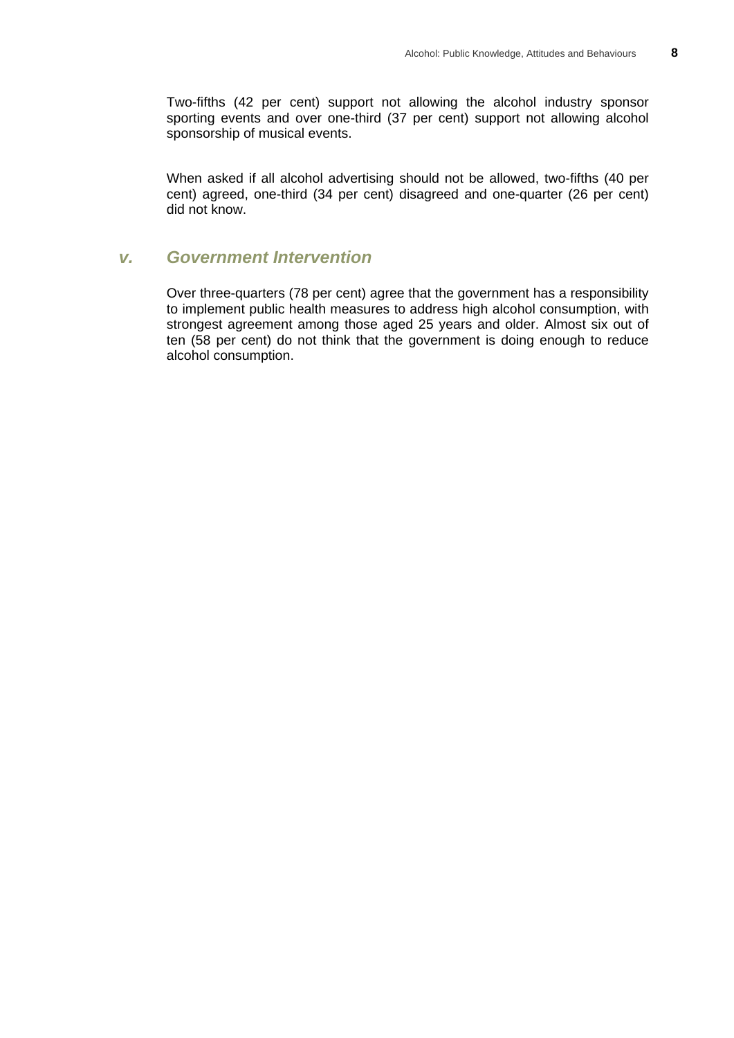Two-fifths (42 per cent) support not allowing the alcohol industry sponsor sporting events and over one-third (37 per cent) support not allowing alcohol sponsorship of musical events.

When asked if all alcohol advertising should not be allowed, two-fifths (40 per cent) agreed, one-third (34 per cent) disagreed and one-quarter (26 per cent) did not know.

## *v. Government Intervention*

Over three-quarters (78 per cent) agree that the government has a responsibility to implement public health measures to address high alcohol consumption, with strongest agreement among those aged 25 years and older. Almost six out of ten (58 per cent) do not think that the government is doing enough to reduce alcohol consumption.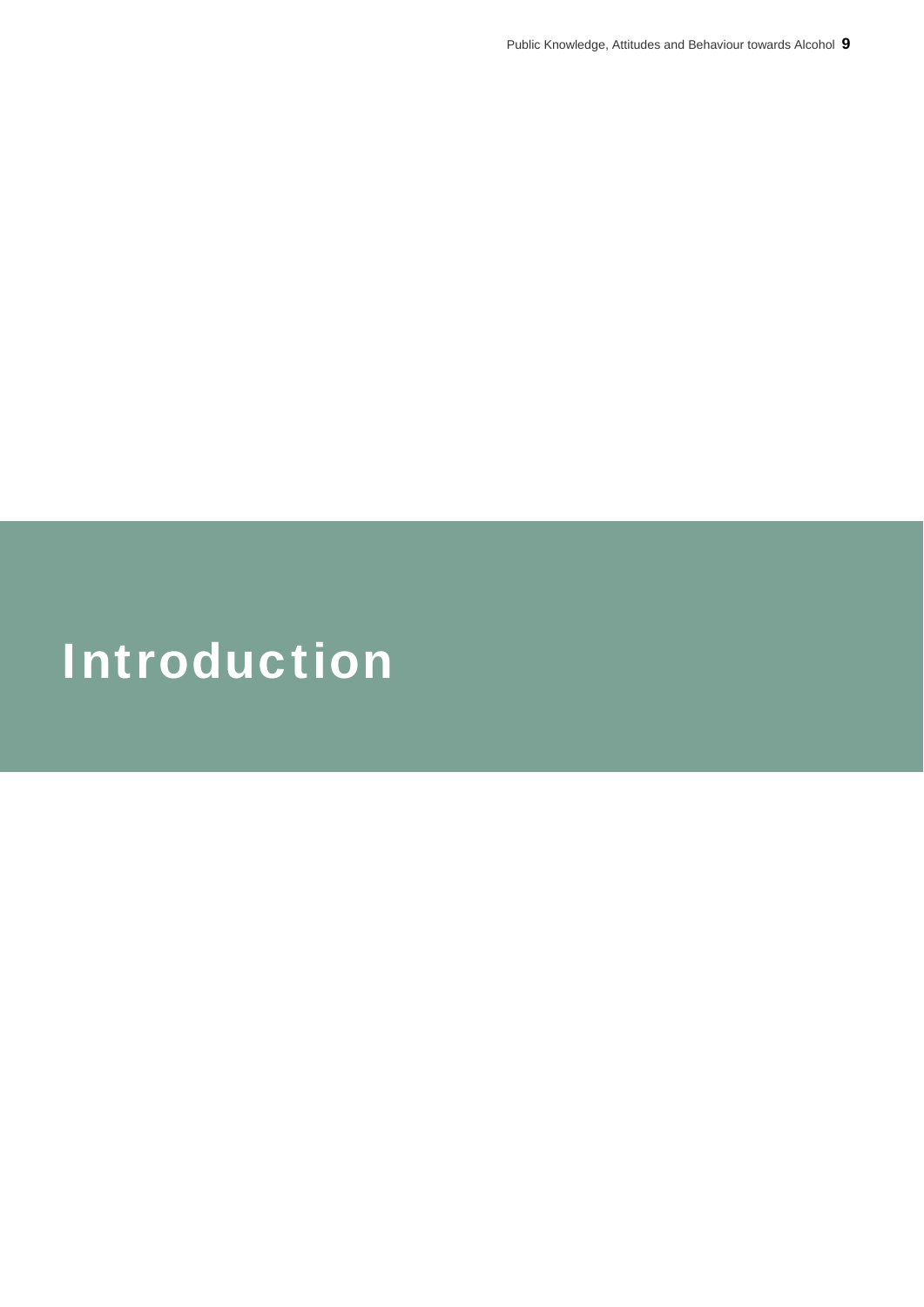# Introduction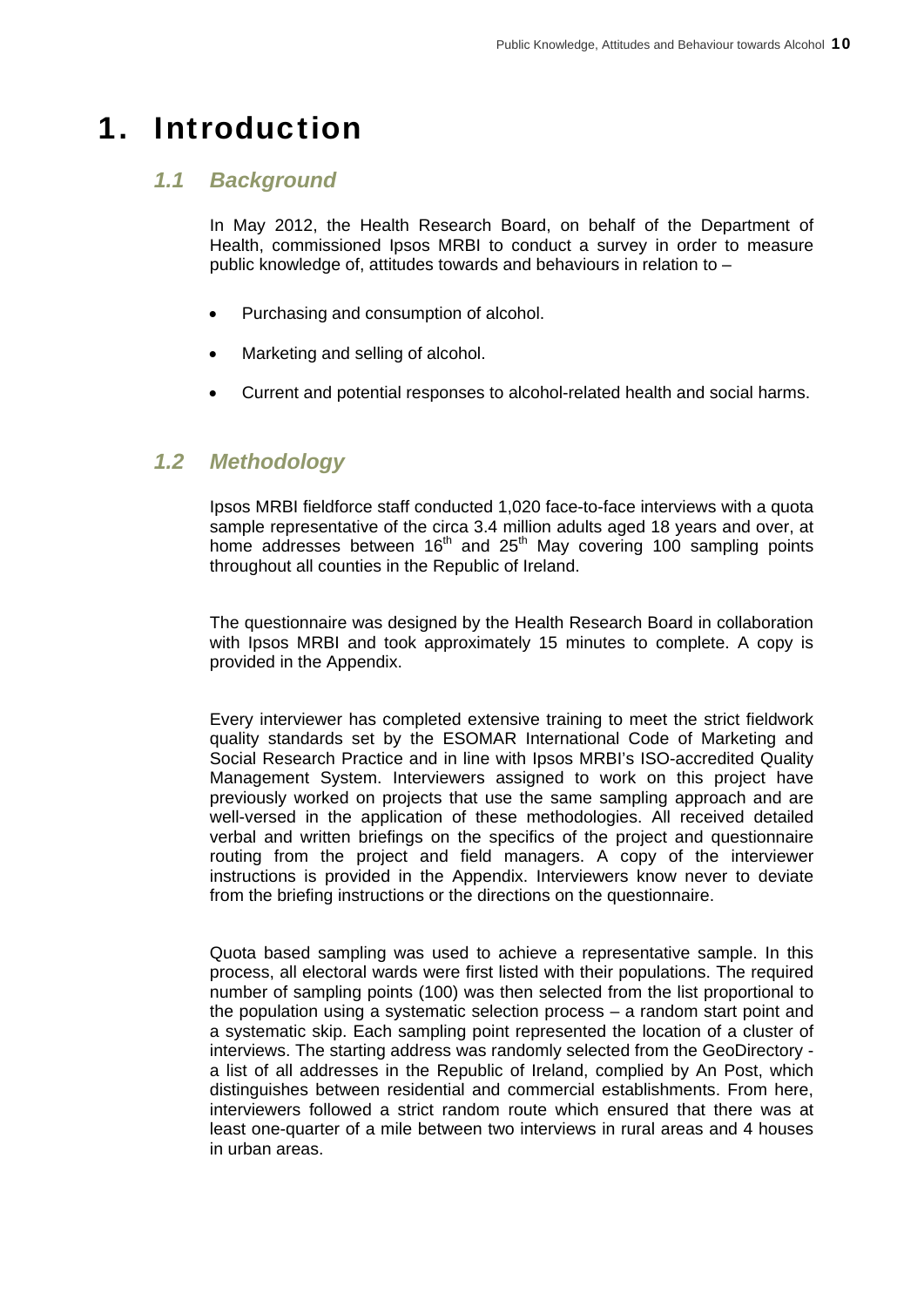# 1. Introduction

## *1.1 Background*

In May 2012, the Health Research Board, on behalf of the Department of Health, commissioned Ipsos MRBI to conduct a survey in order to measure public knowledge of, attitudes towards and behaviours in relation to –

- Purchasing and consumption of alcohol.
- Marketing and selling of alcohol.
- Current and potential responses to alcohol-related health and social harms.

## *1.2 Methodology*

Ipsos MRBI fieldforce staff conducted 1,020 face-to-face interviews with a quota sample representative of the circa 3.4 million adults aged 18 years and over, at home addresses between 16th and 25th May covering 100 sampling points throughout all counties in the Republic of Ireland.

The questionnaire was designed by the Health Research Board in collaboration with Ipsos MRBI and took approximately 15 minutes to complete. A copy is provided in the Appendix.

Every interviewer has completed extensive training to meet the strict fieldwork quality standards set by the ESOMAR International Code of Marketing and Social Research Practice and in line with Ipsos MRBI's ISO-accredited Quality Management System. Interviewers assigned to work on this project have previously worked on projects that use the same sampling approach and are well-versed in the application of these methodologies. All received detailed verbal and written briefings on the specifics of the project and questionnaire routing from the project and field managers. A copy of the interviewer instructions is provided in the Appendix. Interviewers know never to deviate from the briefing instructions or the directions on the questionnaire.

Quota based sampling was used to achieve a representative sample. In this process, all electoral wards were first listed with their populations. The required number of sampling points (100) was then selected from the list proportional to the population using a systematic selection process – a random start point and a systematic skip. Each sampling point represented the location of a cluster of interviews. The starting address was randomly selected from the GeoDirectory - a list of all addresses in the Republic of Ireland, complied by An Post, which distinguishes between residential and commercial establishments. From here, interviewers followed a strict random route which ensured that there was at least one-quarter of a mile between two interviews in rural areas and 4 houses in urban areas.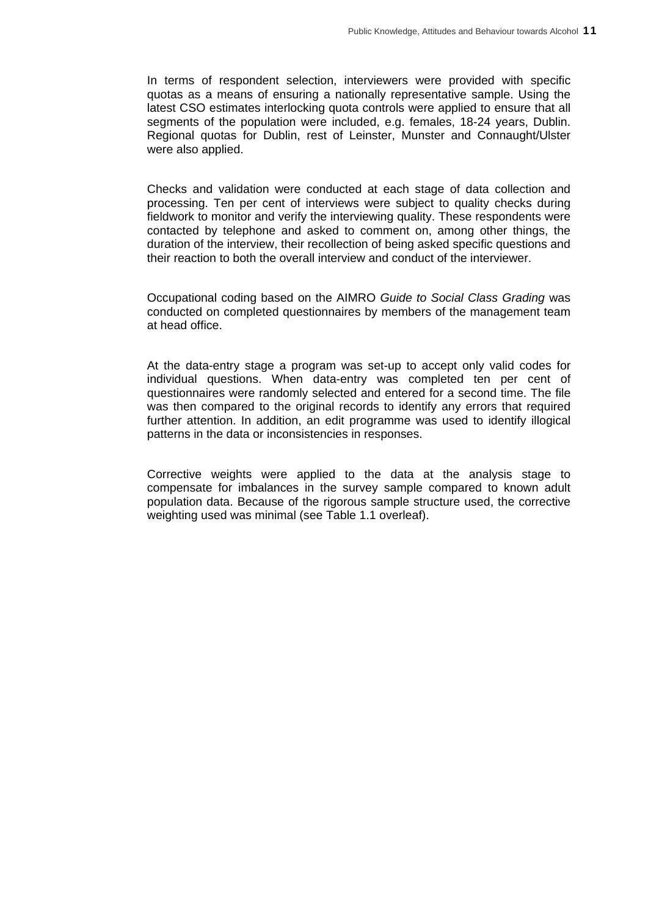In terms of respondent selection, interviewers were provided with specific quotas as a means of ensuring a nationally representative sample. Using the latest CSO estimates interlocking quota controls were applied to ensure that all segments of the population were included, e.g. females, 18-24 years, Dublin. Regional quotas for Dublin, rest of Leinster, Munster and Connaught/Ulster were also applied.

Checks and validation were conducted at each stage of data collection and processing. Ten per cent of interviews were subject to quality checks during fieldwork to monitor and verify the interviewing quality. These respondents were contacted by telephone and asked to comment on, among other things, the duration of the interview, their recollection of being asked specific questions and their reaction to both the overall interview and conduct of the interviewer.

Occupational coding based on the AIMRO *Guide to Social Class Grading* was conducted on completed questionnaires by members of the management team at head office.

At the data-entry stage a program was set-up to accept only valid codes for individual questions. When data-entry was completed ten per cent of questionnaires were randomly selected and entered for a second time. The file was then compared to the original records to identify any errors that required further attention. In addition, an edit programme was used to identify illogical patterns in the data or inconsistencies in responses.

Corrective weights were applied to the data at the analysis stage to compensate for imbalances in the survey sample compared to known adult population data. Because of the rigorous sample structure used, the corrective weighting used was minimal (see Table 1.1 overleaf).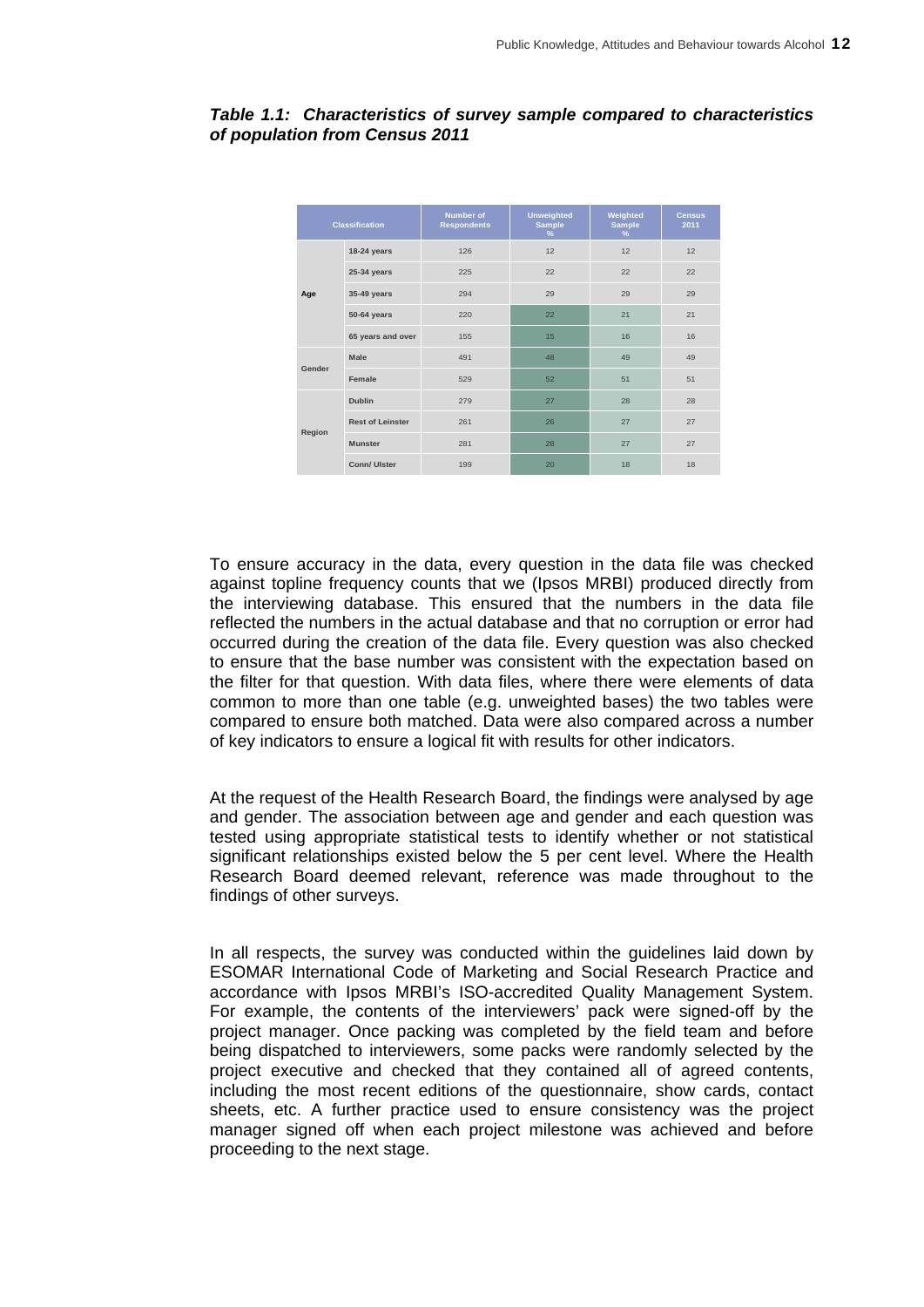***Table 1.1: Characteristics of survey sample compared to characteristics of population from Census 2011***

| Classification | | Number of Respondents | Unweighted Sample % | Weighted Sample % | Census 2011 |
|---|---|---|---|---|---|
| Age | 18-24 years | 126 | 12 | 12 | 12 |
| | 25-34 years | 225 | 22 | 22 | 22 |
| | 35-49 years | 294 | 29 | 29 | 29 |
| | 50-64 years | 220 | 22 | 21 | 21 |
| | 65 years and over | 155 | 15 | 16 | 16 |
| Gender | Male | 491 | 48 | 49 | 49 |
| | Female | 529 | 52 | 51 | 51 |
| Region | Dublin | 279 | 27 | 28 | 28 |
| | Rest of Leinster | 261 | 26 | 27 | 27 |
| | Munster | 281 | 28 | 27 | 27 |
| | Conn/ Ulster | 199 | 20 | 18 | 18 |

To ensure accuracy in the data, every question in the data file was checked against topline frequency counts that we (Ipsos MRBI) produced directly from the interviewing database. This ensured that the numbers in the data file reflected the numbers in the actual database and that no corruption or error had occurred during the creation of the data file. Every question was also checked to ensure that the base number was consistent with the expectation based on the filter for that question. With data files, where there were elements of data common to more than one table (e.g. unweighted bases) the two tables were compared to ensure both matched. Data were also compared across a number of key indicators to ensure a logical fit with results for other indicators.

At the request of the Health Research Board, the findings were analysed by age and gender. The association between age and gender and each question was tested using appropriate statistical tests to identify whether or not statistical significant relationships existed below the 5 per cent level. Where the Health Research Board deemed relevant, reference was made throughout to the findings of other surveys.

In all respects, the survey was conducted within the guidelines laid down by ESOMAR International Code of Marketing and Social Research Practice and accordance with Ipsos MRBI's ISO-accredited Quality Management System. For example, the contents of the interviewers' pack were signed-off by the project manager. Once packing was completed by the field team and before being dispatched to interviewers, some packs were randomly selected by the project executive and checked that they contained all of agreed contents, including the most recent editions of the questionnaire, show cards, contact sheets, etc. A further practice used to ensure consistency was the project manager signed off when each project milestone was achieved and before proceeding to the next stage.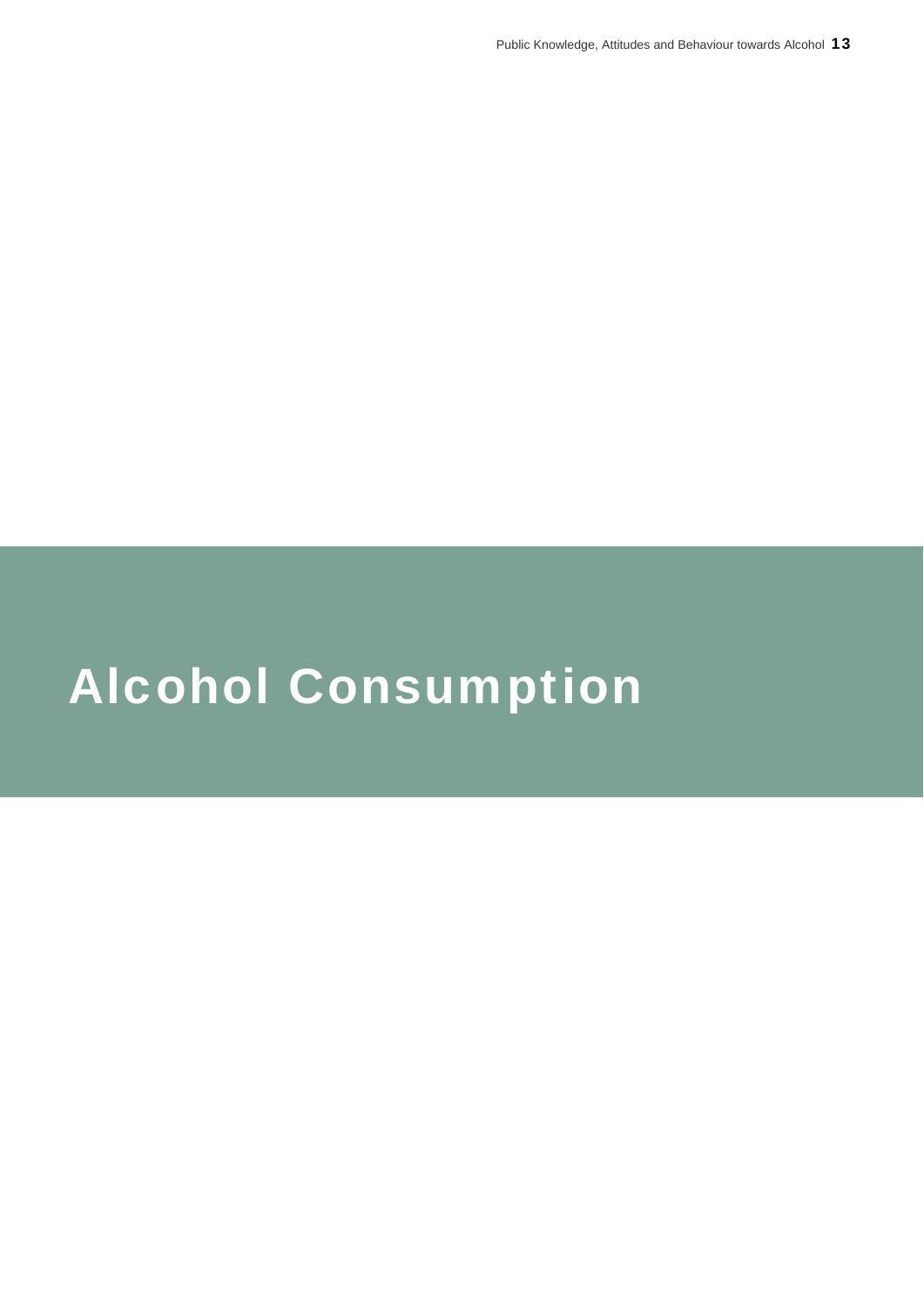# Alcohol Consumption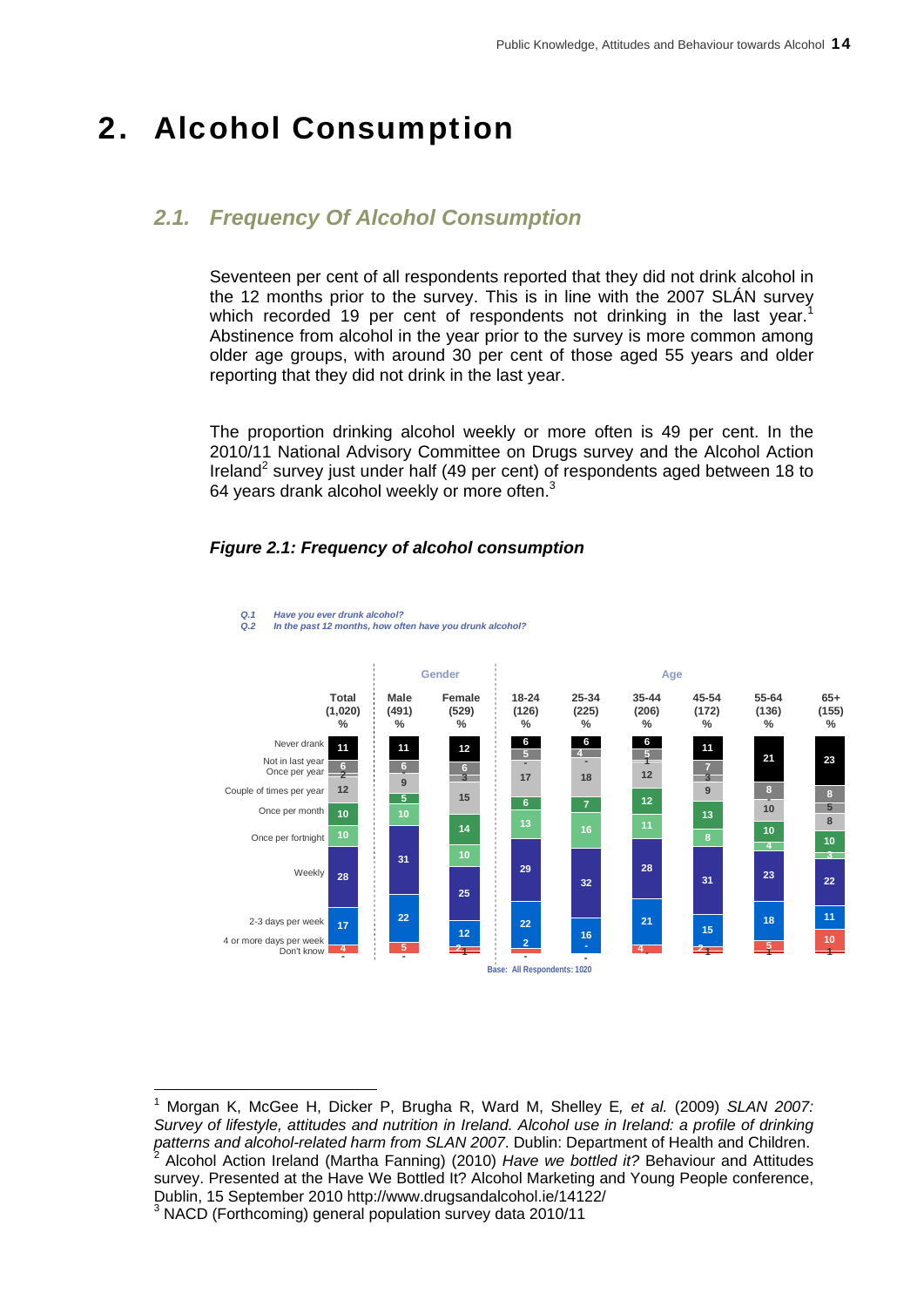# 2. Alcohol Consumption

## 2.1. Frequency Of Alcohol Consumption

Seventeen per cent of all respondents reported that they did not drink alcohol in the 12 months prior to the survey. This is in line with the 2007 SLÁN survey which recorded 19 per cent of respondents not drinking in the last year.[1] Abstinence from alcohol in the year prior to the survey is more common among older age groups, with around 30 per cent of those aged 55 years and older reporting that they did not drink in the last year.

The proportion drinking alcohol weekly or more often is 49 per cent. In the 2010/11 National Advisory Committee on Drugs survey and the Alcohol Action Ireland[2] survey just under half (49 per cent) of respondents aged between 18 to 64 years drank alcohol weekly or more often.[3]

***Figure 2.1: Frequency of alcohol consumption***

*Q.1 Have you ever drunk alcohol?*
*Q.2 In the past 12 months, how often have you drunk alcohol?*

| | Total (1,020) % | Male (491) % | Female (529) % | 18-24 (126) % | 25-34 (225) % | 35-44 (206) % | 45-54 (172) % | 55-64 (136) % | 65+ (155) % |
|---|---|---|---|---|---|---|---|---|---|
| Never drank | 11 | 11 | 12 | 6 | 6 | 6 | 11 | 21 | 23 |
| Not in last year | 6 | 6 | 6 | 5 | 4 | 5 | 7 | 8 | 8 |
| Once per year | 2 | - | 3 | - | - | 1 | 3 | - | 5 |
| Couple of times per year | 12 | 9 | 15 | 17 | 18 | 12 | 9 | 10 | 8 |
| Once per month | 10 | 5 | 14 | 6 | 7 | 12 | 13 | 10 | 10 |
| Once per fortnight | 10 | 10 | 10 | 13 | 16 | 11 | 8 | 4 | 3 |
| Weekly | 28 | 31 | 25 | 29 | 32 | 28 | 31 | 23 | 22 |
| 2-3 days per week | 17 | 22 | 12 | 22 | 16 | 21 | 15 | 18 | 11 |
| 4 or more days per week | 4 | 5 | 2 | 2 | - | 4 | 2 | 5 | 10 |
| Don't know | - | - | 1 | - | - | - | 1 | 1 | 1 |

Base: All Respondents: 1020

---

[1] Morgan K, McGee H, Dicker P, Brugha R, Ward M, Shelley E, *et al.* (2009) *SLAN 2007: Survey of lifestyle, attitudes and nutrition in Ireland. Alcohol use in Ireland: a profile of drinking patterns and alcohol-related harm from SLAN 2007*. Dublin: Department of Health and Children.

[2] Alcohol Action Ireland (Martha Fanning) (2010) *Have we bottled it?* Behaviour and Attitudes survey. Presented at the Have We Bottled It? Alcohol Marketing and Young People conference, Dublin, 15 September 2010 http://www.drugsandalcohol.ie/14122/

[3] NACD (Forthcoming) general population survey data 2010/11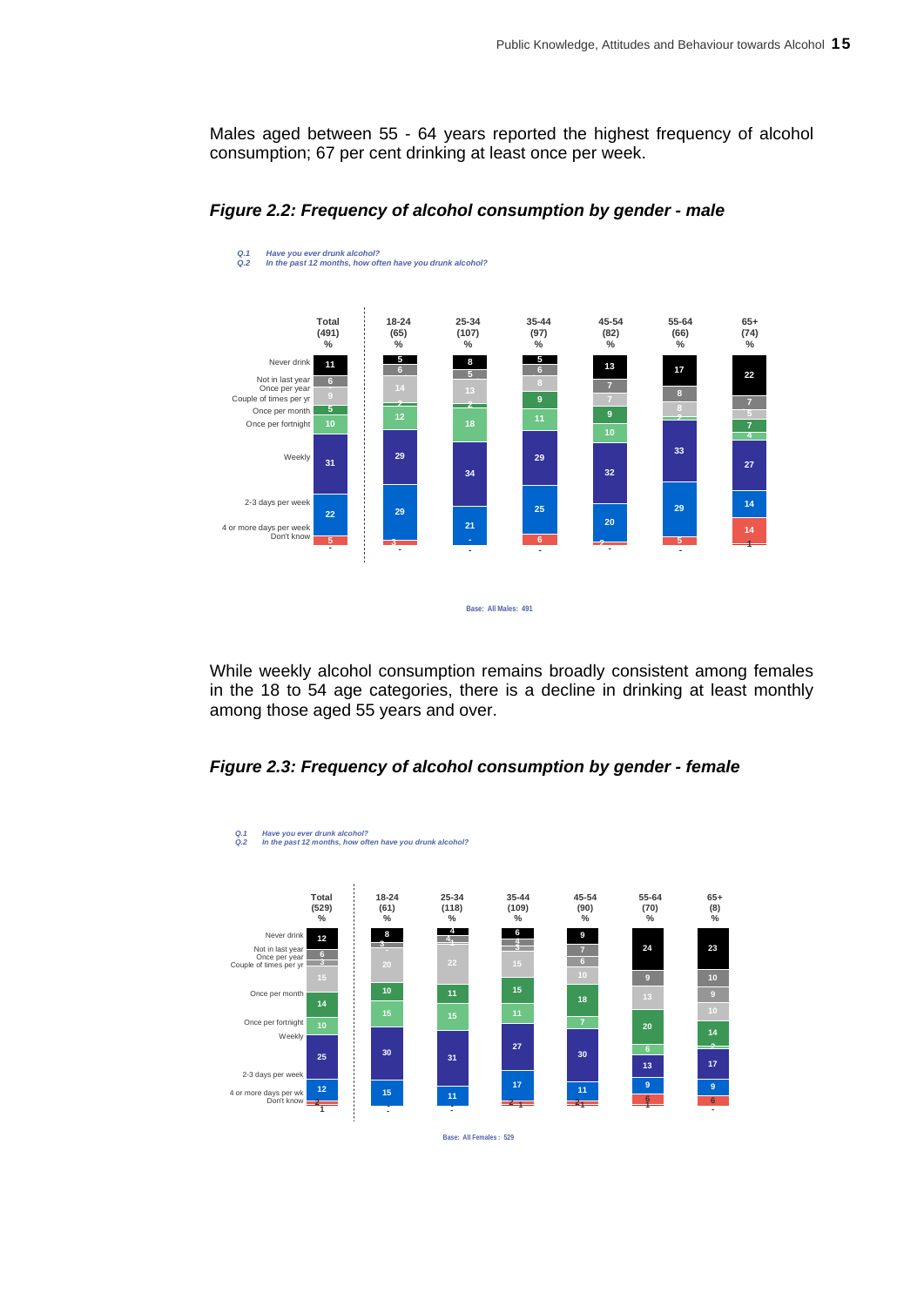Males aged between 55 - 64 years reported the highest frequency of alcohol consumption; 67 per cent drinking at least once per week.

***Figure 2.2: Frequency of alcohol consumption by gender - male***

*Q.1 Have you ever drunk alcohol?*
*Q.2 In the past 12 months, how often have you drunk alcohol?*

| | Total (491) % | 18-24 (65) % | 25-34 (107) % | 35-44 (97) % | 45-54 (82) % | 55-64 (66) % | 65+ (74) % |
|---|---|---|---|---|---|---|---|
| Never drink | 11 | 5 | 8 | 5 | 13 | 17 | 22 |
| Not in last year | 6 | 6 | 5 | 6 | 7 | 8 | 7 |
| Once per year | 9 | 14 | 13 | 8 | 7 | 8 | 5 |
| Couple of times per yr | | | | | | | |
| Once per month | 5 | 2 | 2 | 9 | 9 | 2 | 7 |
| Once per fortnight | 10 | 12 | 18 | 11 | 10 | | 4 |
| Weekly | 31 | 29 | 34 | 29 | 32 | 33 | 27 |
| 2-3 days per week | 22 | 29 | 21 | 25 | 20 | 29 | 14 |
| 4 or more days per week | 5 | 3 | - | 6 | 2 | 5 | 14 |
| Don't know | - | - | - | - | - | - | 1 |

Base: All Males: 491

While weekly alcohol consumption remains broadly consistent among females in the 18 to 54 age categories, there is a decline in drinking at least monthly among those aged 55 years and over.

***Figure 2.3: Frequency of alcohol consumption by gender - female***

*Q.1 Have you ever drunk alcohol?*
*Q.2 In the past 12 months, how often have you drunk alcohol?*

| | Total (529) % | 18-24 (61) % | 25-34 (118) % | 35-44 (109) % | 45-54 (90) % | 55-64 (70) % | 65+ (8) % |
|---|---|---|---|---|---|---|---|
| Never drink | 12 | 8 | 4 | 6 | 9 | 24 | 23 |
| Not in last year | 6 | 3 | 4 | 4 | 7 | 9 | 10 |
| Once per year | 3 | - | 1 | 3 | 6 | | |
| Couple of times per yr | 15 | 20 | 22 | 15 | 10 | 13 | 9 |
| Once per month | 14 | 10 | 11 | 15 | 18 | 20 | 10 |
| Once per fortnight | 10 | 15 | 15 | 11 | 7 | 6 | 14 |
| Weekly | 25 | 30 | 31 | 27 | 30 | 13 | 2 |
| 2-3 days per week | | | | | | | 17 |
| 4 or more days per wk | 12 | 15 | 11 | 17 | 11 | 9 | 9 |
| Don't know | 2 / 1 | - | - | 2 / 1 | 2 / 1 | 6 / 1 | 6 / - |

Base: All Females: 529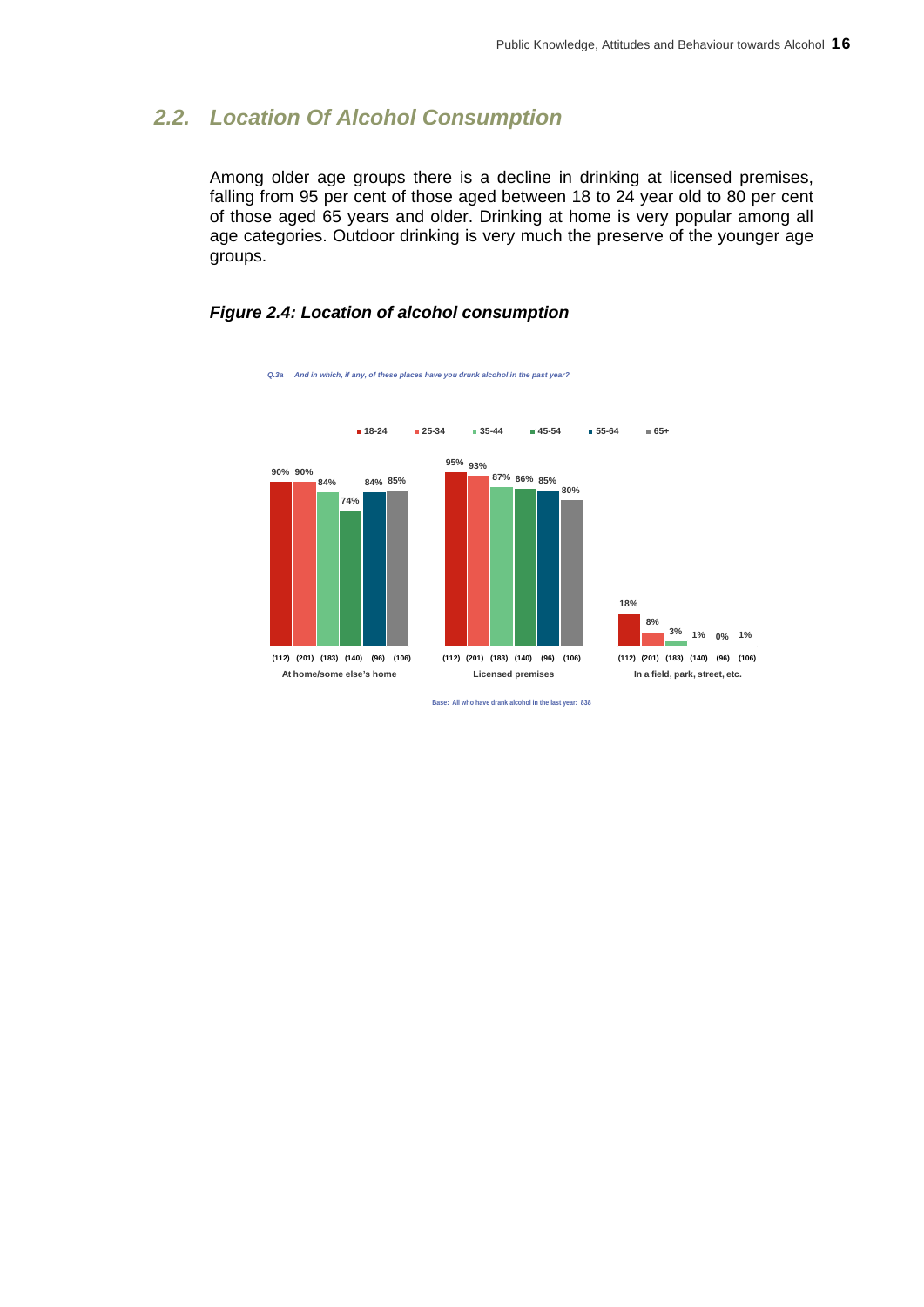## 2.2. Location Of Alcohol Consumption

Among older age groups there is a decline in drinking at licensed premises, falling from 95 per cent of those aged between 18 to 24 year old to 80 per cent of those aged 65 years and older. Drinking at home is very popular among all age categories. Outdoor drinking is very much the preserve of the younger age groups.

### *Figure 2.4: Location of alcohol consumption*

*Q.3a And in which, if any, of these places have you drunk alcohol in the past year?*

| | 18-24 (112) | 25-34 (201) | 35-44 (183) | 45-54 (140) | 55-64 (96) | 65+ (106) |
|---|---|---|---|---|---|---|
| At home/some else's home | 90% | 90% | 84% | 74% | 84% | 85% |
| Licensed premises | 95% | 93% | 87% | 86% | 85% | 80% |
| In a field, park, street, etc. | 18% | 8% | 3% | 1% | 0% | 1% |

Base: All who have drank alcohol in the last year: 838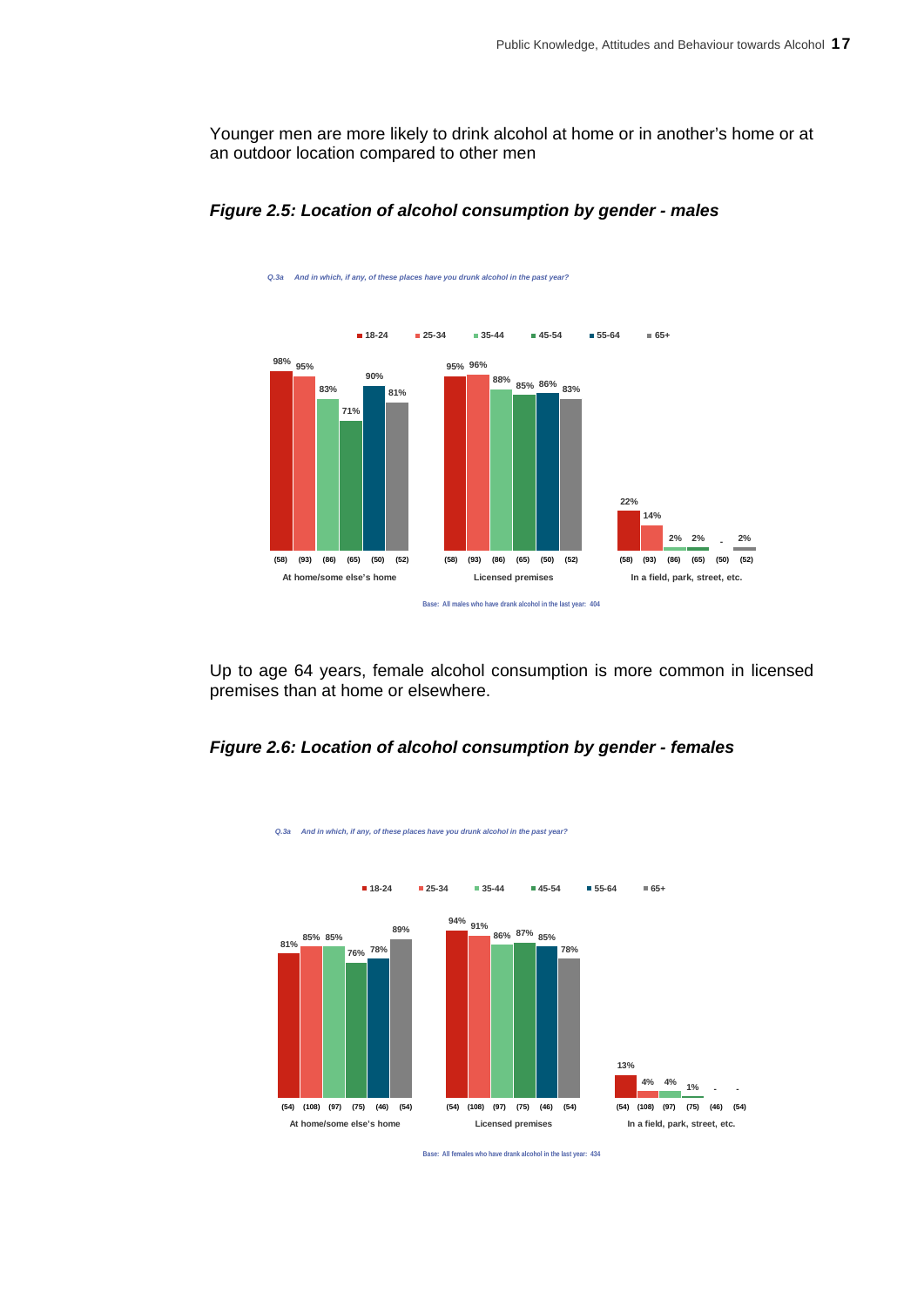Younger men are more likely to drink alcohol at home or in another's home or at an outdoor location compared to other men

***Figure 2.5: Location of alcohol consumption by gender - males***

*Q.3a And in which, if any, of these places have you drunk alcohol in the past year?*

| | 18-24 (58) | 25-34 (93) | 35-44 (86) | 45-54 (65) | 55-64 (50) | 65+ (52) |
|---|---|---|---|---|---|---|
| At home/some else's home | 98% | 95% | 83% | 71% | 90% | 81% |
| Licensed premises | 95% | 96% | 88% | 85% | 86% | 83% |
| In a field, park, street, etc. | 22% | 14% | 2% | 2% | - | 2% |

Base: All males who have drank alcohol in the last year: 404

Up to age 64 years, female alcohol consumption is more common in licensed premises than at home or elsewhere.

***Figure 2.6: Location of alcohol consumption by gender - females***

*Q.3a And in which, if any, of these places have you drunk alcohol in the past year?*

| | 18-24 (54) | 25-34 (108) | 35-44 (97) | 45-54 (75) | 55-64 (46) | 65+ (54) |
|---|---|---|---|---|---|---|
| At home/some else's home | 81% | 85% | 85% | 76% | 78% | 89% |
| Licensed premises | 94% | 91% | 86% | 87% | 85% | 78% |
| In a field, park, street, etc. | 13% | 4% | 4% | 1% | - | - |

Base: All females who have drank alcohol in the last year: 434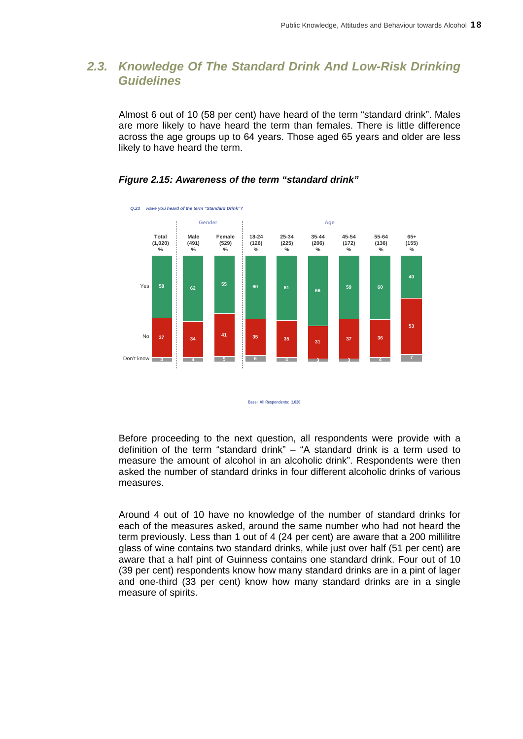## 2.3. Knowledge Of The Standard Drink And Low-Risk Drinking Guidelines

Almost 6 out of 10 (58 per cent) have heard of the term “standard drink”. Males are more likely to have heard the term than females. There is little difference across the age groups up to 64 years. Those aged 65 years and older are less likely to have heard the term.

***Figure 2.15: Awareness of the term “standard drink”***

*Q.23 Have you heard of the term “Standard Drink”?*

| | Total (1,020) % | Gender: Male (491) % | Gender: Female (529) % | Age: 18-24 (126) % | Age: 25-34 (225) % | Age: 35-44 (206) % | Age: 45-54 (172) % | Age: 55-64 (136) % | Age: 65+ (155) % |
|---|---|---|---|---|---|---|---|---|---|
| Yes | 58 | 62 | 55 | 60 | 61 | 66 | 59 | 60 | 40 |
| No | 37 | 34 | 41 | 35 | 35 | 31 | 37 | 36 | 53 |
| Don't know | 4 | 4 | 5 | 6 | 4 | 3 | 3 | 4 | 7 |

Base: All Respondents: 1,020

Before proceeding to the next question, all respondents were provide with a definition of the term “standard drink” – “A standard drink is a term used to measure the amount of alcohol in an alcoholic drink”. Respondents were then asked the number of standard drinks in four different alcoholic drinks of various measures.

Around 4 out of 10 have no knowledge of the number of standard drinks for each of the measures asked, around the same number who had not heard the term previously. Less than 1 out of 4 (24 per cent) are aware that a 200 millilitre glass of wine contains two standard drinks, while just over half (51 per cent) are aware that a half pint of Guinness contains one standard drink. Four out of 10 (39 per cent) respondents know how many standard drinks are in a pint of lager and one-third (33 per cent) know how many standard drinks are in a single measure of spirits.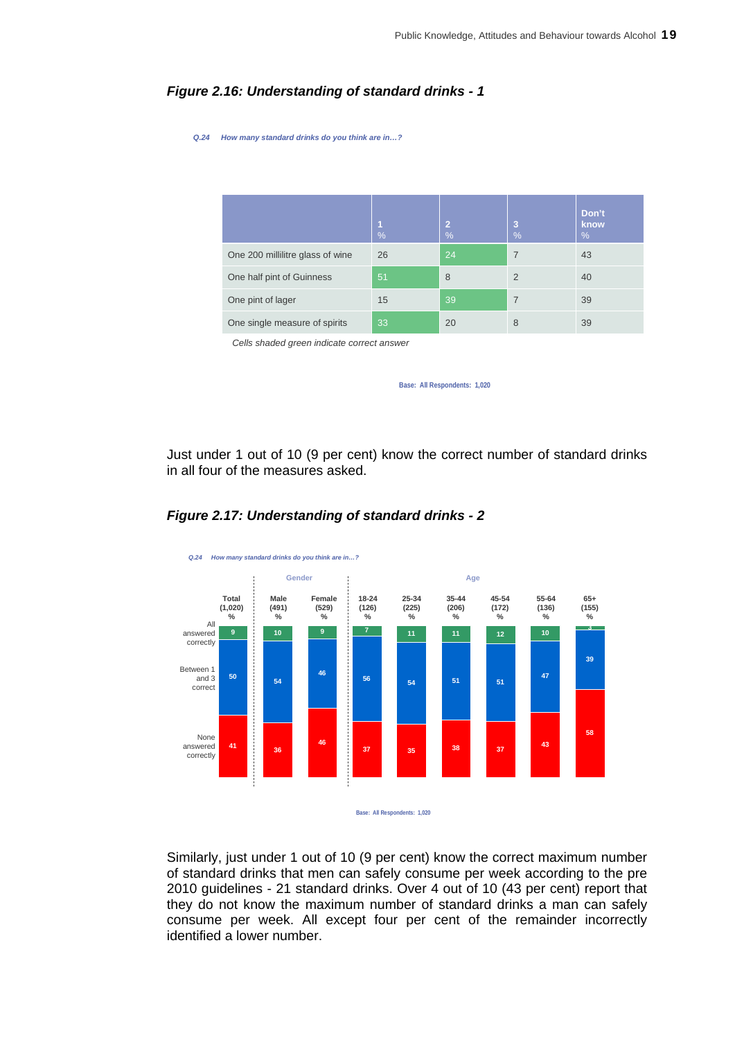### *Figure 2.16: Understanding of standard drinks - 1*

*Q.24 How many standard drinks do you think are in…?*

| | 1<br>% | 2<br>% | 3<br>% | Don't know<br>% |
|---|---|---|---|---|
| One 200 millilitre glass of wine | 26 | 24 | 7 | 43 |
| One half pint of Guinness | 51 | 8 | 2 | 40 |
| One pint of lager | 15 | 39 | 7 | 39 |
| One single measure of spirits | 33 | 20 | 8 | 39 |

*Cells shaded green indicate correct answer*

Base: All Respondents: 1,020

Just under 1 out of 10 (9 per cent) know the correct number of standard drinks in all four of the measures asked.

### *Figure 2.17: Understanding of standard drinks - 2*

*Q.24 How many standard drinks do you think are in…?*

| | Total (1,020) % | Gender: Male (491) % | Gender: Female (529) % | Age: 18-24 (126) % | Age: 25-34 (225) % | Age: 35-44 (206) % | Age: 45-54 (172) % | Age: 55-64 (136) % | Age: 65+ (155) % |
|---|---|---|---|---|---|---|---|---|---|
| All answered correctly | 9 | 10 | 9 | 7 | 11 | 11 | 12 | 10 | 3 |
| Between 1 and 3 correct | 50 | 54 | 46 | 56 | 54 | 51 | 51 | 47 | 39 |
| None answered correctly | 41 | 36 | 46 | 37 | 35 | 38 | 37 | 43 | 58 |

Base: All Respondents: 1,020

Similarly, just under 1 out of 10 (9 per cent) know the correct maximum number of standard drinks that men can safely consume per week according to the pre 2010 guidelines - 21 standard drinks. Over 4 out of 10 (43 per cent) report that they do not know the maximum number of standard drinks a man can safely consume per week. All except four per cent of the remainder incorrectly identified a lower number.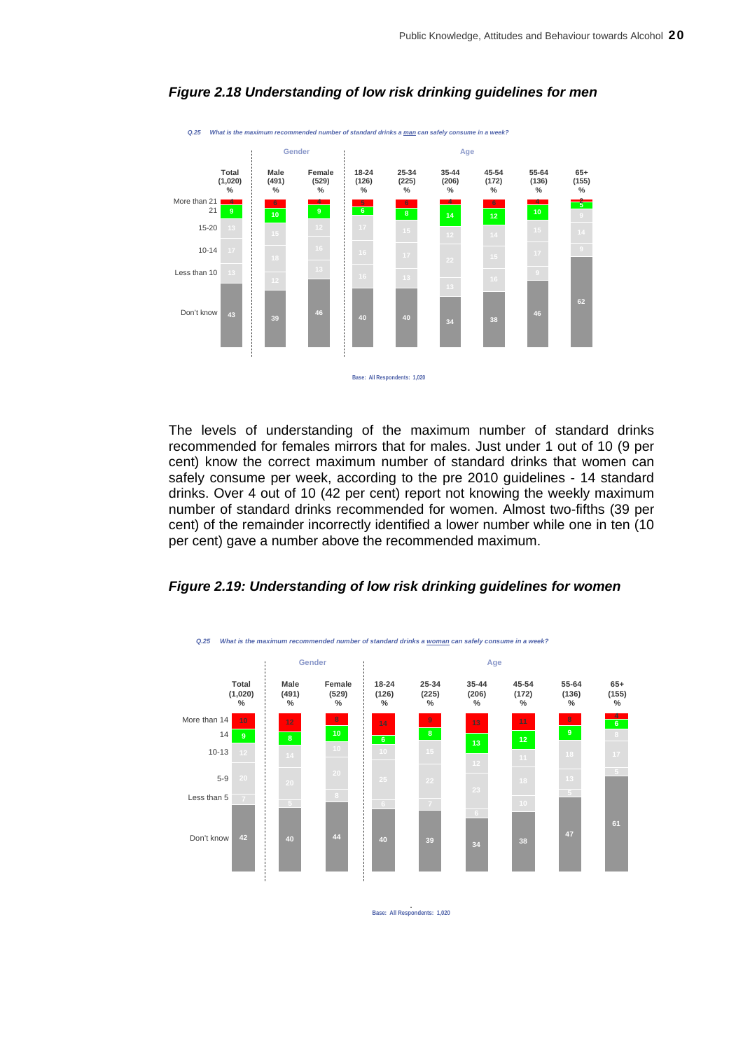### *Figure 2.18 Understanding of low risk drinking guidelines for men*

*Q.25 What is the maximum recommended number of standard drinks a man can safely consume in a week?*

| | Total (1,020) % | Male (491) % | Female (529) % | 18-24 (126) % | 25-34 (225) % | 35-44 (206) % | 45-54 (172) % | 55-64 (136) % | 65+ (155) % |
|---|---|---|---|---|---|---|---|---|---|
| More than 21 | 4 | 6 | 4 | 5 | 6 | 4 | 6 | 4 | 2 |
| 21 | 9 | 10 | 9 | 6 | 8 | 14 | 12 | 10 | 5 |
| 15-20 | 13 | 15 | 12 | 17 | 15 | 12 | 14 | 15 | 14 |
| 10-14 | 17 | 18 | 16 | 16 | 17 | 22 | 15 | 17 | 9 |
| Less than 10 | 13 | 12 | 13 | 16 | 13 | 13 | 16 | 9 | |
| Don't know | 43 | 39 | 46 | 40 | 40 | 34 | 38 | 46 | 62 |

Base: All Respondents: 1,020

The levels of understanding of the maximum number of standard drinks recommended for females mirrors that for males. Just under 1 out of 10 (9 per cent) know the correct maximum number of standard drinks that women can safely consume per week, according to the pre 2010 guidelines - 14 standard drinks. Over 4 out of 10 (42 per cent) report not knowing the weekly maximum number of standard drinks recommended for women. Almost two-fifths (39 per cent) of the remainder incorrectly identified a lower number while one in ten (10 per cent) gave a number above the recommended maximum.

### *Figure 2.19: Understanding of low risk drinking guidelines for women*

*Q.25 What is the maximum recommended number of standard drinks a woman can safely consume in a week?*

| | Total (1,020) % | Male (491) % | Female (529) % | 18-24 (126) % | 25-34 (225) % | 35-44 (206) % | 45-54 (172) % | 55-64 (136) % | 65+ (155) % |
|---|---|---|---|---|---|---|---|---|---|
| More than 14 | 10 | 12 | 8 | 14 | 9 | 13 | 11 | 8 | 4 |
| 14 | 9 | 8 | 10 | 6 | 8 | 13 | 12 | 9 | 6 |
| 10-13 | 12 | 14 | 10 | 10 | 15 | 12 | 11 | 18 | 8 |
| 5-9 | 20 | 20 | 20 | 25 | 22 | 23 | 18 | 13 | 17 |
| Less than 5 | 7 | 5 | 8 | 6 | 7 | 6 | 10 | 5 | 5 |
| Don't know | 42 | 40 | 44 | 40 | 39 | 34 | 38 | 47 | 61 |

Base: All Respondents: 1,020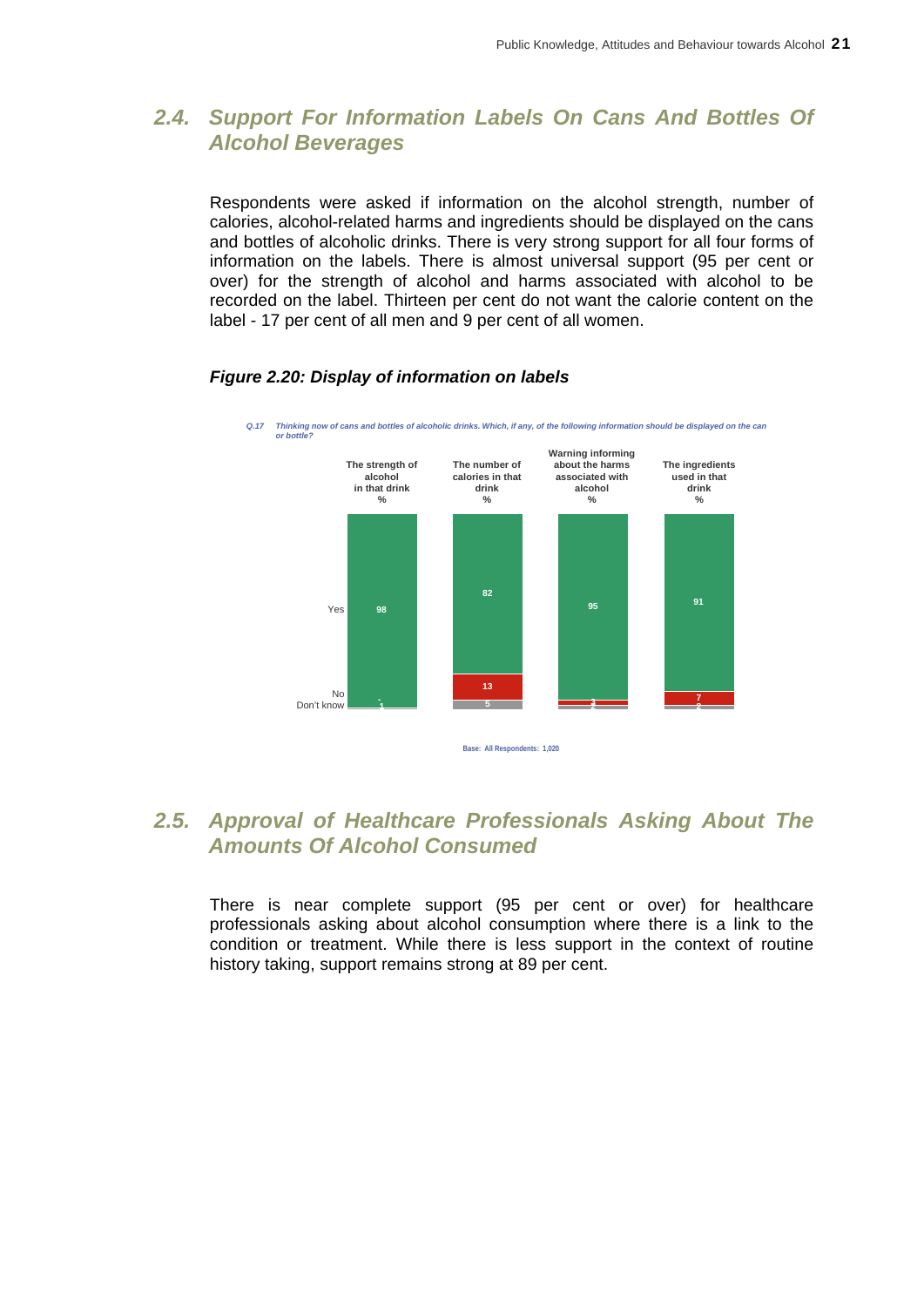## 2.4. Support For Information Labels On Cans And Bottles Of Alcohol Beverages

Respondents were asked if information on the alcohol strength, number of calories, alcohol-related harms and ingredients should be displayed on the cans and bottles of alcoholic drinks. There is very strong support for all four forms of information on the labels. There is almost universal support (95 per cent or over) for the strength of alcohol and harms associated with alcohol to be recorded on the label. Thirteen per cent do not want the calorie content on the label - 17 per cent of all men and 9 per cent of all women.

***Figure 2.20: Display of information on labels***

*Q.17 Thinking now of cans and bottles of alcoholic drinks. Which, if any, of the following information should be displayed on the can or bottle?*

| | The strength of alcohol in that drink % | The number of calories in that drink % | Warning informing about the harms associated with alcohol % | The ingredients used in that drink % |
|---|---|---|---|---|
| Yes | 98 | 82 | 95 | 91 |
| No | - | 13 | 3 | 7 |
| Don't know | 1 | 5 | 2 | 2 |

Base: All Respondents: 1,020

## 2.5. Approval of Healthcare Professionals Asking About The Amounts Of Alcohol Consumed

There is near complete support (95 per cent or over) for healthcare professionals asking about alcohol consumption where there is a link to the condition or treatment. While there is less support in the context of routine history taking, support remains strong at 89 per cent.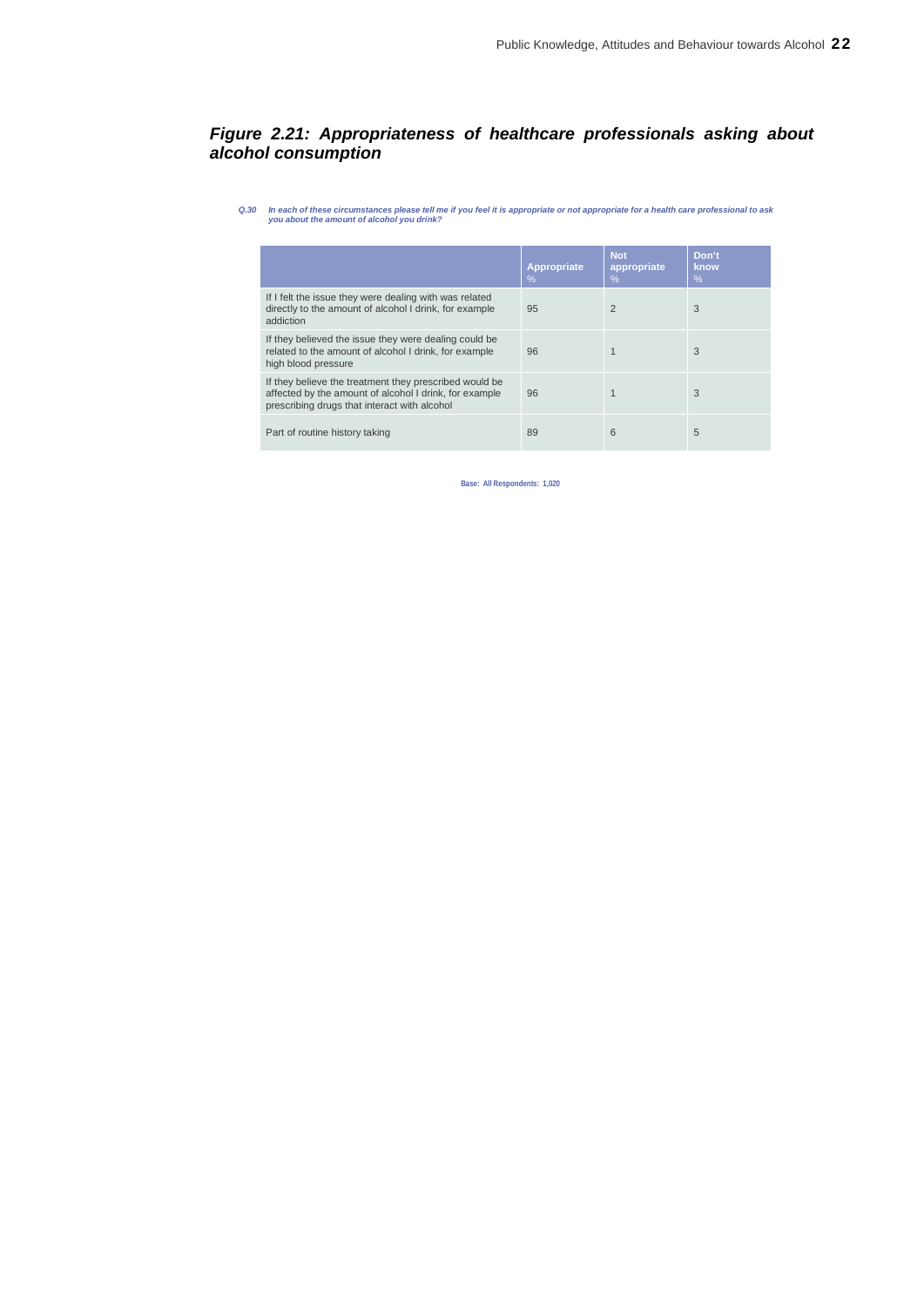## *Figure 2.21: Appropriateness of healthcare professionals asking about alcohol consumption*

*Q.30 In each of these circumstances please tell me if you feel it is appropriate or not appropriate for a health care professional to ask you about the amount of alcohol you drink?*

| | Appropriate % | Not appropriate % | Don't know % |
|---|---|---|---|
| If I felt the issue they were dealing with was related directly to the amount of alcohol I drink, for example addiction | 95 | 2 | 3 |
| If they believed the issue they were dealing could be related to the amount of alcohol I drink, for example high blood pressure | 96 | 1 | 3 |
| If they believe the treatment they prescribed would be affected by the amount of alcohol I drink, for example prescribing drugs that interact with alcohol | 96 | 1 | 3 |
| Part of routine history taking | 89 | 6 | 5 |

Base: All Respondents: 1,020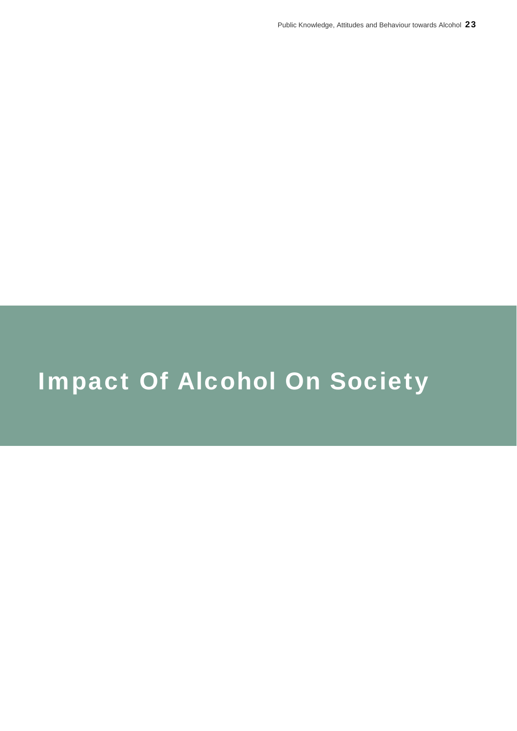# Impact Of Alcohol On Society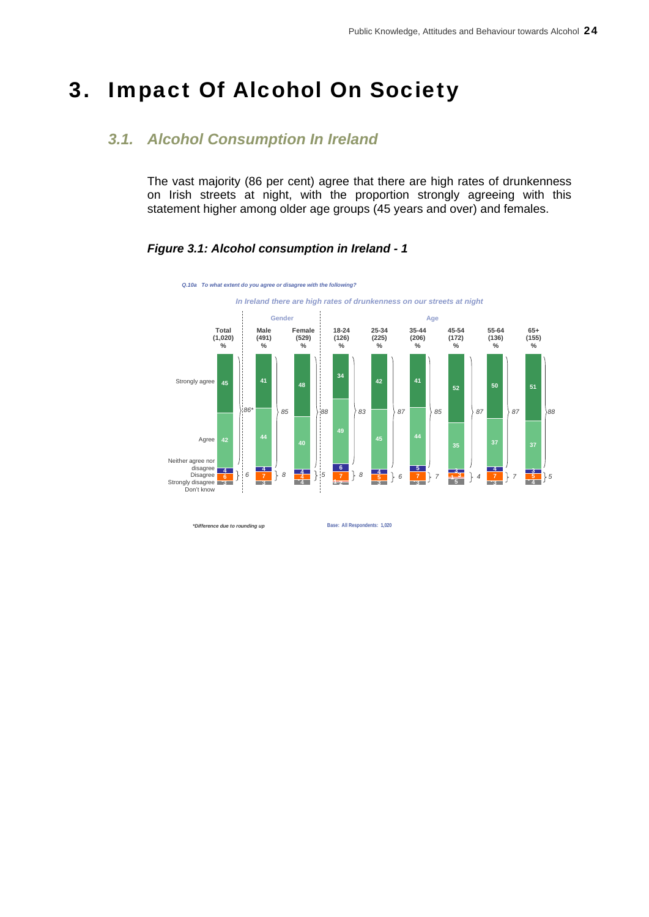# 3. Impact Of Alcohol On Society

## 3.1. Alcohol Consumption In Ireland

The vast majority (86 per cent) agree that there are high rates of drunkenness on Irish streets at night, with the proportion strongly agreeing with this statement higher among older age groups (45 years and over) and females.

### *Figure 3.1: Alcohol consumption in Ireland - 1*

*Q.10a To what extent do you agree or disagree with the following?*

*In Ireland there are high rates of drunkenness on our streets at night*

| | Total (1,020) % | Male (491) % | Female (529) % | 18-24 (126) % | 25-34 (225) % | 35-44 (206) % | 45-54 (172) % | 55-64 (136) % | 65+ (155) % |
|---|---|---|---|---|---|---|---|---|---|
| Strongly agree | 45 | 41 | 48 | 34 | 42 | 41 | 52 | 50 | 51 |
| Agree | 42 | 44 | 40 | 49 | 45 | 44 | 35 | 37 | 37 |
| Total agree | 86* | 85 | 88 | 83 | 87 | 85 | 87 | 87 | 88 |
| Neither agree nor disagree | 4 | 4 | 4 | 6 | 4 | 5 | 3 | 4 | 3 |
| Disagree | 6 | 7 | 4 | 7 | 5 | 7 | 3 | 7 | 5 |
| Strongly disagree | | | | 1 | | | 1 | | |
| Don't know | 3 | 3 | 4 | 2 | 3 | 3 | 5 | 3 | 4 |
| Total disagree | 6 | 8 | 5 | 8 | 6 | 7 | 4 | 7 | 5 |

*\*Difference due to rounding up*

Base: All Respondents: 1,020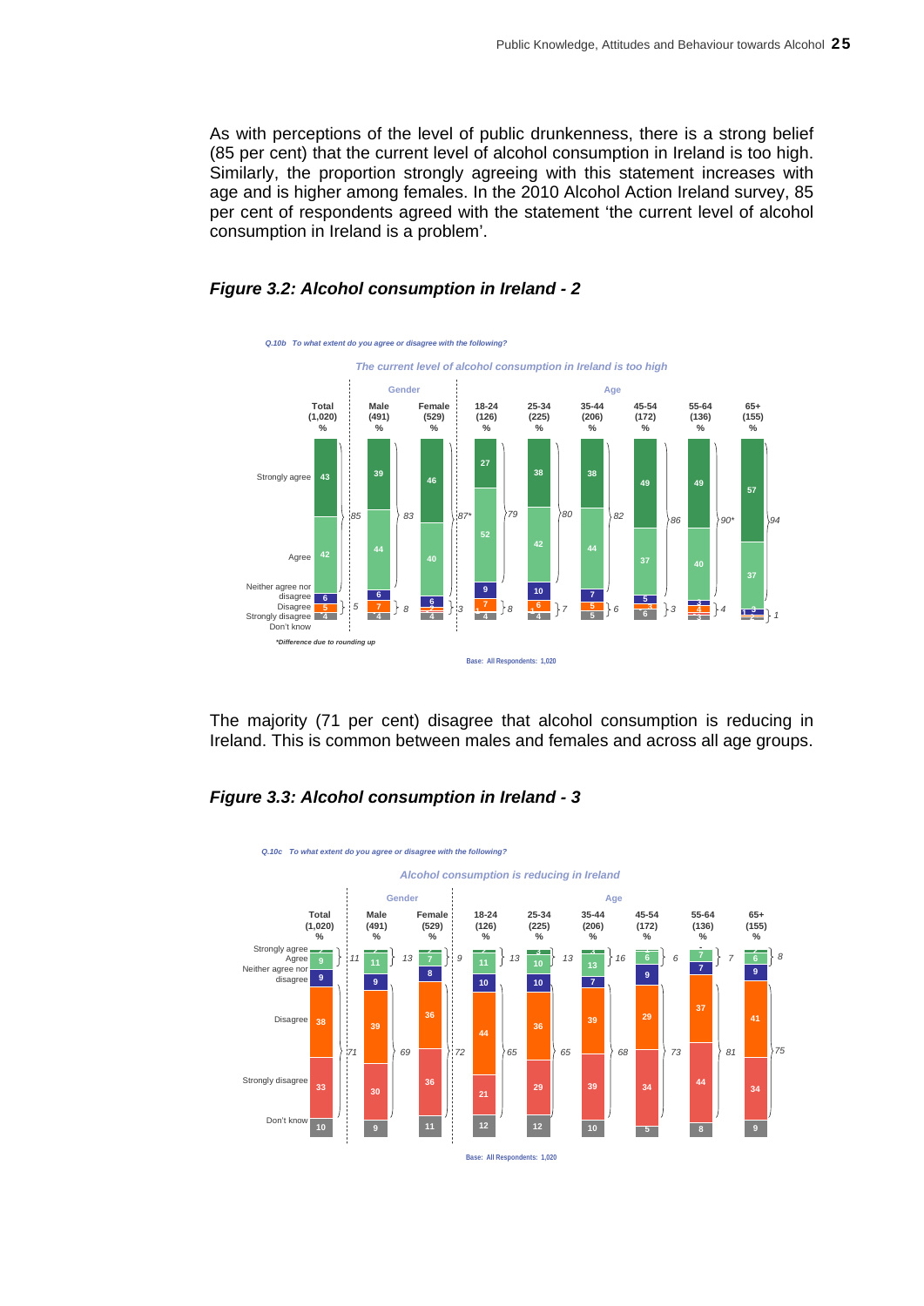As with perceptions of the level of public drunkenness, there is a strong belief (85 per cent) that the current level of alcohol consumption in Ireland is too high. Similarly, the proportion strongly agreeing with this statement increases with age and is higher among females. In the 2010 Alcohol Action Ireland survey, 85 per cent of respondents agreed with the statement 'the current level of alcohol consumption in Ireland is a problem'.

### *Figure 3.2: Alcohol consumption in Ireland - 2*

*Q.10b To what extent do you agree or disagree with the following?*

*The current level of alcohol consumption in Ireland is too high*

| | Total (1,020) % | Male (491) % | Female (529) % | 18-24 (126) % | 25-34 (225) % | 35-44 (206) % | 45-54 (172) % | 55-64 (136) % | 65+ (155) % |
|---|---|---|---|---|---|---|---|---|---|
| Strongly agree | 43 | 39 | 46 | 27 | 38 | 38 | 49 | 49 | 57 |
| Agree | 42 | 44 | 40 | 52 | 42 | 44 | 37 | 40 | 37 |
| Strongly agree + Agree | 85 | 83 | 87* | 79 | 80 | 82 | 86 | 90* | 94 |
| Neither agree nor disagree | 6 | 6 | 6 | 9 | 10 | 7 | 5 | 3 | 3 |
| Disagree | 5 | 7 | 2 | 7 | 6 | 5 | 3 | 4 | |
| Strongly disagree | | | | 1 | 1 | | | | 1 |
| Disagree + Strongly disagree | 5 | 8 | 3 | 8 | 7 | 6 | 3 | 4 | 1 |
| Don't know | 4 | 4 | 4 | 4 | 4 | 5 | 6 | 3 | 2 |

*\*Difference due to rounding up*

Base: All Respondents: 1,020

The majority (71 per cent) disagree that alcohol consumption is reducing in Ireland. This is common between males and females and across all age groups.

### *Figure 3.3: Alcohol consumption in Ireland - 3*

*Q.10c To what extent do you agree or disagree with the following?*

*Alcohol consumption is reducing in Ireland*

| | Total (1,020) % | Male (491) % | Female (529) % | 18-24 (126) % | 25-34 (225) % | 35-44 (206) % | 45-54 (172) % | 55-64 (136) % | 65+ (155) % |
|---|---|---|---|---|---|---|---|---|---|
| Strongly agree | 2 | 2 | 2 | 2 | 3 | 3 | | - | 2 |
| Agree | 9 | 11 | 7 | 11 | 10 | 13 | 6 | 7 | 6 |
| Strongly agree + Agree | 11 | 13 | 9 | 13 | 13 | 16 | 6 | 7 | 8 |
| Neither agree nor disagree | 9 | 9 | 8 | 10 | 10 | 7 | 9 | 7 | 9 |
| Disagree | 38 | 39 | 36 | 44 | 36 | 39 | 29 | 37 | 41 |
| Strongly disagree | 33 | 30 | 36 | 21 | 29 | 39 | 34 | 44 | 34 |
| Disagree + Strongly disagree | 71 | 69 | 72 | 65 | 65 | 68 | 73 | 81 | 75 |
| Don't know | 10 | 9 | 11 | 12 | 12 | 10 | 5 | 8 | 9 |

Base: All Respondents: 1,020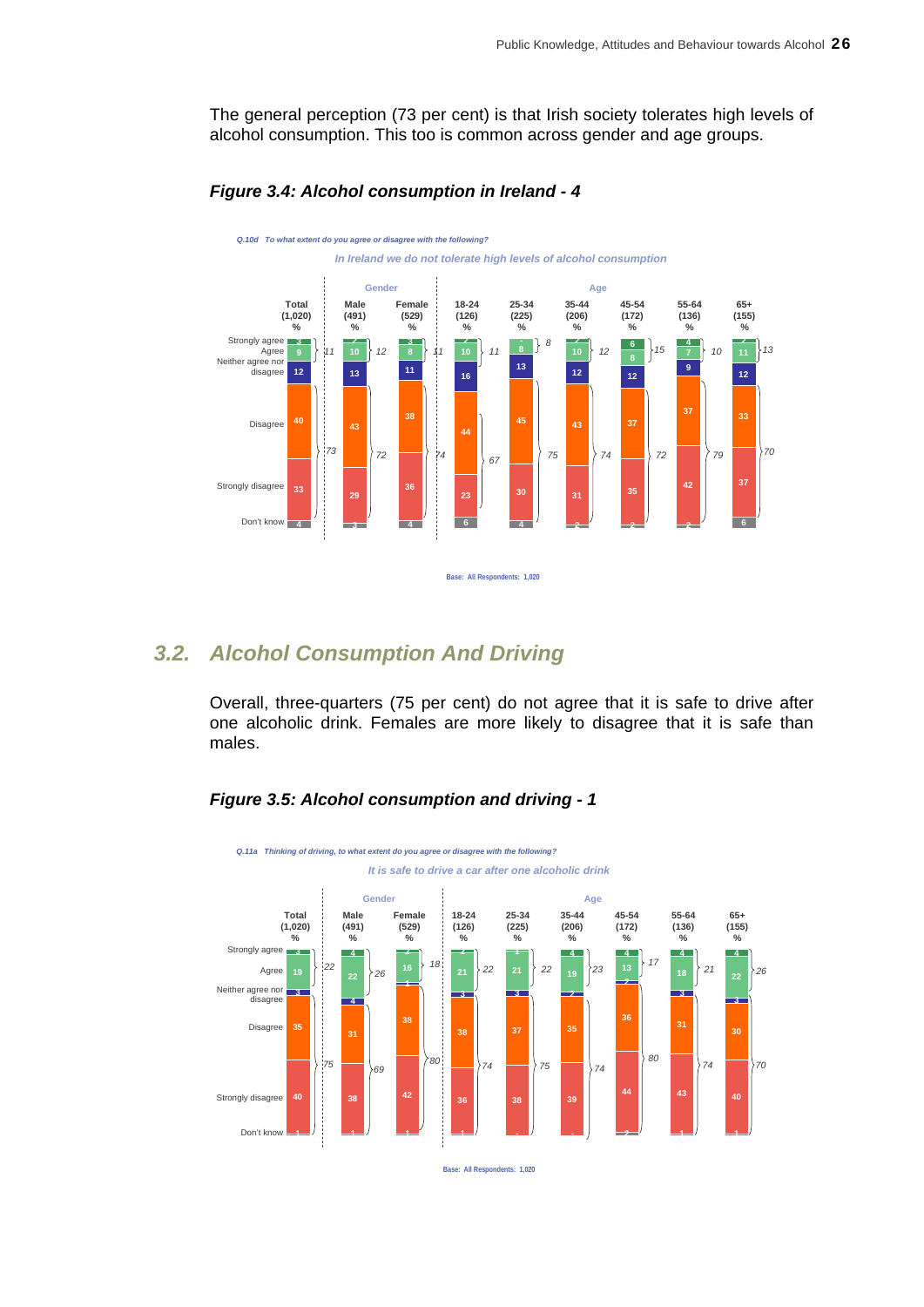The general perception (73 per cent) is that Irish society tolerates high levels of alcohol consumption. This too is common across gender and age groups.

***Figure 3.4: Alcohol consumption in Ireland - 4***

*Q.10d To what extent do you agree or disagree with the following?*

*In Ireland we do not tolerate high levels of alcohol consumption*

| | Total (1,020) % | Male (491) % | Female (529) % | 18-24 (126) % | 25-34 (225) % | 35-44 (206) % | 45-54 (172) % | 55-64 (136) % | 65+ (155) % |
|---|---|---|---|---|---|---|---|---|---|
| Strongly agree | 3 | 2 | 3 | 2 | - | 2 | 6 | 4 | 2 |
| Agree | 9 | 10 | 8 | 10 | 8 | 10 | 8 | 7 | 11 |
| *Agree (net)* | *11* | *12* | *11* | *11* | *8* | *12* | *15* | *10* | *13* |
| Neither agree nor disagree | 12 | 13 | 11 | 16 | 13 | 12 | 12 | 9 | 12 |
| Disagree | 40 | 43 | 38 | 44 | 45 | 43 | 37 | 37 | 33 |
| Strongly disagree | 33 | 29 | 36 | 23 | 30 | 31 | 35 | 42 | 37 |
| *Disagree (net)* | *73* | *72* | *74* | *67* | *75* | *74* | *72* | *79* | *70* |
| Don't know | 4 | 3 | 4 | 6 | 4 | 2 | 2 | 2 | 6 |

Base: All Respondents: 1,020

## 3.2. Alcohol Consumption And Driving

Overall, three-quarters (75 per cent) do not agree that it is safe to drive after one alcoholic drink. Females are more likely to disagree that it is safe than males.

***Figure 3.5: Alcohol consumption and driving - 1***

*Q.11a Thinking of driving, to what extent do you agree or disagree with the following?*

*It is safe to drive a car after one alcoholic drink*

| | Total (1,020) % | Male (491) % | Female (529) % | 18-24 (126) % | 25-34 (225) % | 35-44 (206) % | 45-54 (172) % | 55-64 (136) % | 65+ (155) % |
|---|---|---|---|---|---|---|---|---|---|
| Strongly agree | 3 | 4 | 2 | 2 | 1 | 4 | 4 | 4 | 4 |
| Agree | 19 | 22 | 16 | 21 | 21 | 19 | 13 | 18 | 22 |
| *Agree (net)* | *22* | *26* | *18* | *22* | *22* | *23* | *17* | *21* | *26* |
| Neither agree nor disagree | 3 | 4 | 1 | 3 | 3 | 2 | 2 | 3 | 3 |
| Disagree | 35 | 31 | 38 | 38 | 37 | 35 | 36 | 31 | 30 |
| Strongly disagree | 40 | 38 | 42 | 36 | 38 | 39 | 44 | 43 | 40 |
| *Disagree (net)* | *75* | *69* | *80* | *74* | *75* | *74* | *80* | *74* | *70* |
| Don't know | 1 | 1 | 1 | 1 | - | - | 2 | 1 | 1 |

Base: All Respondents: 1,020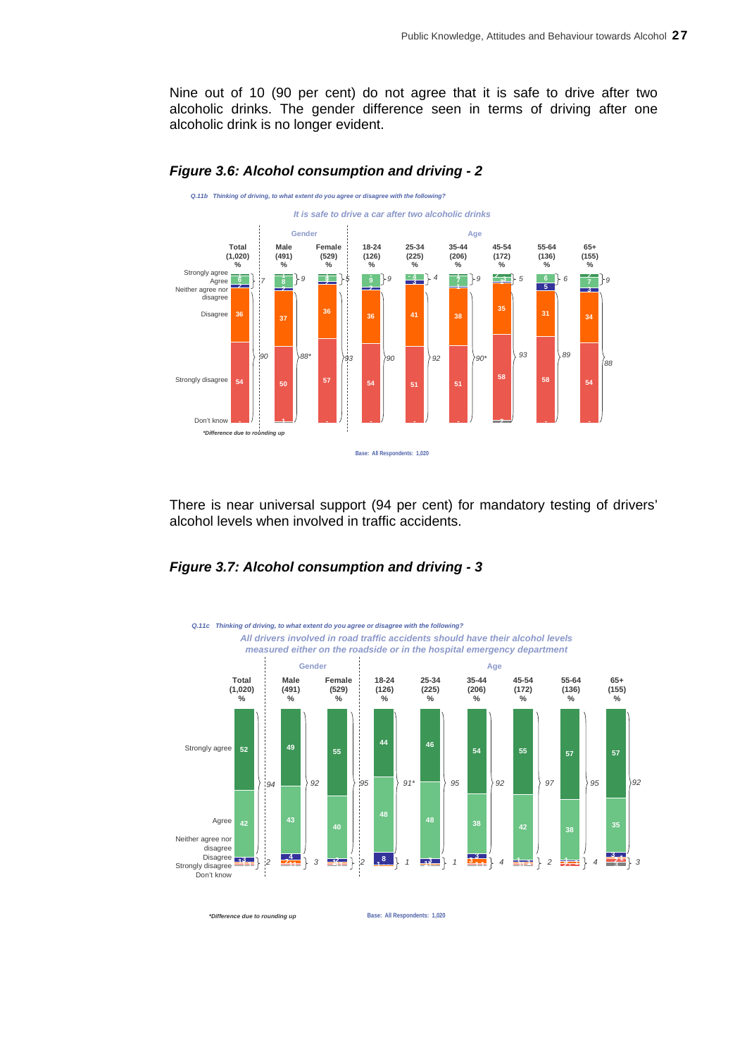Nine out of 10 (90 per cent) do not agree that it is safe to drive after two alcoholic drinks. The gender difference seen in terms of driving after one alcoholic drink is no longer evident.

***Figure 3.6: Alcohol consumption and driving - 2***

*Q.11b Thinking of driving, to what extent do you agree or disagree with the following?*

*It is safe to drive a car after two alcoholic drinks*

| | Total (1,020) % | Male (491) % | Female (529) % | 18-24 (126) % | 25-34 (225) % | 35-44 (206) % | 45-54 (172) % | 55-64 (136) % | 65+ (155) % |
|---|---|---|---|---|---|---|---|---|---|
| Agree (net) | 7 | 9 | 5 | 9 | 4 | 9 | 5 | 6 | 9 |
| Disagree | 36 | 37 | 36 | 36 | 41 | 38 | 35 | 31 | 34 |
| Strongly disagree | 54 | 50 | 57 | 54 | 51 | 51 | 58 | 58 | 54 |
| Disagree (net) | 90 | 88* | 93 | 90 | 92 | 90* | 93 | 89 | 88 |

*Difference due to rounding up

Base: All Respondents: 1,020

There is near universal support (94 per cent) for mandatory testing of drivers' alcohol levels when involved in traffic accidents.

***Figure 3.7: Alcohol consumption and driving - 3***

*Q.11c Thinking of driving, to what extent do you agree or disagree with the following?*

*All drivers involved in road traffic accidents should have their alcohol levels measured either on the roadside or in the hospital emergency department*

| | Total (1,020) % | Male (491) % | Female (529) % | 18-24 (126) % | 25-34 (225) % | 35-44 (206) % | 45-54 (172) % | 55-64 (136) % | 65+ (155) % |
|---|---|---|---|---|---|---|---|---|---|
| Strongly agree | 52 | 49 | 55 | 44 | 46 | 54 | 55 | 57 | 57 |
| Agree | 42 | 43 | 40 | 48 | 48 | 38 | 42 | 38 | 35 |
| Agree (net) | 94 | 92 | 95 | 91* | 95 | 92 | 97 | 95 | 92 |
| Disagree (net) | 2 | 3 | 2 | 1 | 1 | 4 | 2 | 4 | 3 |

*Difference due to rounding up

Base: All Respondents: 1,020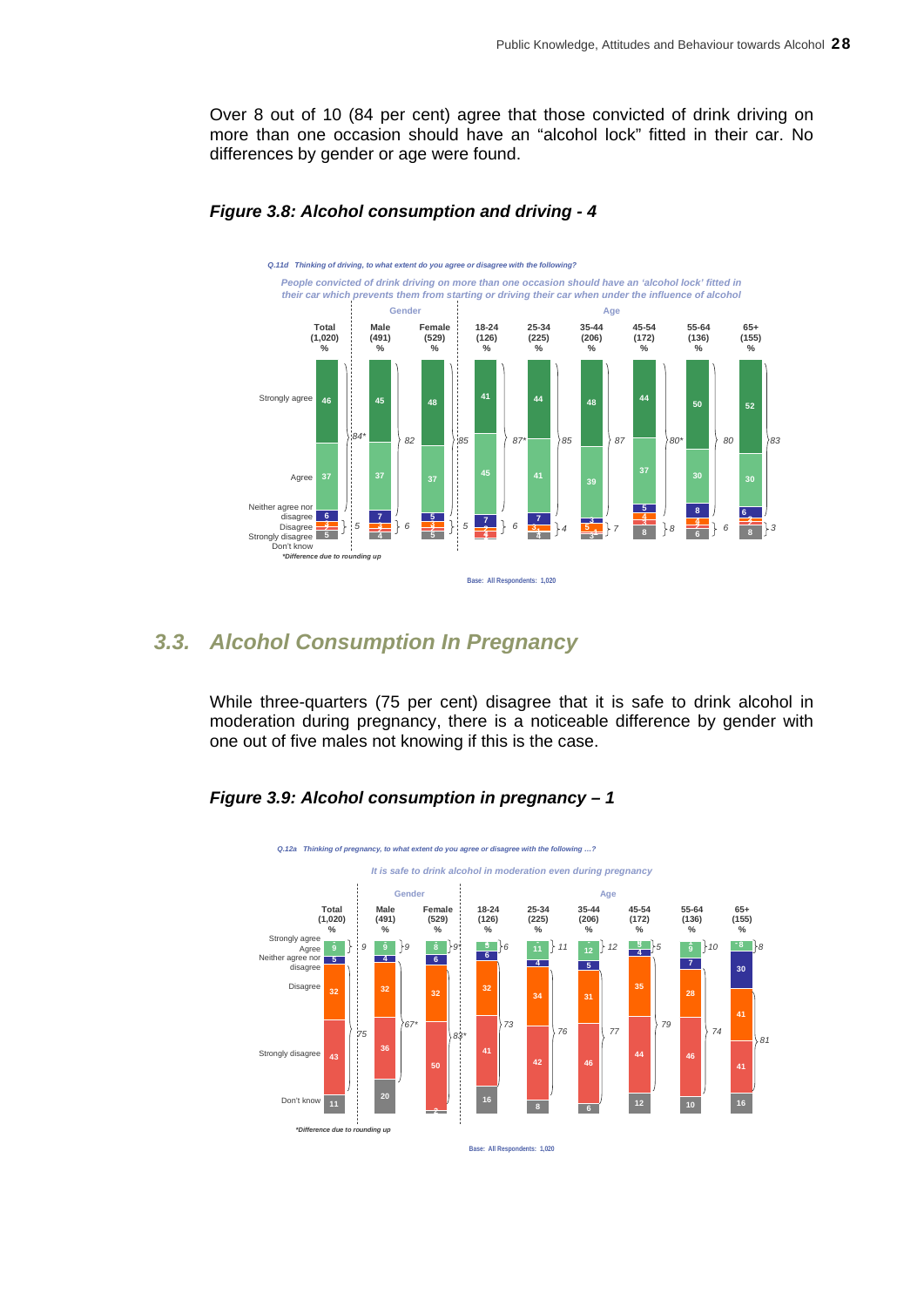Over 8 out of 10 (84 per cent) agree that those convicted of drink driving on more than one occasion should have an "alcohol lock" fitted in their car. No differences by gender or age were found.

#### *Figure 3.8: Alcohol consumption and driving - 4*

*Q.11d Thinking of driving, to what extent do you agree or disagree with the following?*

*People convicted of drink driving on more than one occasion should have an 'alcohol lock' fitted in their car which prevents them from starting or driving their car when under the influence of alcohol*

| | Total (1,020) % | Male (491) % | Female (529) % | 18-24 (126) % | 25-34 (225) % | 35-44 (206) % | 45-54 (172) % | 55-64 (136) % | 65+ (155) % |
|---|---|---|---|---|---|---|---|---|---|
| Strongly agree | 46 | 45 | 48 | 41 | 44 | 48 | 44 | 50 | 52 |
| Agree | 37 | 37 | 37 | 45 | 41 | 39 | 37 | 30 | 30 |
| Agree (net) | 84* | 82 | 85 | 87* | 85 | 87 | 80* | 80 | 83 |
| Neither agree nor disagree | 6 | 7 | 5 | 7 | 7 | 3 | 5 | 8 | 6 |
| Disagree (net) | 5 | 6 | 5 | 6 | 4 | 7 | 8 | 6 | 3 |
| Don't know | 5 | 4 | 5 | | 4 | 3 | 8 | 6 | 8 |

*\*Difference due to rounding up*

Base: All Respondents: 1,020

## 3.3. Alcohol Consumption In Pregnancy

While three-quarters (75 per cent) disagree that it is safe to drink alcohol in moderation during pregnancy, there is a noticeable difference by gender with one out of five males not knowing if this is the case.

#### *Figure 3.9: Alcohol consumption in pregnancy – 1*

*Q.12a Thinking of pregnancy, to what extent do you agree or disagree with the following ...?*

*It is safe to drink alcohol in moderation even during pregnancy*

| | Total (1,020) % | Male (491) % | Female (529) % | 18-24 (126) % | 25-34 (225) % | 35-44 (206) % | 45-54 (172) % | 55-64 (136) % | 65+ (155) % |
|---|---|---|---|---|---|---|---|---|---|
| Agree (net) | 9 | 9 | 9* | 6 | 11 | 12 | 5 | 10 | 8 |
| Neither agree nor disagree | 5 | 4 | 6 | 6 | 4 | 5 | 4 | 7 | 30 |
| Disagree | 32 | 32 | 32 | 32 | 34 | 31 | 35 | 28 | 41 |
| Strongly disagree | 43 | 36 | 50 | 41 | 42 | 46 | 44 | 46 | 41 |
| Disagree (net) | 75 | 67* | 83* | 73 | 76 | 77 | 79 | 74 | 81 |
| Don't know | 11 | 20 | 2 | 16 | 8 | 6 | 12 | 10 | 16 |

*\*Difference due to rounding up*

Base: All Respondents: 1,020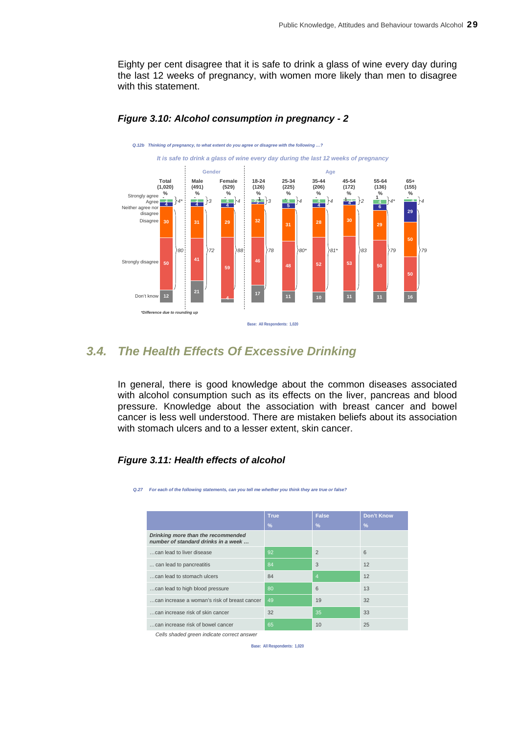Eighty per cent disagree that it is safe to drink a glass of wine every day during the last 12 weeks of pregnancy, with women more likely than men to disagree with this statement.

### *Figure 3.10: Alcohol consumption in pregnancy - 2*

*Q.12b Thinking of pregnancy, to what extent do you agree or disagree with the following …?*

*It is safe to drink a glass of wine every day during the last 12 weeks of pregnancy*

| | Total (1,020) % | Male (491) % | Female (529) % | 18-24 (126) % | 25-34 (225) % | 35-44 (206) % | 45-54 (172) % | 55-64 (136) % | 65+ (155) % |
|---|---|---|---|---|---|---|---|---|---|
| Strongly agree | - | - | - | 1 | - | - | 1 | 1 | - |
| Agree | 3 | 3 | 4 | 2 | 4 | 4 | 1 | 4 | 4 |
| Neither agree nor disagree | 4 | 4 | 4 | 2 | 5 | 4 | 4 | 6 | 29 |
| Disagree | 30 | 31 | 29 | 32 | 31 | 28 | 30 | 29 | 50 |
| Strongly disagree | 50 | 41 | 59 | 46 | 48 | 52 | 53 | 50 | 50 |
| Don't know | 12 | 21 | 4 | 17 | 11 | 10 | 11 | 11 | 16 |
| Total agree | 4* | 3 | 4 | 3 | 4 | 4 | 2 | 4* | 4 |
| Total disagree | 80 | 72 | 88 | 78 | 80* | 81* | 83 | 79 | 79 |

*\*Difference due to rounding up*

Base: All Respondents: 1,020

## *3.4. The Health Effects Of Excessive Drinking*

In general, there is good knowledge about the common diseases associated with alcohol consumption such as its effects on the liver, pancreas and blood pressure. Knowledge about the association with breast cancer and bowel cancer is less well understood. There are mistaken beliefs about its association with stomach ulcers and to a lesser extent, skin cancer.

### *Figure 3.11: Health effects of alcohol*

*Q.27 For each of the following statements, can you tell me whether you think they are true or false?*

| | True % | False % | Don't Know % |
|---|---|---|---|
| *Drinking more than the recommended number of standard drinks in a week …* | | | |
| …can lead to liver disease | 92 | 2 | 6 |
| … can lead to pancreatitis | 84 | 3 | 12 |
| …can lead to stomach ulcers | 84 | 4 | 12 |
| …can lead to high blood pressure | 80 | 6 | 13 |
| …can increase a woman's risk of breast cancer | 49 | 19 | 32 |
| …can increase risk of skin cancer | 32 | 35 | 33 |
| …can increase risk of bowel cancer | 65 | 10 | 25 |

*Cells shaded green indicate correct answer*

Base: All Respondents: 1,020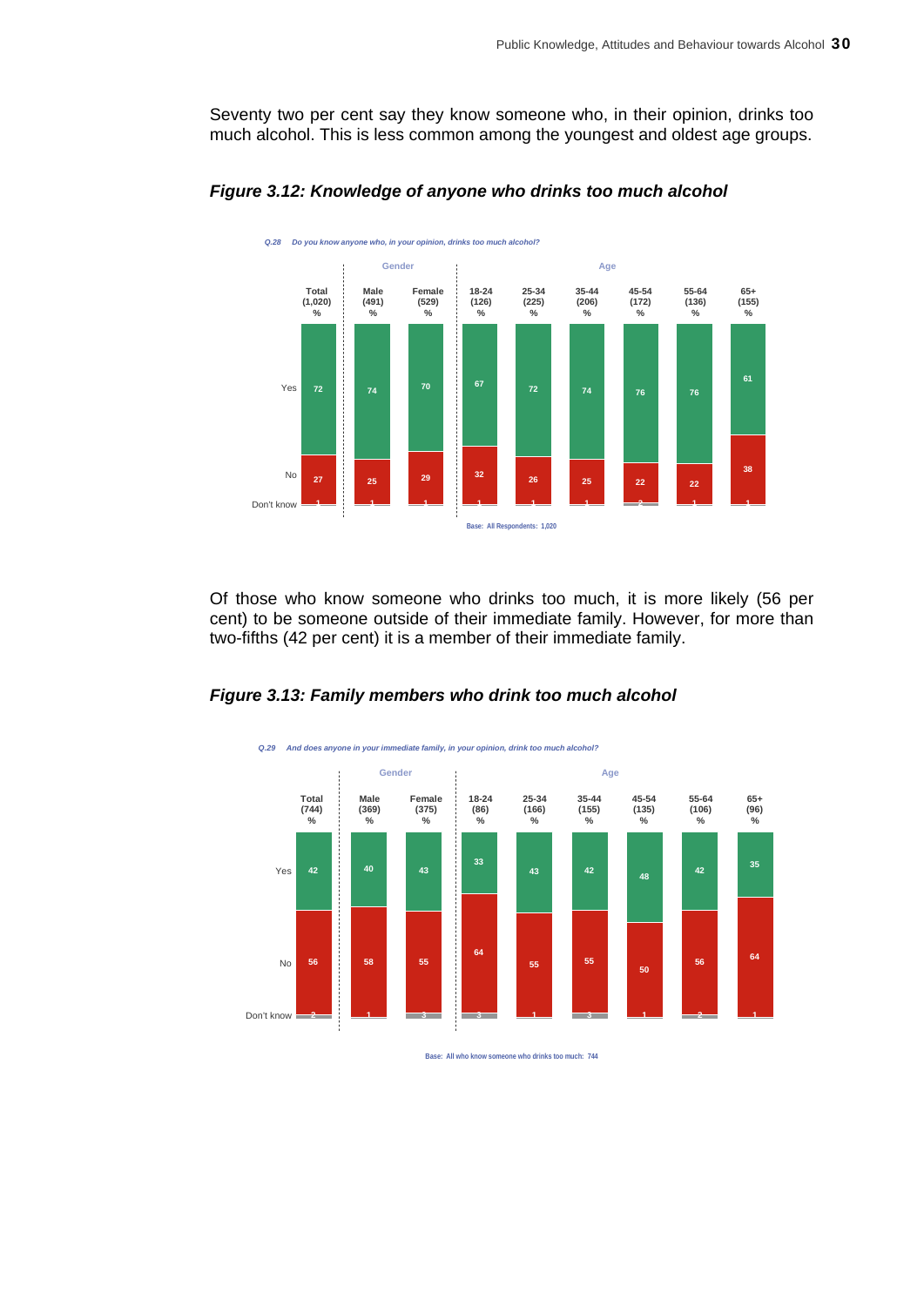Seventy two per cent say they know someone who, in their opinion, drinks too much alcohol. This is less common among the youngest and oldest age groups.

***Figure 3.12: Knowledge of anyone who drinks too much alcohol***

*Q.28 Do you know anyone who, in your opinion, drinks too much alcohol?*

| | Total (1,020) % | Male (491) % | Female (529) % | 18-24 (126) % | 25-34 (225) % | 35-44 (206) % | 45-54 (172) % | 55-64 (136) % | 65+ (155) % |
|---|---|---|---|---|---|---|---|---|---|
| Yes | 72 | 74 | 70 | 67 | 72 | 74 | 76 | 76 | 61 |
| No | 27 | 25 | 29 | 32 | 26 | 25 | 22 | 22 | 38 |
| Don't know | 1 | 1 | 1 | 1 | 1 | 1 | 2 | 1 | 1 |

Base: All Respondents: 1,020

Of those who know someone who drinks too much, it is more likely (56 per cent) to be someone outside of their immediate family. However, for more than two-fifths (42 per cent) it is a member of their immediate family.

***Figure 3.13: Family members who drink too much alcohol***

*Q.29 And does anyone in your immediate family, in your opinion, drink too much alcohol?*

| | Total (744) % | Male (369) % | Female (375) % | 18-24 (86) % | 25-34 (166) % | 35-44 (155) % | 45-54 (135) % | 55-64 (106) % | 65+ (96) % |
|---|---|---|---|---|---|---|---|---|---|
| Yes | 42 | 40 | 43 | 33 | 43 | 42 | 48 | 42 | 35 |
| No | 56 | 58 | 55 | 64 | 55 | 55 | 50 | 56 | 64 |
| Don't know | 2 | 1 | 3 | 3 | 1 | 3 | 1 | 2 | 1 |

Base: All who know someone who drinks too much: 744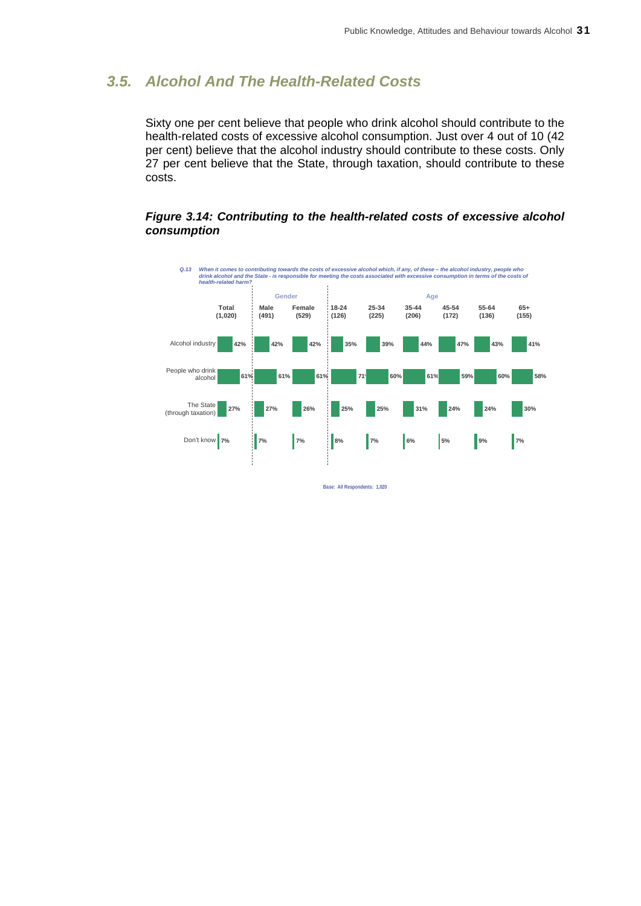## 3.5. Alcohol And The Health-Related Costs

Sixty one per cent believe that people who drink alcohol should contribute to the health-related costs of excessive alcohol consumption. Just over 4 out of 10 (42 per cent) believe that the alcohol industry should contribute to these costs. Only 27 per cent believe that the State, through taxation, should contribute to these costs.

***Figure 3.14: Contributing to the health-related costs of excessive alcohol consumption***

*Q.13 When it comes to contributing towards the costs of excessive alcohol which, if any, of these – the alcohol industry, people who drink alcohol and the State - is responsible for meeting the costs associated with excessive consumption in terms of the costs of health-related harm?*

| | Total | Gender | | Age | | | | | |
|---|---|---|---|---|---|---|---|---|---|
| | Total (1,020) | Male (491) | Female (529) | 18-24 (126) | 25-34 (225) | 35-44 (206) | 45-54 (172) | 55-64 (136) | 65+ (155) |
| Alcohol industry | 42% | 42% | 42% | 35% | 39% | 44% | 47% | 43% | 41% |
| People who drink alcohol | 61% | 61% | 61% | 71% | 60% | 61% | 59% | 60% | 58% |
| The State (through taxation) | 27% | 27% | 26% | 25% | 25% | 31% | 24% | 24% | 30% |
| Don't know | 7% | 7% | 7% | 8% | 7% | 6% | 5% | 9% | 7% |

Base: All Respondents: 1,020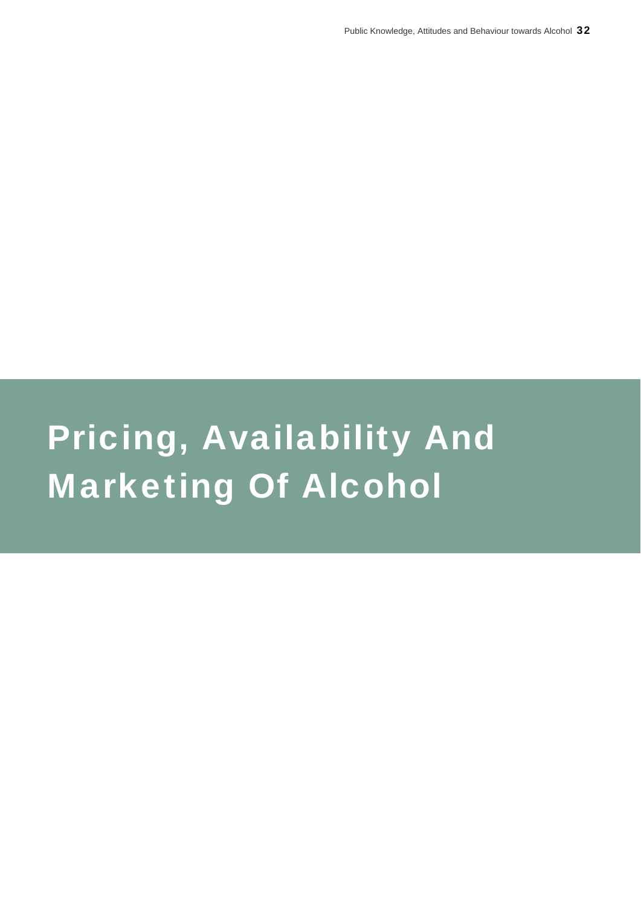# Pricing, Availability And Marketing Of Alcohol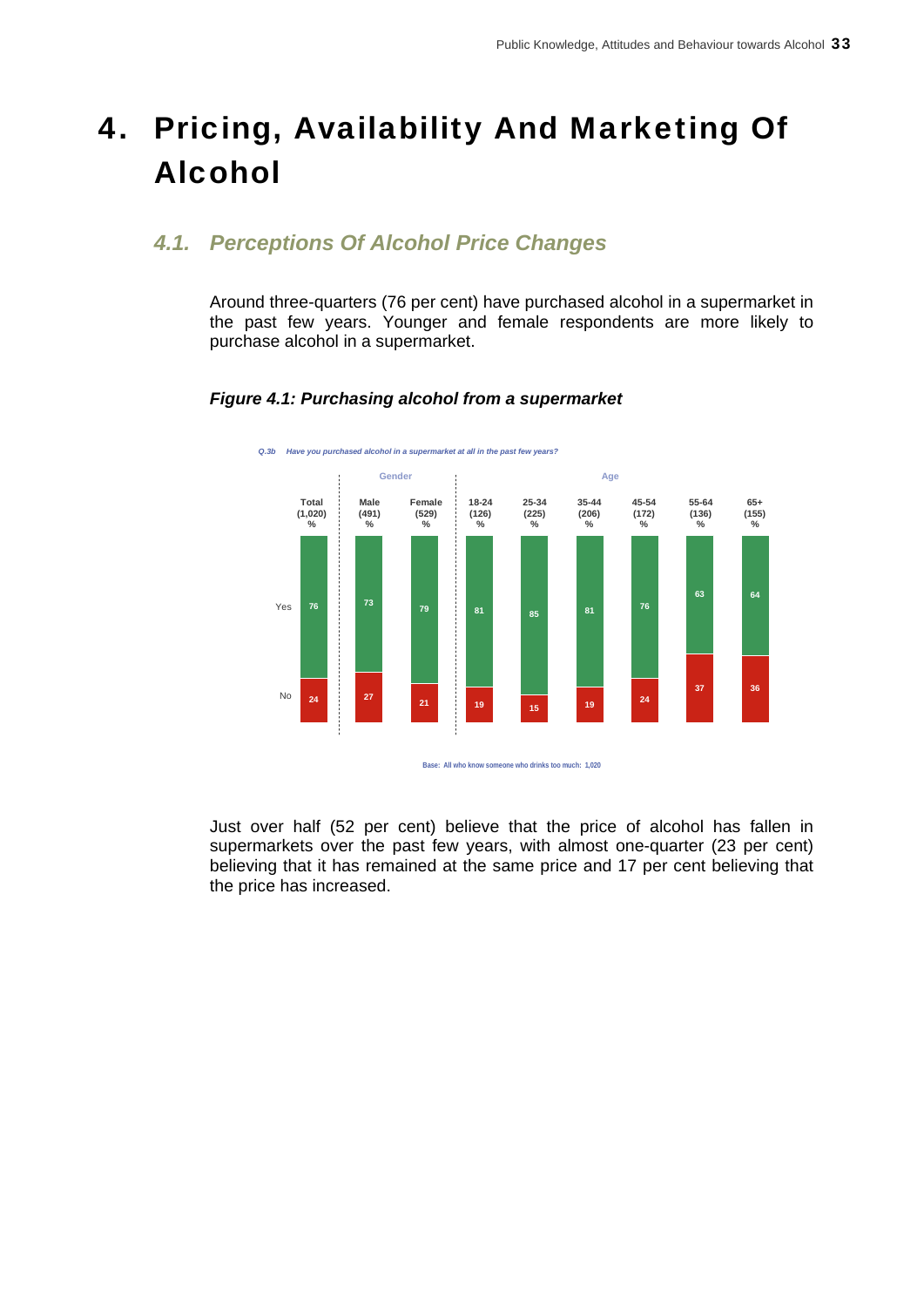# 4. Pricing, Availability And Marketing Of Alcohol

## 4.1. Perceptions Of Alcohol Price Changes

Around three-quarters (76 per cent) have purchased alcohol in a supermarket in the past few years. Younger and female respondents are more likely to purchase alcohol in a supermarket.

***Figure 4.1: Purchasing alcohol from a supermarket***

*Q.3b Have you purchased alcohol in a supermarket at all in the past few years?*

| | Total (1,020) % | Male (491) % | Female (529) % | 18-24 (126) % | 25-34 (225) % | 35-44 (206) % | 45-54 (172) % | 55-64 (136) % | 65+ (155) % |
|---|---|---|---|---|---|---|---|---|---|
| | | Gender | | Age | | | | | |
| Yes | 76 | 73 | 79 | 81 | 85 | 81 | 76 | 63 | 64 |
| No | 24 | 27 | 21 | 19 | 15 | 19 | 24 | 37 | 36 |

Base: All who know someone who drinks too much: 1,020

Just over half (52 per cent) believe that the price of alcohol has fallen in supermarkets over the past few years, with almost one-quarter (23 per cent) believing that it has remained at the same price and 17 per cent believing that the price has increased.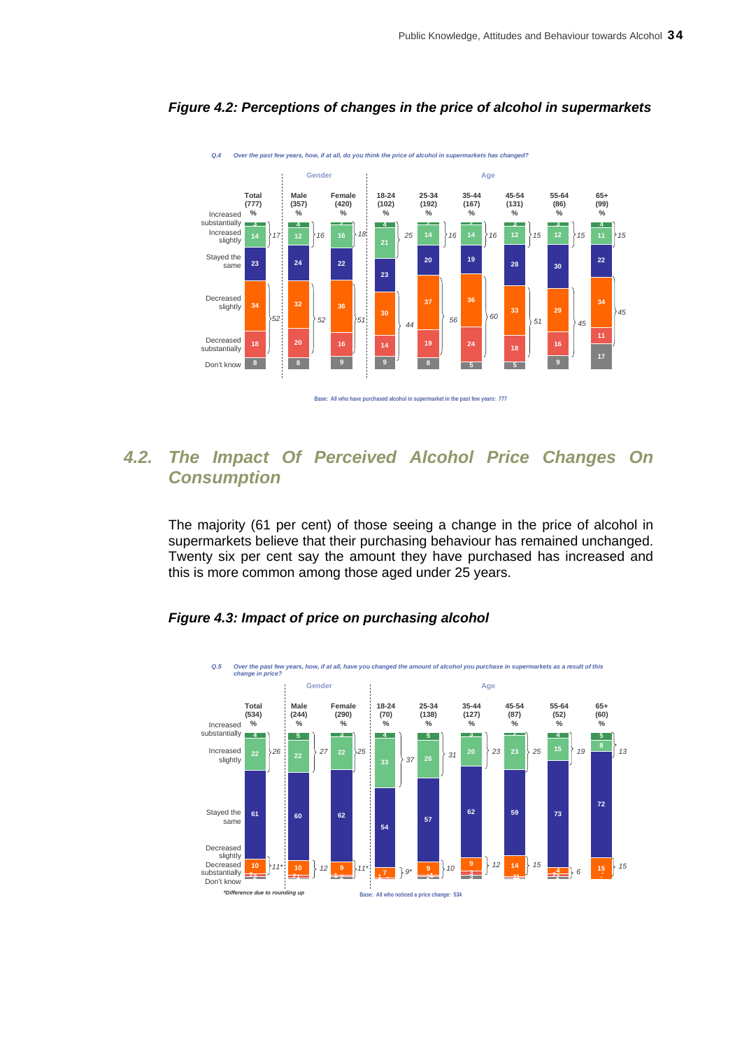### *Figure 4.2: Perceptions of changes in the price of alcohol in supermarkets*

*Q.4 Over the past few years, how, if at all, do you think the price of alcohol in supermarkets has changed?*

| | Total (777) % | Male (357) % | Female (420) % | 18-24 (102) % | 25-34 (192) % | 35-44 (167) % | 45-54 (131) % | 55-64 (86) % | 65+ (99) % |
|---|---|---|---|---|---|---|---|---|---|
| Increased substantially | 3 | 4 | 2 | 4 | 2 | 2 | 3 | 3 | 4 |
| Increased slightly | 14 | 12 | 16 | 21 | 14 | 14 | 12 | 12 | 11 |
| *Net increased* | *17* | *16* | *18* | *25* | *16* | *16* | *15* | *15* | *15* |
| Stayed the same | 23 | 24 | 22 | 23 | 20 | 19 | 28 | 30 | 22 |
| Decreased slightly | 34 | 32 | 36 | 30 | 37 | 36 | 33 | 29 | 34 |
| Decreased substantially | 18 | 20 | 16 | 14 | 19 | 24 | 18 | 16 | 11 |
| *Net decreased* | *52* | *52* | *51* | *44* | *56* | *60* | *51* | *45* | *45* |
| Don't know | 8 | 8 | 9 | 9 | 8 | 5 | 5 | 9 | 17 |

Base: All who have purchased alcohol in supermarket in the past few years: 777

## 4.2. The Impact Of Perceived Alcohol Price Changes On Consumption

The majority (61 per cent) of those seeing a change in the price of alcohol in supermarkets believe that their purchasing behaviour has remained unchanged. Twenty six per cent say the amount they have purchased has increased and this is more common among those aged under 25 years.

### *Figure 4.3: Impact of price on purchasing alcohol*

*Q.5 Over the past few years, how, if at all, have you changed the amount of alcohol you purchase in supermarkets as a result of this change in price?*

| | Total (534) % | Male (244) % | Female (290) % | 18-24 (70) % | 25-34 (138) % | 35-44 (127) % | 45-54 (87) % | 55-64 (52) % | 65+ (60) % |
|---|---|---|---|---|---|---|---|---|---|
| Increased substantially | 4 | 5 | 3 | 4 | 5 | 3 | 2 | 4 | 5 |
| Increased slightly | 22 | 22 | 22 | 33 | 26 | 20 | 23 | 15 | 8 |
| *Net increased* | *26* | *27* | *25* | *37* | *31* | *23* | *25* | *19* | *13* |
| Stayed the same | 61 | 60 | 62 | 54 | 57 | 62 | 59 | 73 | 72 |
| Decreased slightly | 10 | 10 | 9 | 7 | 9 | 9 | 14 | 4 | 15 |
| Decreased substantially | 2 | 2 | 1 | 1 | 2 | 3 | 1 | 2 | - |
| *Net decreased* | *11** | *12* | *11** | *9** | *10* | *12* | *15* | *6* | *15* |
| Don't know | 2 | 1 | 2 | 1 | 1 | 3 | 1 | 2 | - |

**Difference due to rounding up*

Base: All who noticed a price change: 534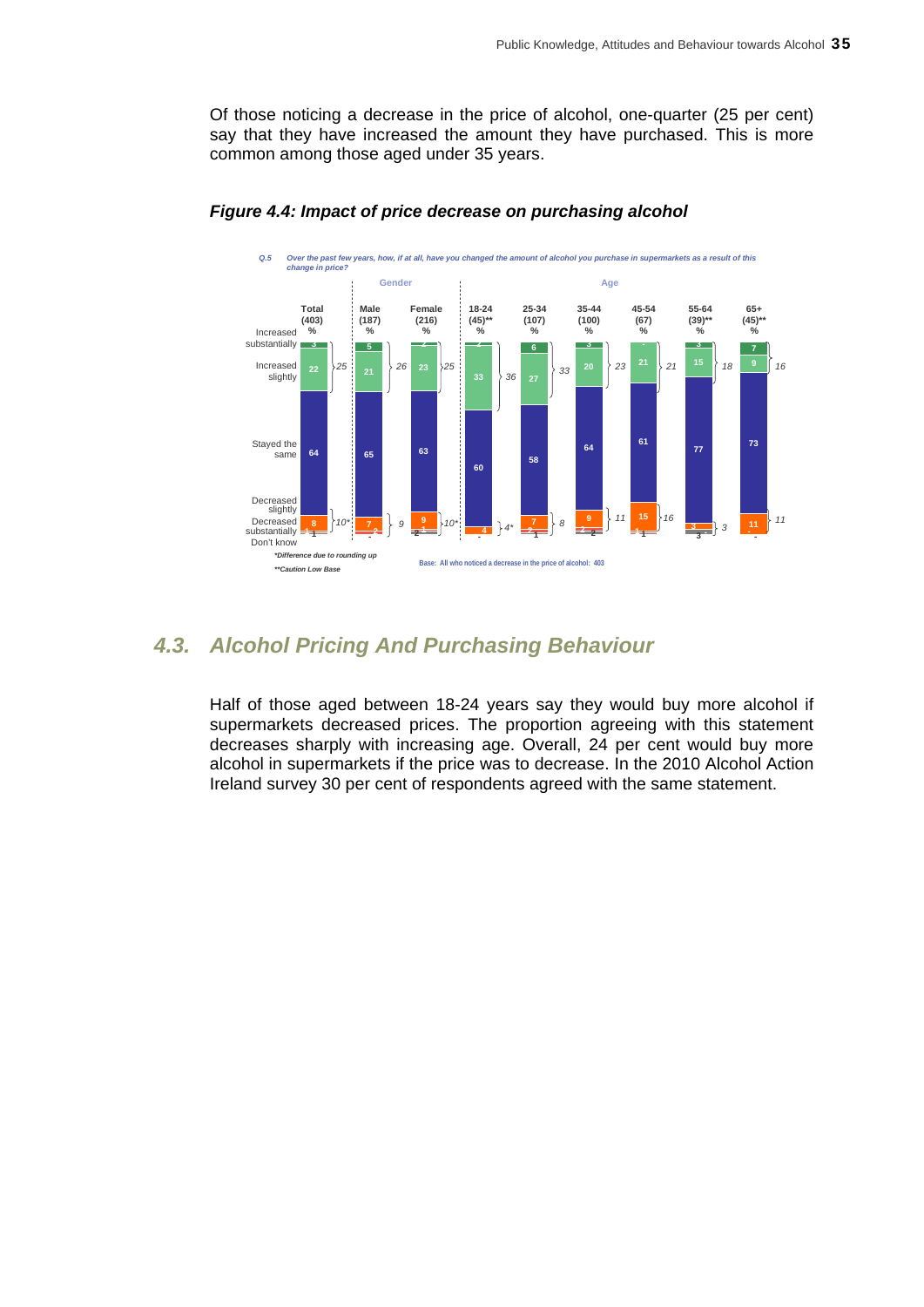Of those noticing a decrease in the price of alcohol, one-quarter (25 per cent) say that they have increased the amount they have purchased. This is more common among those aged under 35 years.

***Figure 4.4: Impact of price decrease on purchasing alcohol***

*Q.5 Over the past few years, how, if at all, have you changed the amount of alcohol you purchase in supermarkets as a result of this change in price?*

| | Total (403) % | Male (187) % | Female (216) % | 18-24 (45)** % | 25-34 (107) % | 35-44 (100) % | 45-54 (67) % | 55-64 (39)** % | 65+ (45)** % |
|---|---|---|---|---|---|---|---|---|---|
| Increased substantially | 3 | 5 | 2 | 2 | 6 | 3 | - | 3 | 7 |
| Increased slightly | 22 | 21 | 23 | 33 | 27 | 20 | 21 | 15 | 9 |
| *Net increased* | *25* | *26* | *25* | *36* | *33* | *23* | *21* | *18* | *16* |
| Stayed the same | 64 | 65 | 63 | 60 | 58 | 64 | 61 | 77 | 73 |
| Decreased slightly | 8 | 7 | 9 | 4 | 7 | 9 | 15 | 3 | 11 |
| Decreased substantially | 1 | 2 | 1 | - | 2 | 2 | 1 | - | - |
| *Net decreased* | *10** | *9* | *10** | *4** | *8* | *11* | *16* | *3* | *11* |
| Don't know | 1 | - | 2 | - | 1 | 2 | 1 | 3 | - |

*\*Difference due to rounding up*

*\*\*Caution Low Base*

Base: All who noticed a decrease in the price of alcohol: 403

## *4.3. Alcohol Pricing And Purchasing Behaviour*

Half of those aged between 18-24 years say they would buy more alcohol if supermarkets decreased prices. The proportion agreeing with this statement decreases sharply with increasing age. Overall, 24 per cent would buy more alcohol in supermarkets if the price was to decrease. In the 2010 Alcohol Action Ireland survey 30 per cent of respondents agreed with the same statement.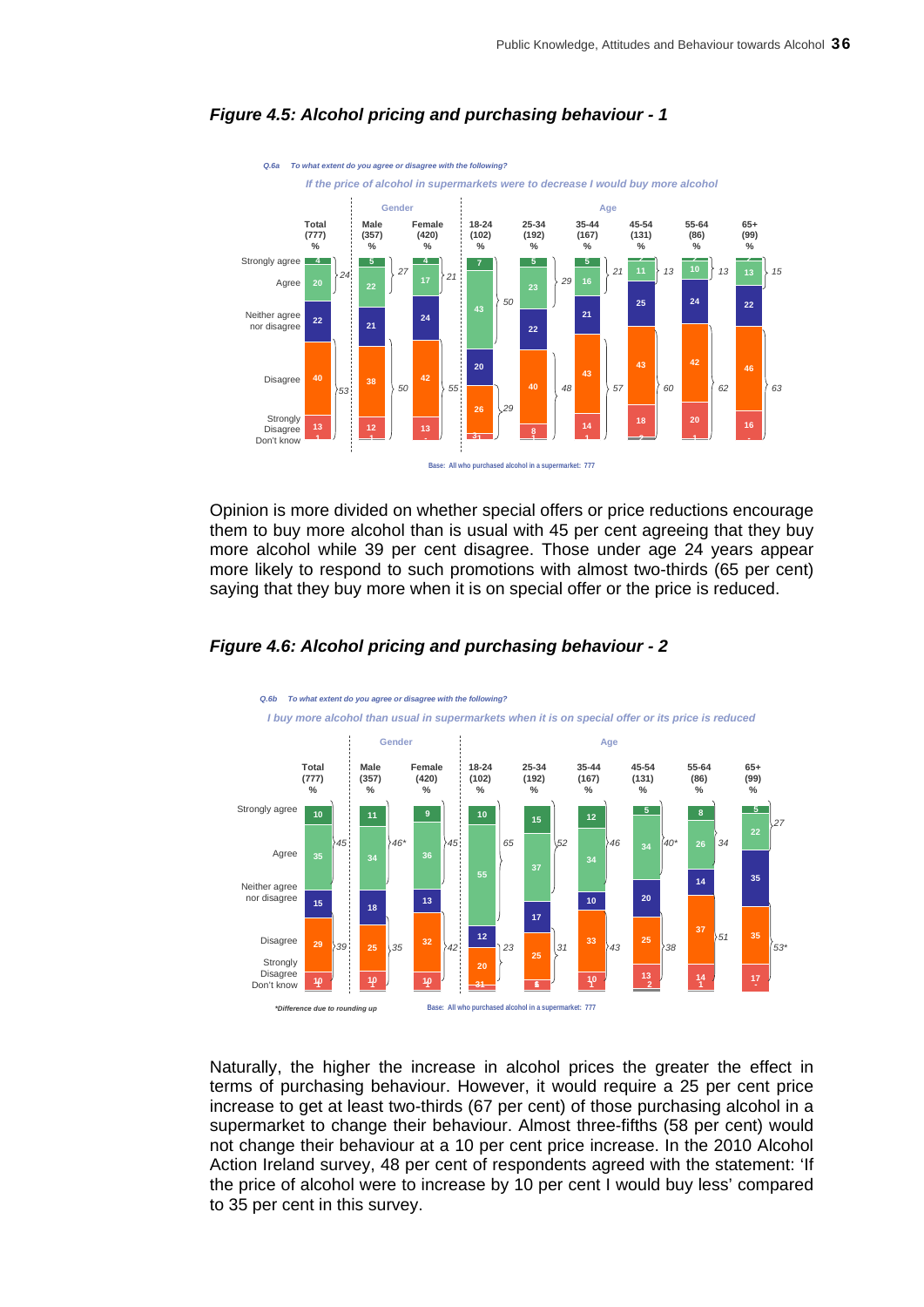### *Figure 4.5: Alcohol pricing and purchasing behaviour - 1*

*Q.6a To what extent do you agree or disagree with the following?*

*If the price of alcohol in supermarkets were to decrease I would buy more alcohol*

| | Total (777) % | Male (357) % | Female (420) % | 18-24 (102) % | 25-34 (192) % | 35-44 (167) % | 45-54 (131) % | 55-64 (86) % | 65+ (99) % |
|---|---|---|---|---|---|---|---|---|---|
| Strongly agree | 4 | 5 | 4 | 7 | 5 | 5 | 2 | 2 | 2 |
| Agree | 20 | 22 | 17 | 43 | 23 | 16 | 11 | 10 | 13 |
| *Net agree* | *24* | *27* | *21* | *50* | *29* | *21* | *13* | *13* | *15* |
| Neither agree nor disagree | 22 | 21 | 24 | 20 | 22 | 21 | 25 | 24 | 22 |
| Disagree | 40 | 38 | 42 | 26 | 40 | 43 | 43 | 42 | 46 |
| Strongly Disagree | 13 | 12 | 13 | 3 | 8 | 14 | 18 | 20 | 16 |
| *Net disagree* | *53* | *50* | *55* | *29* | *48* | *57* | *60* | *62* | *63* |
| Don't know | 1 | 1 | - | 1 | - | 1 | 2 | 1 | - |

Base: All who purchased alcohol in a supermarket: 777

Opinion is more divided on whether special offers or price reductions encourage them to buy more alcohol than is usual with 45 per cent agreeing that they buy more alcohol while 39 per cent disagree. Those under age 24 years appear more likely to respond to such promotions with almost two-thirds (65 per cent) saying that they buy more when it is on special offer or the price is reduced.

### *Figure 4.6: Alcohol pricing and purchasing behaviour - 2*

*Q.6b To what extent do you agree or disagree with the following?*

*I buy more alcohol than usual in supermarkets when it is on special offer or its price is reduced*

| | Total (777) % | Male (357) % | Female (420) % | 18-24 (102) % | 25-34 (192) % | 35-44 (167) % | 45-54 (131) % | 55-64 (86) % | 65+ (99) % |
|---|---|---|---|---|---|---|---|---|---|
| Strongly agree | 10 | 11 | 9 | 10 | 15 | 12 | 5 | 8 | 5 |
| Agree | 35 | 34 | 36 | 55 | 37 | 34 | 34 | 26 | 22 |
| *Net agree* | *45* | *46** | *45* | *65* | *52* | *46* | *40** | *34* | *27* |
| Neither agree nor disagree | 15 | 18 | 13 | 12 | 17 | 10 | 20 | 14 | 35 |
| Disagree | 29 | 25 | 32 | 20 | 25 | 33 | 25 | 37 | 35 |
| Strongly Disagree | 10 | 10 | 10 | 3 | 6 | 10 | 13 | 14 | 17 |
| *Net disagree* | *39* | *35* | *42* | *23* | *31* | *43* | *38* | *51* | *53** |
| Don't know | 1 | 1 | 1 | 1 | - | 1 | 2 | 1 | - |

*Difference due to rounding up

Base: All who purchased alcohol in a supermarket: 777

Naturally, the higher the increase in alcohol prices the greater the effect in terms of purchasing behaviour. However, it would require a 25 per cent price increase to get at least two-thirds (67 per cent) of those purchasing alcohol in a supermarket to change their behaviour. Almost three-fifths (58 per cent) would not change their behaviour at a 10 per cent price increase. In the 2010 Alcohol Action Ireland survey, 48 per cent of respondents agreed with the statement: 'If the price of alcohol were to increase by 10 per cent I would buy less' compared to 35 per cent in this survey.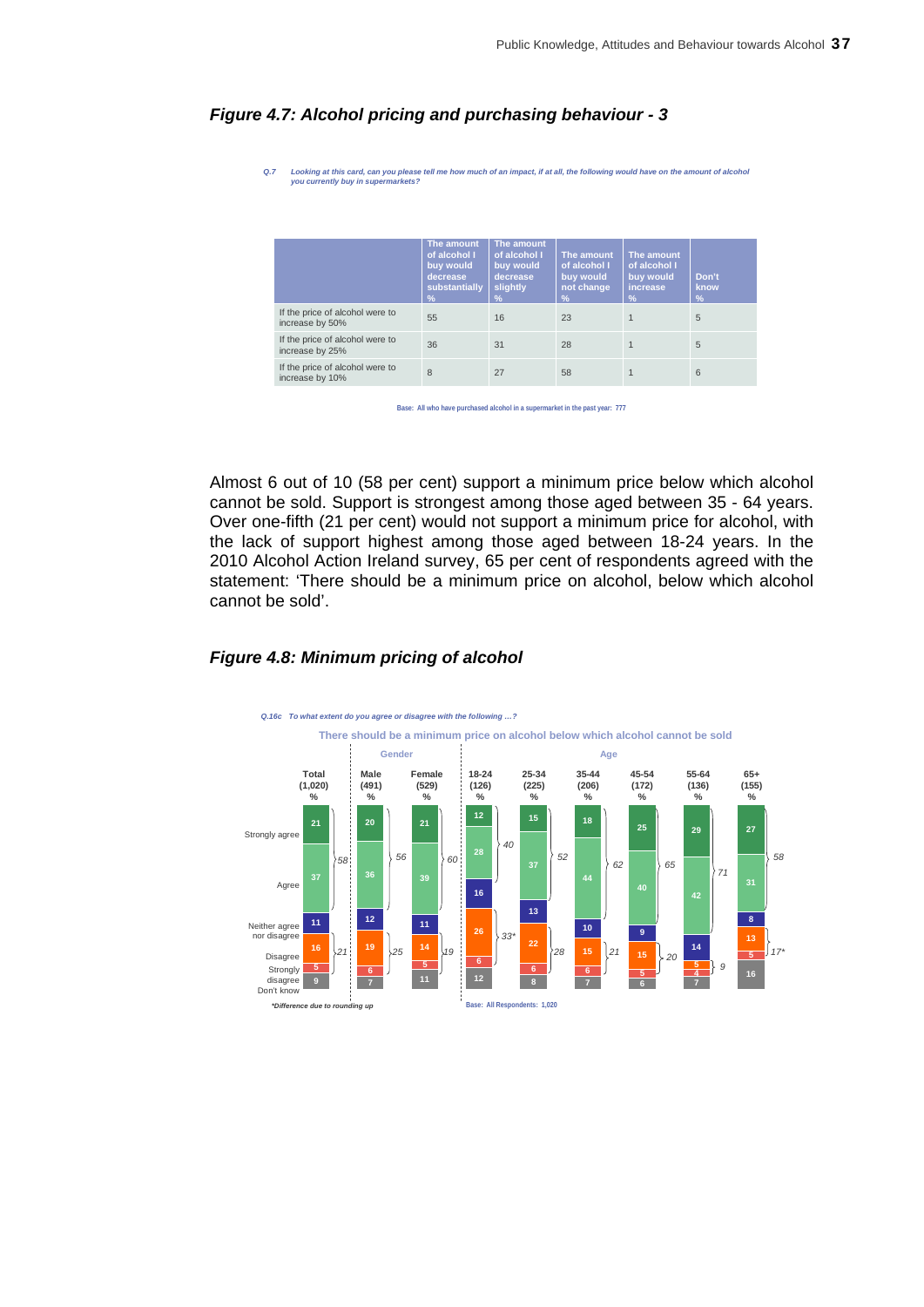## Figure 4.7: Alcohol pricing and purchasing behaviour - 3

*Q.7 Looking at this card, can you please tell me how much of an impact, if at all, the following would have on the amount of alcohol you currently buy in supermarkets?*

| | The amount of alcohol I buy would decrease substantially % | The amount of alcohol I buy would decrease slightly % | The amount of alcohol I buy would not change % | The amount of alcohol I buy would increase % | Don't know % |
|---|---|---|---|---|---|
| If the price of alcohol were to increase by 50% | 55 | 16 | 23 | 1 | 5 |
| If the price of alcohol were to increase by 25% | 36 | 31 | 28 | 1 | 5 |
| If the price of alcohol were to increase by 10% | 8 | 27 | 58 | 1 | 6 |

Base: All who have purchased alcohol in a supermarket in the past year: 777

Almost 6 out of 10 (58 per cent) support a minimum price below which alcohol cannot be sold. Support is strongest among those aged between 35 - 64 years. Over one-fifth (21 per cent) would not support a minimum price for alcohol, with the lack of support highest among those aged between 18-24 years. In the 2010 Alcohol Action Ireland survey, 65 per cent of respondents agreed with the statement: 'There should be a minimum price on alcohol, below which alcohol cannot be sold'.

## Figure 4.8: Minimum pricing of alcohol

*Q.16c To what extent do you agree or disagree with the following …?*

There should be a minimum price on alcohol below which alcohol cannot be sold

| | Total (1,020) % | Male (491) % | Female (529) % | 18-24 (126) % | 25-34 (225) % | 35-44 (206) % | 45-54 (172) % | 55-64 (136) % | 65+ (155) % |
|---|---|---|---|---|---|---|---|---|---|
| | | Gender | | Age | | | | | |
| Strongly agree | 21 | 20 | 21 | 12 | 15 | 18 | 25 | 29 | 27 |
| Agree | 37 | 36 | 39 | 28 | 37 | 44 | 40 | 42 | 31 |
| *Total agree* | *58* | *56* | *60* | *40* | *52* | *62* | *65* | *71* | *58* |
| Neither agree nor disagree | 11 | 12 | 11 | 16 | 13 | 10 | 9 | 14 | 8 |
| Disagree | 16 | 19 | 14 | 26 | 22 | 15 | 15 | 5 | 13 |
| Strongly disagree | 5 | 6 | 5 | 6 | 6 | 6 | 5 | 4 | 5 |
| *Total disagree* | *21* | *25* | *19* | *33** | *28* | *21* | *20* | *9* | *17** |
| Don't know | 9 | 7 | 11 | 12 | 8 | 7 | 6 | 7 | 16 |

*\*Difference due to rounding up*

Base: All Respondents: 1,020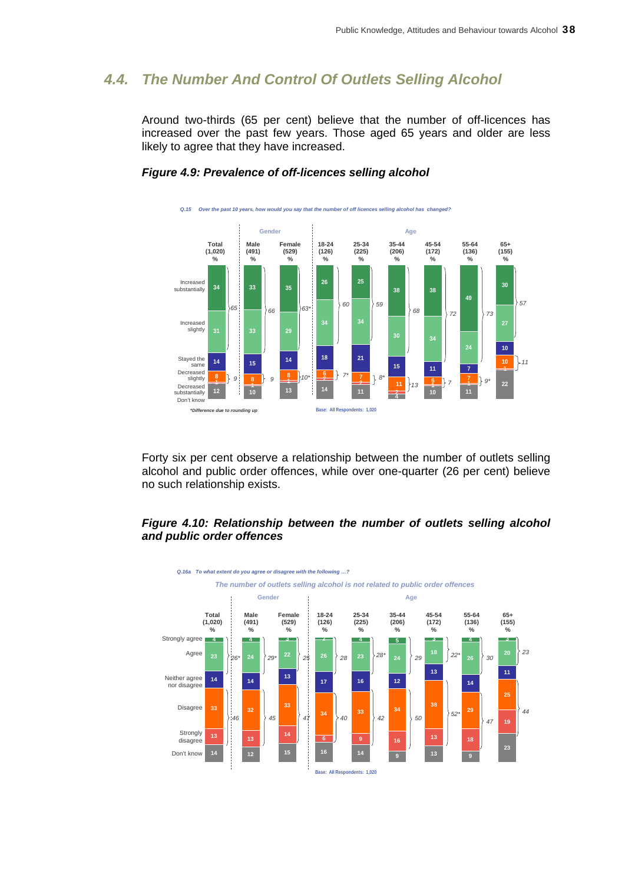## 4.4. The Number And Control Of Outlets Selling Alcohol

Around two-thirds (65 per cent) believe that the number of off-licences has increased over the past few years. Those aged 65 years and older are less likely to agree that they have increased.

***Figure 4.9: Prevalence of off-licences selling alcohol***

*Q.15 Over the past 10 years, how would you say that the number of off licences selling alcohol has changed?*

| | Total (1,020) % | Male (491) % | Female (529) % | 18-24 (126) % | 25-34 (225) % | 35-44 (206) % | 45-54 (172) % | 55-64 (136) % | 65+ (155) % |
|---|---|---|---|---|---|---|---|---|---|
| Increased substantially | 34 | 33 | 35 | 26 | 25 | 38 | 38 | 49 | 30 |
| Increased slightly | 31 | 33 | 29 | 34 | 34 | 30 | 34 | 24 | 27 |
| *Net increased* | *65* | *66* | *63** | *60* | *59* | *68* | *72* | *73* | *57* |
| Stayed the same | 14 | 15 | 14 | 18 | 21 | 15 | 11 | 7 | 10 |
| Decreased slightly | 8 | 8 | 8 | 6 | 7 | 11 | 6 | 7 | 10 |
| Decreased substantially | 1 | 1 | 1 | 2 | 2 | 2 | 1 | 1 | 1 |
| *Net decreased* | *9* | *9* | *10** | *7** | *8** | *13* | *7* | *9** | *11* |
| Don't know | 12 | 10 | 13 | 14 | 11 | 4 | 10 | 11 | 22 |

*Difference due to rounding up

Base: All Respondents: 1,020

Forty six per cent observe a relationship between the number of outlets selling alcohol and public order offences, while over one-quarter (26 per cent) believe no such relationship exists.

***Figure 4.10: Relationship between the number of outlets selling alcohol and public order offences***

*Q.16a To what extent do you agree or disagree with the following …?*

*The number of outlets selling alcohol is not related to public order offences*

| | Total (1,020) % | Male (491) % | Female (529) % | 18-24 (126) % | 25-34 (225) % | 35-44 (206) % | 45-54 (172) % | 55-64 (136) % | 65+ (155) % |
|---|---|---|---|---|---|---|---|---|---|
| Strongly agree | 4 | 4 | 3 | 2 | 4 | 5 | 3 | 4 | 3 |
| Agree | 23 | 24 | 22 | 26 | 23 | 24 | 18 | 26 | 20 |
| *Net agree* | *26** | *29** | *25* | *28* | *28** | *29* | *22** | *30* | *23* |
| Neither agree nor disagree | 14 | 14 | 13 | 17 | 16 | 12 | 13 | 14 | 11 |
| Disagree | 33 | 32 | 33 | 34 | 33 | 34 | 38 | 29 | 25 |
| Strongly disagree | 13 | 13 | 14 | 6 | 9 | 16 | 13 | 18 | 19 |
| *Net disagree* | *46* | *45* | *47* | *40* | *42* | *50* | *52** | *47* | *44* |
| Don't know | 14 | 12 | 15 | 16 | 14 | 9 | 13 | 9 | 23 |

Base: All Respondents: 1,020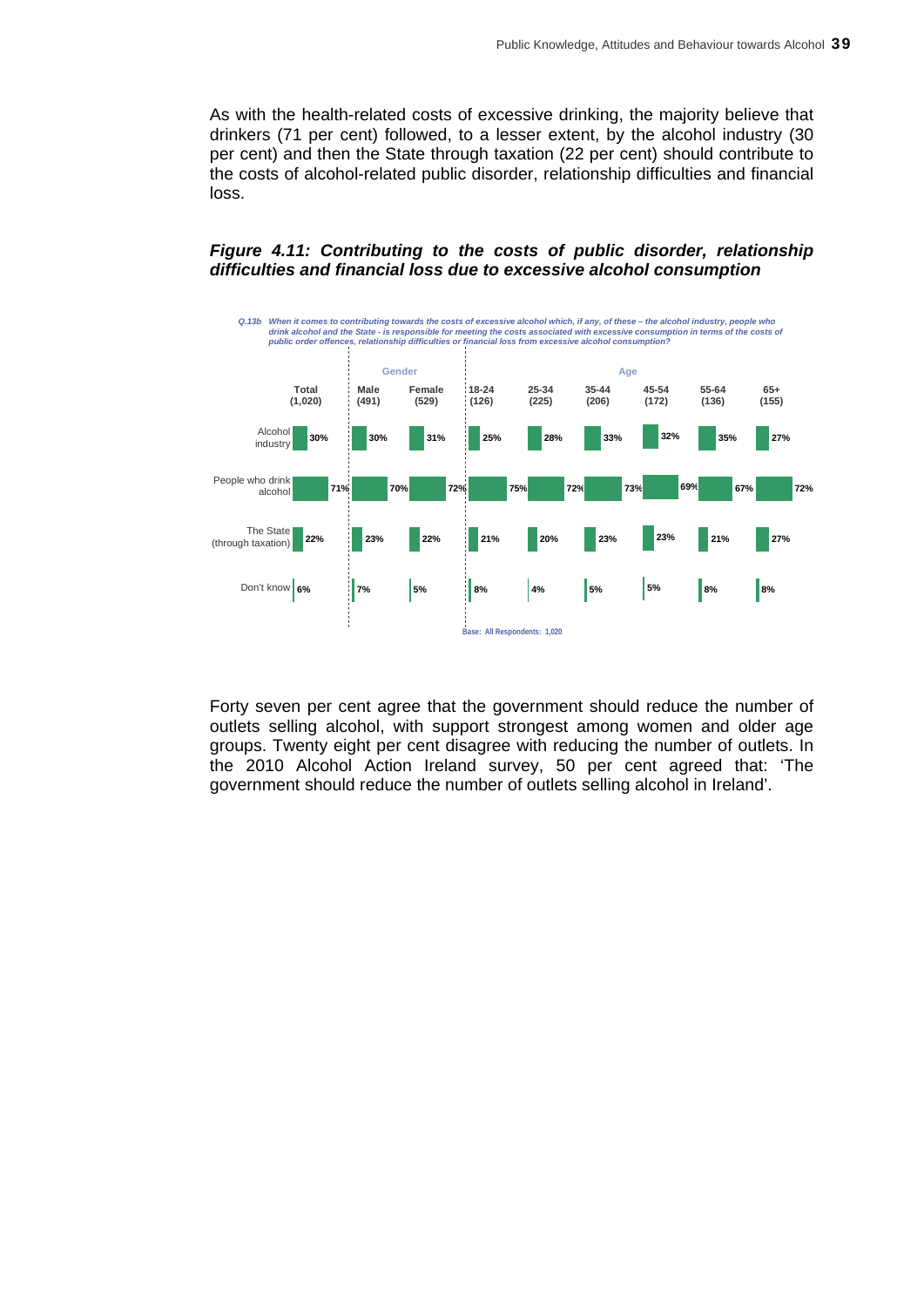As with the health-related costs of excessive drinking, the majority believe that drinkers (71 per cent) followed, to a lesser extent, by the alcohol industry (30 per cent) and then the State through taxation (22 per cent) should contribute to the costs of alcohol-related public disorder, relationship difficulties and financial loss.

***Figure 4.11: Contributing to the costs of public disorder, relationship difficulties and financial loss due to excessive alcohol consumption***

*Q.13b When it comes to contributing towards the costs of excessive alcohol which, if any, of these – the alcohol industry, people who drink alcohol and the State - is responsible for meeting the costs associated with excessive consumption in terms of the costs of public order offences, relationship difficulties or financial loss from excessive alcohol consumption?*

| | Total (1,020) | Male (491) | Female (529) | 18-24 (126) | 25-34 (225) | 35-44 (206) | 45-54 (172) | 55-64 (136) | 65+ (155) |
|---|---|---|---|---|---|---|---|---|---|
| | | Gender | | Age | | | | | |
| Alcohol industry | 30% | 30% | 31% | 25% | 28% | 33% | 32% | 35% | 27% |
| People who drink alcohol | 71% | 70% | 72% | 75% | 72% | 73% | 69% | 67% | 72% |
| The State (through taxation) | 22% | 23% | 22% | 21% | 20% | 23% | 23% | 21% | 27% |
| Don't know | 6% | 7% | 5% | 8% | 4% | 5% | 5% | 8% | 8% |

Base: All Respondents: 1,020

Forty seven per cent agree that the government should reduce the number of outlets selling alcohol, with support strongest among women and older age groups. Twenty eight per cent disagree with reducing the number of outlets. In the 2010 Alcohol Action Ireland survey, 50 per cent agreed that: 'The government should reduce the number of outlets selling alcohol in Ireland'.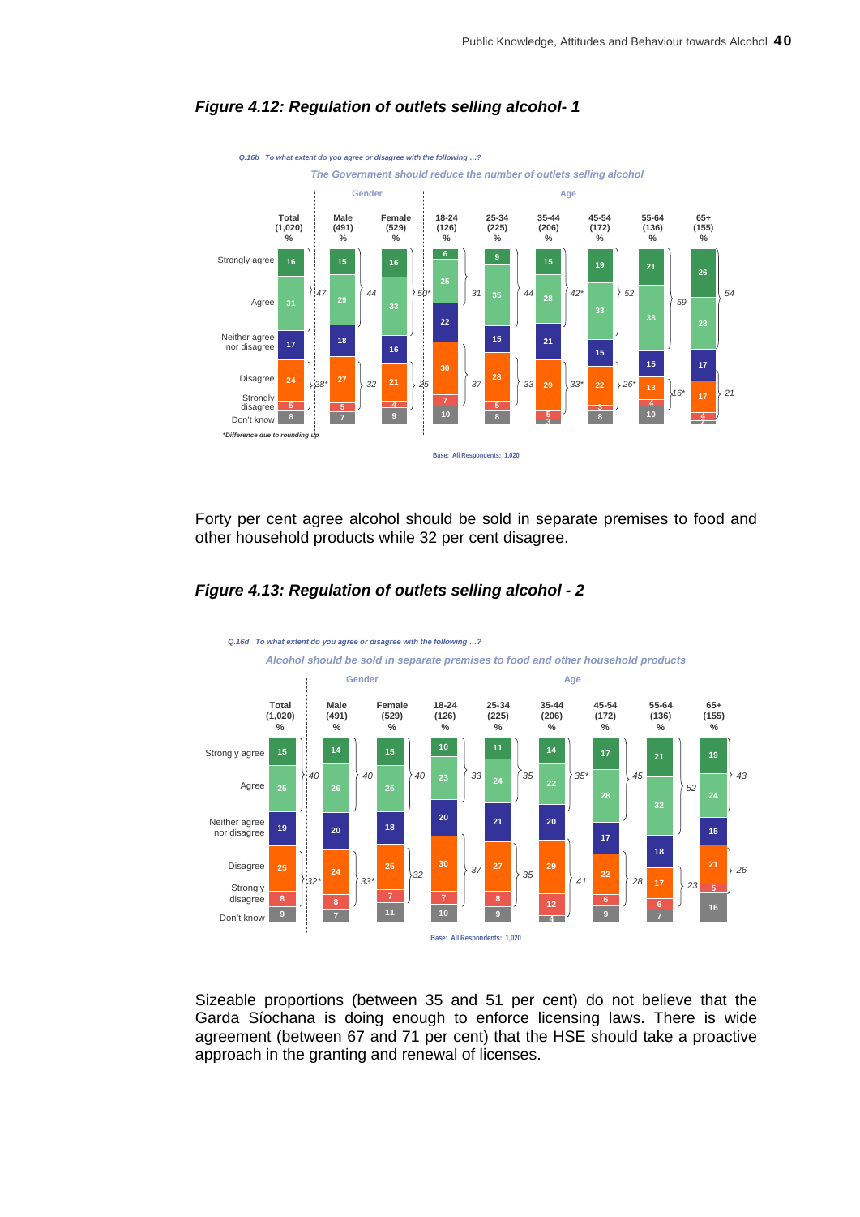### *Figure 4.12: Regulation of outlets selling alcohol- 1*

*Q.16b To what extent do you agree or disagree with the following …?*

*The Government should reduce the number of outlets selling alcohol*

| | Total (1,020) % | Male (491) % | Female (529) % | 18-24 (126) % | 25-34 (225) % | 35-44 (206) % | 45-54 (172) % | 55-64 (136) % | 65+ (155) % |
|---|---|---|---|---|---|---|---|---|---|
| Strongly agree | 16 | 15 | 16 | 6 | 9 | 15 | 19 | 21 | 26 |
| Agree | 31 | 29 | 33 | 25 | 35 | 28 | 33 | 38 | 28 |
| *Total agree* | *47* | *44* | *50** | *31* | *44* | *42** | *52* | *59* | *54* |
| Neither agree nor disagree | 17 | 18 | 16 | 22 | 15 | 21 | 15 | 15 | 17 |
| Disagree | 24 | 27 | 21 | 30 | 28 | 29 | 22 | 13 | 17 |
| Strongly disagree | 5 | 5 | 4 | 7 | 5 | 5 | 3 | 4 | 4 |
| *Total disagree* | *28** | *32* | *25* | *37* | *33* | *33** | *26** | *16** | *21* |
| Don't know | 8 | 7 | 9 | 10 | 8 | 3 | 8 | 10 | 2 |

*\*Difference due to rounding up*

Base: All Respondents: 1,020

Forty per cent agree alcohol should be sold in separate premises to food and other household products while 32 per cent disagree.

### *Figure 4.13: Regulation of outlets selling alcohol - 2*

*Q.16d To what extent do you agree or disagree with the following …?*

*Alcohol should be sold in separate premises to food and other household products*

| | Total (1,020) % | Male (491) % | Female (529) % | 18-24 (126) % | 25-34 (225) % | 35-44 (206) % | 45-54 (172) % | 55-64 (136) % | 65+ (155) % |
|---|---|---|---|---|---|---|---|---|---|
| Strongly agree | 15 | 14 | 15 | 10 | 11 | 14 | 17 | 21 | 19 |
| Agree | 25 | 26 | 25 | 23 | 24 | 22 | 28 | 32 | 24 |
| *Total agree* | *40* | *40* | *40* | *33* | *35* | *35** | *45* | *52* | *43* |
| Neither agree nor disagree | 19 | 20 | 18 | 20 | 21 | 20 | 17 | 18 | 15 |
| Disagree | 25 | 24 | 25 | 30 | 27 | 29 | 22 | 17 | 21 |
| Strongly disagree | 8 | 8 | 7 | 7 | 8 | 12 | 6 | 6 | 5 |
| *Total disagree* | *32** | *33** | *32* | *37* | *35* | *41* | *28* | *23* | *26* |
| Don't know | 9 | 7 | 11 | 10 | 9 | 4 | 9 | 7 | 16 |

Base: All Respondents: 1,020

Sizeable proportions (between 35 and 51 per cent) do not believe that the Garda Síochana is doing enough to enforce licensing laws. There is wide agreement (between 67 and 71 per cent) that the HSE should take a proactive approach in the granting and renewal of licenses.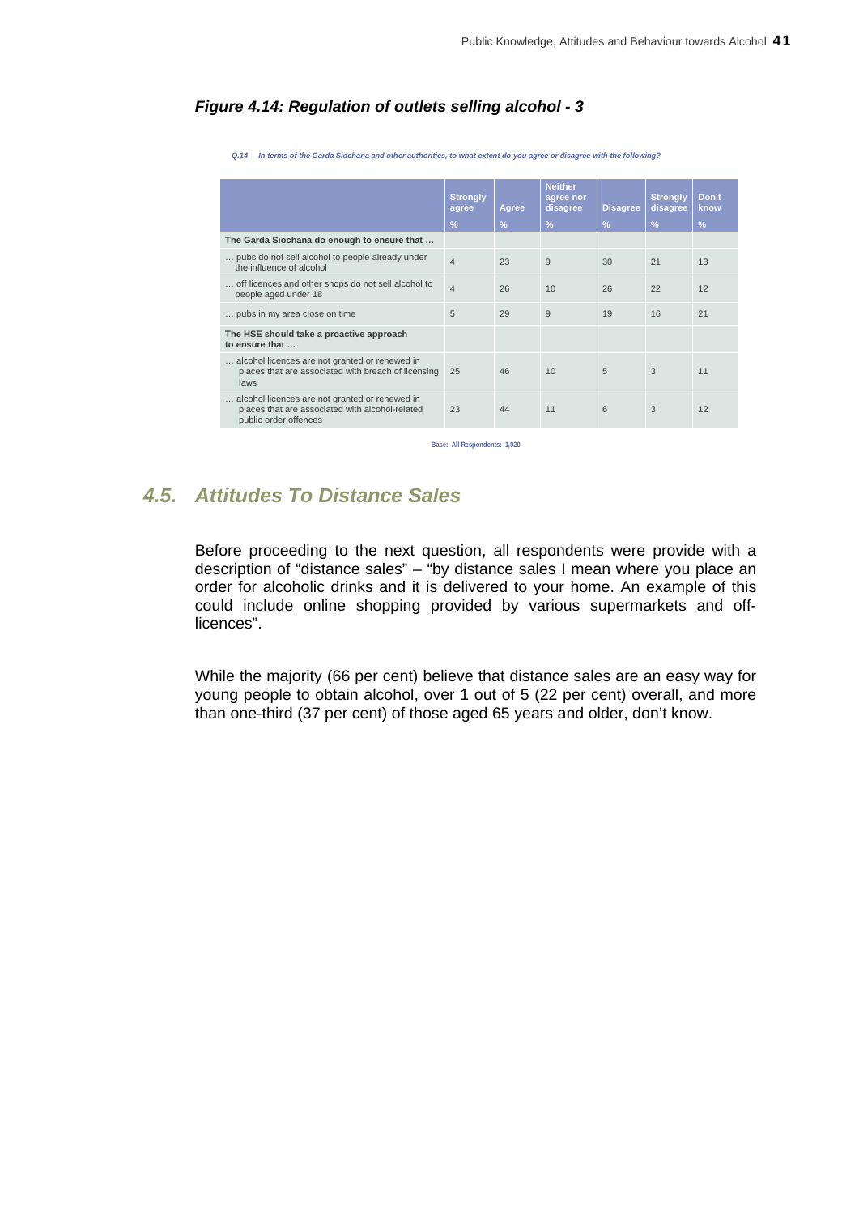### *Figure 4.14: Regulation of outlets selling alcohol - 3*

*Q.14 In terms of the Garda Siochana and other authorities, to what extent do you agree or disagree with the following?*

| | Strongly agree % | Agree % | Neither agree nor disagree % | Disagree % | Strongly disagree % | Don't know % |
|---|---|---|---|---|---|---|
| **The Garda Siochana do enough to ensure that …** | | | | | | |
| … pubs do not sell alcohol to people already under the influence of alcohol | 4 | 23 | 9 | 30 | 21 | 13 |
| … off licences and other shops do not sell alcohol to people aged under 18 | 4 | 26 | 10 | 26 | 22 | 12 |
| … pubs in my area close on time | 5 | 29 | 9 | 19 | 16 | 21 |
| **The HSE should take a proactive approach to ensure that …** | | | | | | |
| … alcohol licences are not granted or renewed in places that are associated with breach of licensing laws | 25 | 46 | 10 | 5 | 3 | 11 |
| … alcohol licences are not granted or renewed in places that are associated with alcohol-related public order offences | 23 | 44 | 11 | 6 | 3 | 12 |

Base: All Respondents: 1,020

## *4.5. Attitudes To Distance Sales*

Before proceeding to the next question, all respondents were provide with a description of "distance sales" – "by distance sales I mean where you place an order for alcoholic drinks and it is delivered to your home. An example of this could include online shopping provided by various supermarkets and off-licences".

While the majority (66 per cent) believe that distance sales are an easy way for young people to obtain alcohol, over 1 out of 5 (22 per cent) overall, and more than one-third (37 per cent) of those aged 65 years and older, don't know.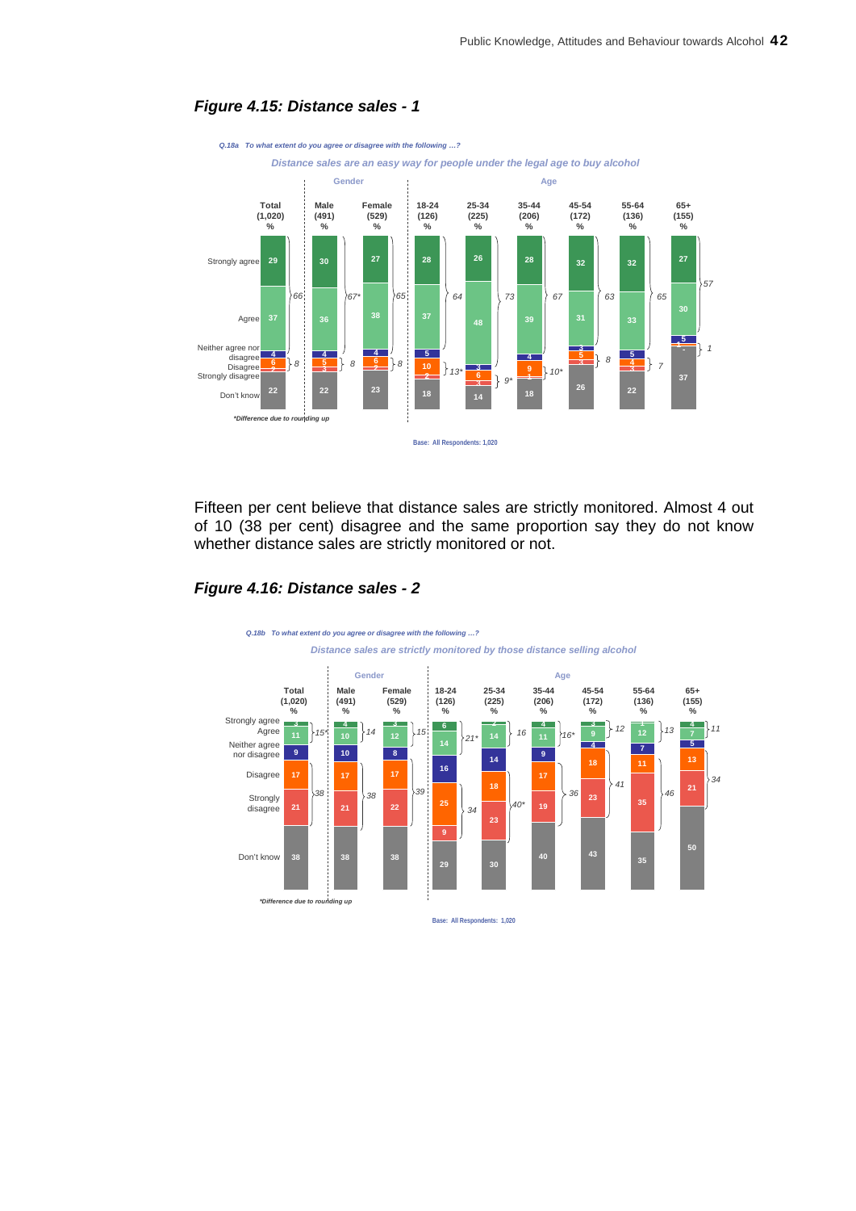### *Figure 4.15: Distance sales - 1*

*Q.18a To what extent do you agree or disagree with the following …?*

*Distance sales are an easy way for people under the legal age to buy alcohol*

| | Total (1,020) % | Male (491) % | Female (529) % | 18-24 (126) % | 25-34 (225) % | 35-44 (206) % | 45-54 (172) % | 55-64 (136) % | 65+ (155) % |
|---|---|---|---|---|---|---|---|---|---|
| Strongly agree | 29 | 30 | 27 | 28 | 26 | 28 | 32 | 32 | 27 |
| Agree | 37 | 36 | 38 | 37 | 48 | 39 | 31 | 33 | 30 |
| Net agree | 66 | 67* | 65 | 64 | 73 | 67 | 63 | 65 | 57 |
| Neither agree nor disagree | 4 | 4 | 4 | 5 | 3 | 4 | 3 | 5 | 5 |
| Disagree | 6 | 5 | 6 | 10 | 6 | 9 | 5 | 4 | - |
| Strongly disagree | 2 | 3 | 2 | 2 | 3 | 1 | 3 | 3 | 1 |
| Net disagree | 8 | 8 | 8 | 13* | 9* | 10* | 8 | 7 | 1 |
| Don't know | 22 | 22 | 23 | 18 | 14 | 18 | 26 | 22 | 37 |

*\*Difference due to rounding up*

Base: All Respondents: 1,020

Fifteen per cent believe that distance sales are strictly monitored. Almost 4 out of 10 (38 per cent) disagree and the same proportion say they do not know whether distance sales are strictly monitored or not.

### *Figure 4.16: Distance sales - 2*

*Q.18b To what extent do you agree or disagree with the following …?*

*Distance sales are strictly monitored by those distance selling alcohol*

| | Total (1,020) % | Male (491) % | Female (529) % | 18-24 (126) % | 25-34 (225) % | 35-44 (206) % | 45-54 (172) % | 55-64 (136) % | 65+ (155) % |
|---|---|---|---|---|---|---|---|---|---|
| Strongly agree | 3 | 4 | 3 | 6 | 2 | 4 | 3 | 1 | 4 |
| Agree | 11 | 10 | 12 | 14 | 14 | 11 | 9 | 12 | 7 |
| Net agree | 15* | 14 | 15 | 21* | 16 | 16* | 12 | 13 | 11 |
| Neither agree nor disagree | 9 | 10 | 8 | 16 | 14 | 9 | 4 | 7 | 5 |
| Disagree | 17 | 17 | 17 | 25 | 18 | 17 | 18 | 11 | 13 |
| Strongly disagree | 21 | 21 | 22 | 9 | 23 | 19 | 23 | 35 | 21 |
| Net disagree | 38 | 38 | 39 | 34 | 40* | 36 | 41 | 46 | 34 |
| Don't know | 38 | 38 | 38 | 29 | 30 | 40 | 43 | 35 | 50 |

*\*Difference due to rounding up*

Base: All Respondents: 1,020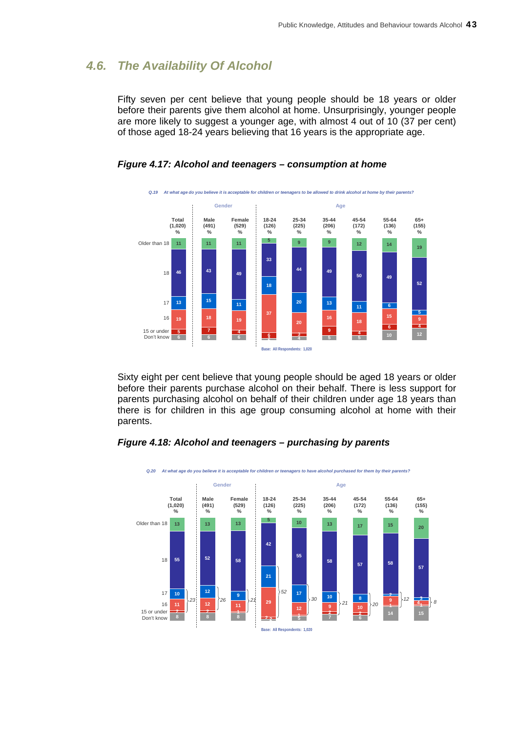## 4.6. The Availability Of Alcohol

Fifty seven per cent believe that young people should be 18 years or older before their parents give them alcohol at home. Unsurprisingly, younger people are more likely to suggest a younger age, with almost 4 out of 10 (37 per cent) of those aged 18-24 years believing that 16 years is the appropriate age.

### *Figure 4.17: Alcohol and teenagers – consumption at home*

*Q.19 At what age do you believe it is acceptable for children or teenagers to be allowed to drink alcohol at home by their parents?*

| | Total (1,020) % | Gender: Male (491) % | Gender: Female (529) % | Age: 18-24 (126) % | Age: 25-34 (225) % | Age: 35-44 (206) % | Age: 45-54 (172) % | Age: 55-64 (136) % | Age: 65+ (155) % |
|---|---|---|---|---|---|---|---|---|---|
| Older than 18 | 11 | 11 | 11 | 5 | 9 | 9 | 12 | 14 | 19 |
| 18 | 46 | 43 | 49 | 33 | 44 | 49 | 50 | 49 | 52 |
| 17 | 13 | 15 | 11 | 18 | 20 | 13 | 11 | 6 | 5 |
| 16 | 19 | 18 | 19 | 37 | 20 | 16 | 18 | 15 | 9 |
| 15 or under | 5 | 7 | 4 | 6 | 3 | 9 | 4 | 6 | 4 |
| Don't know | 6 | 6 | 6 | 2 | 4 | 5 | 5 | 10 | 12 |

Base: All Respondents: 1,020

Sixty eight per cent believe that young people should be aged 18 years or older before their parents purchase alcohol on their behalf. There is less support for parents purchasing alcohol on behalf of their children under age 18 years than there is for children in this age group consuming alcohol at home with their parents.

### *Figure 4.18: Alcohol and teenagers – purchasing by parents*

*Q.20 At what age do you believe it is acceptable for children or teenagers to have alcohol purchased for them by their parents?*

| | Total (1,020) % | Gender: Male (491) % | Gender: Female (529) % | Age: 18-24 (126) % | Age: 25-34 (225) % | Age: 35-44 (206) % | Age: 45-54 (172) % | Age: 55-64 (136) % | Age: 65+ (155) % |
|---|---|---|---|---|---|---|---|---|---|
| Older than 18 | 13 | 13 | 13 | 5 | 10 | 13 | 17 | 15 | 20 |
| 18 | 55 | 52 | 58 | 42 | 55 | 58 | 57 | 58 | 57 |
| 17 | 10 | 12 | 9 | 21 | 17 | 10 | 8 | 2 | 3 |
| 16 | 11 | 12 | 11 | 29 | 12 | 9 | 10 | 9 | 4 |
| 15 or under | 2 | 2 | 1 | 2 | 1 | 2 | 2 | 1 | 1 |
| Don't know | 8 | 8 | 8 | 2 | 5 | 7 | 6 | 14 | 15 |
| (17 or under) | 23 | 26 | 21 | 52 | 30 | 21 | 20 | 12 | 8 |

Base: All Respondents: 1,020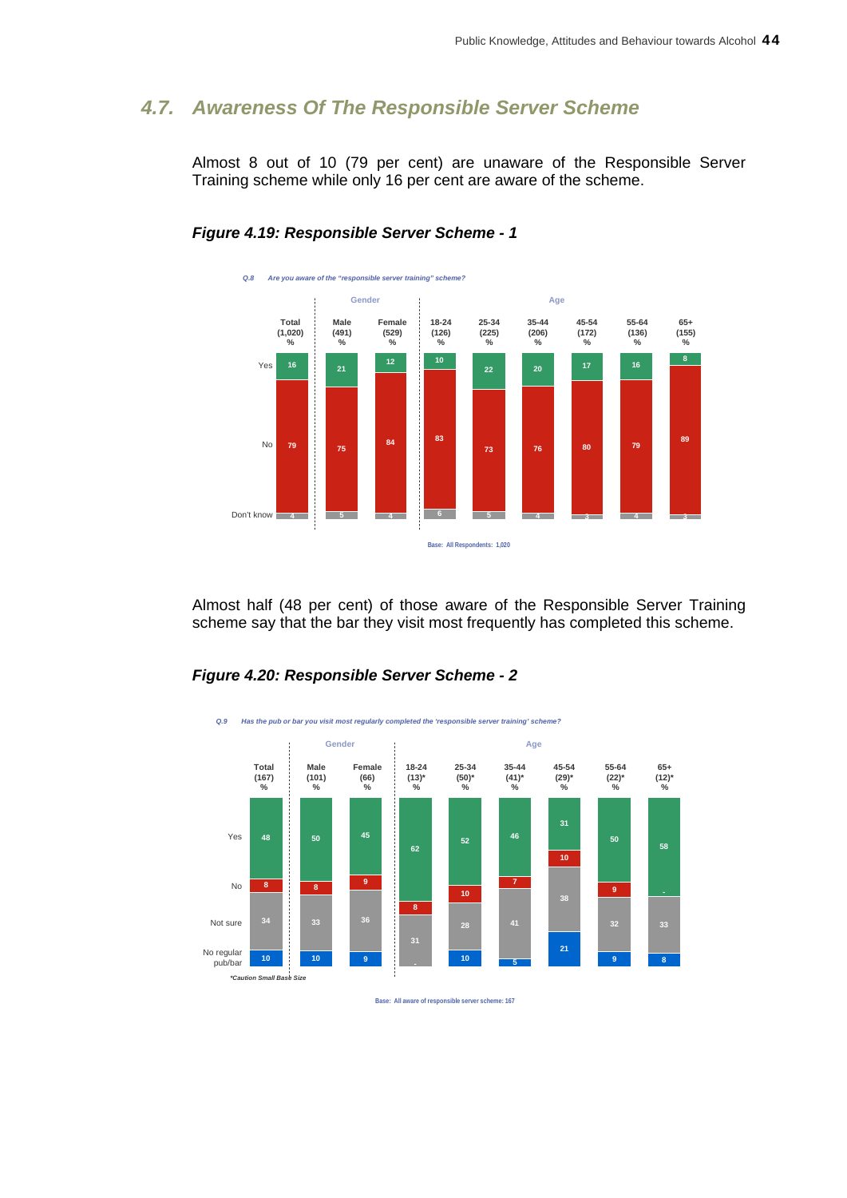## 4.7. Awareness Of The Responsible Server Scheme

Almost 8 out of 10 (79 per cent) are unaware of the Responsible Server Training scheme while only 16 per cent are aware of the scheme.

### Figure 4.19: Responsible Server Scheme - 1

*Q.8 Are you aware of the "responsible server training" scheme?*

| | Total (1,020) % | Male (491) % | Female (529) % | 18-24 (126) % | 25-34 (225) % | 35-44 (206) % | 45-54 (172) % | 55-64 (136) % | 65+ (155) % |
|---|---|---|---|---|---|---|---|---|---|
| Yes | 16 | 21 | 12 | 10 | 22 | 20 | 17 | 16 | 8 |
| No | 79 | 75 | 84 | 83 | 73 | 76 | 80 | 79 | 89 |
| Don't know | 4 | 5 | 4 | 6 | 5 | 4 | 3 | 4 | 3 |

Base: All Respondents: 1,020

Almost half (48 per cent) of those aware of the Responsible Server Training scheme say that the bar they visit most frequently has completed this scheme.

### Figure 4.20: Responsible Server Scheme - 2

*Q.9 Has the pub or bar you visit most regularly completed the 'responsible server training' scheme?*

| | Total (167) % | Male (101) % | Female (66) % | 18-24 (13)* % | 25-34 (50)* % | 35-44 (41)* % | 45-54 (29)* % | 55-64 (22)* % | 65+ (12)* % |
|---|---|---|---|---|---|---|---|---|---|
| Yes | 48 | 50 | 45 | 62 | 52 | 46 | 31 | 50 | 58 |
| No | 8 | 8 | 9 | 8 | 10 | 7 | 10 | 9 | - |
| Not sure | 34 | 33 | 36 | 31 | 28 | 41 | 38 | 32 | 33 |
| No regular pub/bar | 10 | 10 | 9 | - | 10 | 5 | 21 | 9 | 8 |

*Caution Small Base Size

Base: All aware of responsible server scheme: 167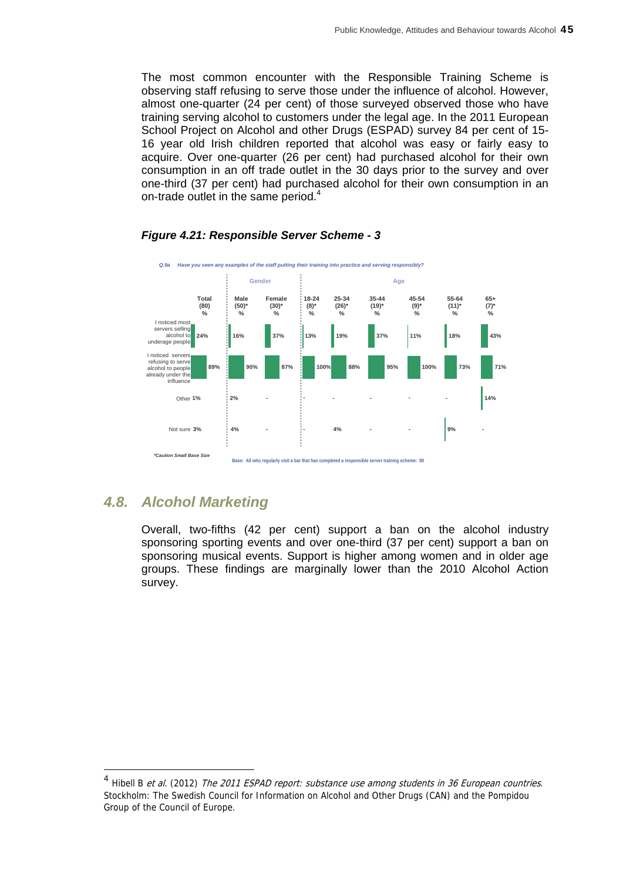The most common encounter with the Responsible Training Scheme is observing staff refusing to serve those under the influence of alcohol. However, almost one-quarter (24 per cent) of those surveyed observed those who have training serving alcohol to customers under the legal age. In the 2011 European School Project on Alcohol and other Drugs (ESPAD) survey 84 per cent of 15-16 year old Irish children reported that alcohol was easy or fairly easy to acquire. Over one-quarter (26 per cent) had purchased alcohol for their own consumption in an off trade outlet in the 30 days prior to the survey and over one-third (37 per cent) had purchased alcohol for their own consumption in an on-trade outlet in the same period.[4]

***Figure 4.21: Responsible Server Scheme - 3***

*Q.9a Have you seen any examples of the staff putting their training into practice and serving responsibly?*

| | Total (80) % | Gender: Male (50)* % | Female (30)* % | Age: 18-24 (8)* % | 25-34 (26)* % | 35-44 (19)* % | 45-54 (9)* % | 55-64 (11)* % | 65+ (7)* % |
|---|---|---|---|---|---|---|---|---|---|
| I noticed most servers selling alcohol to underage people | 24% | 16% | 37% | 13% | 19% | 37% | 11% | 18% | 43% |
| I noticed servers refusing to serve alcohol to people already under the influence | 89% | 90% | 87% | 100% | 88% | 95% | 100% | 73% | 71% |
| Other | 1% | 2% | - | - | - | - | - | - | 14% |
| Not sure | 3% | 4% | - | - | 4% | - | - | 9% | - |

*\*Caution Small Base Size*

Base: All who regularly visit a bar that has completed a responsible server training scheme: 80

## *4.8. Alcohol Marketing*

Overall, two-fifths (42 per cent) support a ban on the alcohol industry sponsoring sporting events and over one-third (37 per cent) support a ban on sponsoring musical events. Support is higher among women and in older age groups. These findings are marginally lower than the 2010 Alcohol Action survey.

---

[4] Hibell B *et al.* (2012) *The 2011 ESPAD report: substance use among students in 36 European countries*. Stockholm: The Swedish Council for Information on Alcohol and Other Drugs (CAN) and the Pompidou Group of the Council of Europe.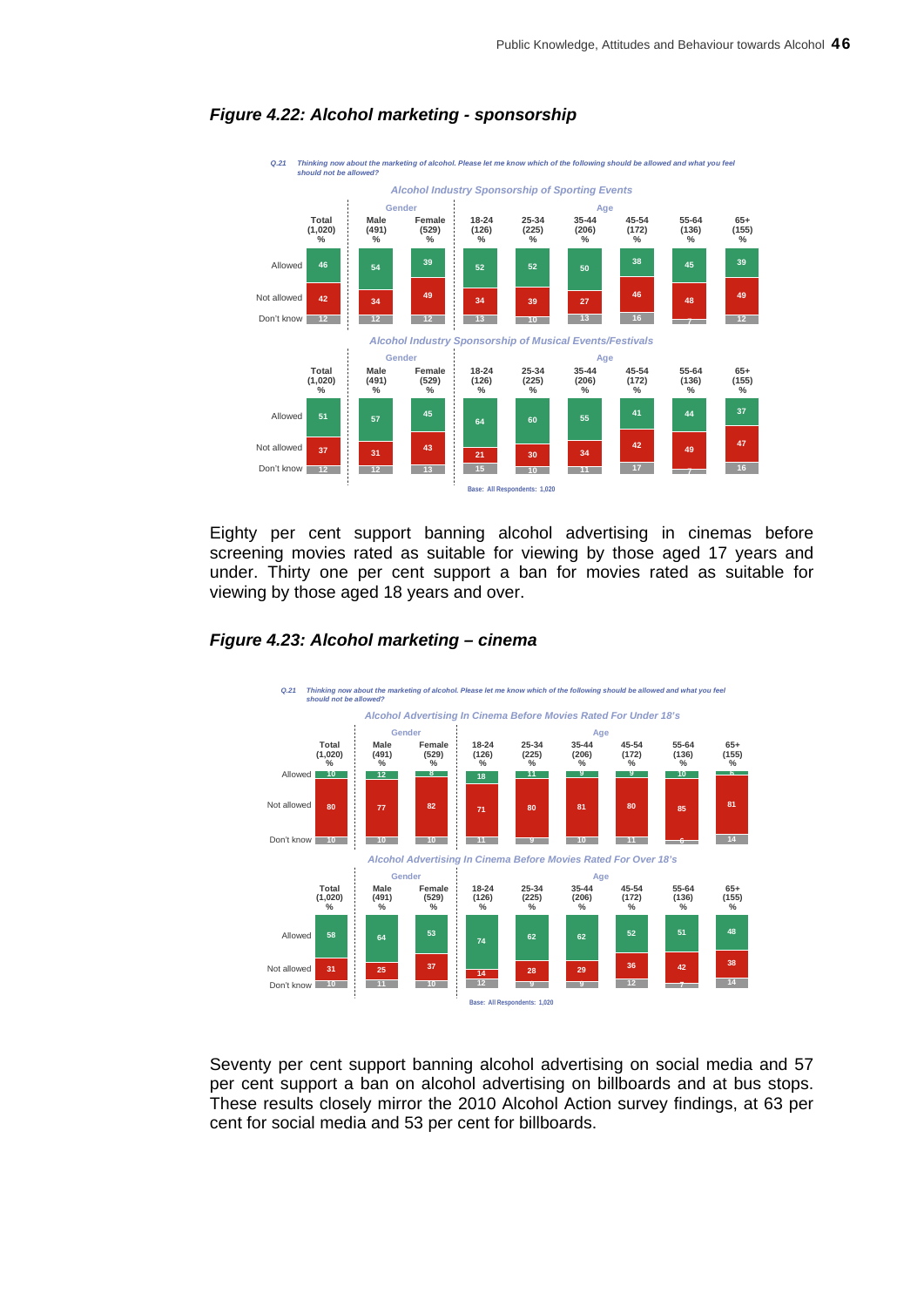### *Figure 4.22: Alcohol marketing - sponsorship*

*Q.21 Thinking now about the marketing of alcohol. Please let me know which of the following should be allowed and what you feel should not be allowed?*

*Alcohol Industry Sponsorship of Sporting Events*

| | Total (1,020) % | Male (491) % | Female (529) % | 18-24 (126) % | 25-34 (225) % | 35-44 (206) % | 45-54 (172) % | 55-64 (136) % | 65+ (155) % |
|---|---|---|---|---|---|---|---|---|---|
| Allowed | 46 | 54 | 39 | 52 | 52 | 50 | 38 | 45 | 39 |
| Not allowed | 42 | 34 | 49 | 34 | 39 | 27 | 46 | 48 | 49 |
| Don't know | 12 | 12 | 12 | 13 | 10 | 13 | 16 | 7 | 12 |

*Alcohol Industry Sponsorship of Musical Events/Festivals*

| | Total (1,020) % | Male (491) % | Female (529) % | 18-24 (126) % | 25-34 (225) % | 35-44 (206) % | 45-54 (172) % | 55-64 (136) % | 65+ (155) % |
|---|---|---|---|---|---|---|---|---|---|
| Allowed | 51 | 57 | 45 | 64 | 60 | 55 | 41 | 44 | 37 |
| Not allowed | 37 | 31 | 43 | 21 | 30 | 34 | 42 | 49 | 47 |
| Don't know | 12 | 12 | 13 | 15 | 10 | 11 | 17 | 7 | 16 |

Base: All Respondents: 1,020

Eighty per cent support banning alcohol advertising in cinemas before screening movies rated as suitable for viewing by those aged 17 years and under. Thirty one per cent support a ban for movies rated as suitable for viewing by those aged 18 years and over.

### *Figure 4.23: Alcohol marketing – cinema*

*Q.21 Thinking now about the marketing of alcohol. Please let me know which of the following should be allowed and what you feel should not be allowed?*

*Alcohol Advertising In Cinema Before Movies Rated For Under 18's*

| | Total (1,020) % | Male (491) % | Female (529) % | 18-24 (126) % | 25-34 (225) % | 35-44 (206) % | 45-54 (172) % | 55-64 (136) % | 65+ (155) % |
|---|---|---|---|---|---|---|---|---|---|
| Allowed | 10 | 12 | 8 | 18 | 11 | 9 | 9 | 10 | 5 |
| Not allowed | 80 | 77 | 82 | 71 | 80 | 81 | 80 | 85 | 81 |
| Don't know | 10 | 10 | 10 | 11 | 9 | 10 | 11 | 6 | 14 |

*Alcohol Advertising In Cinema Before Movies Rated For Over 18's*

| | Total (1,020) % | Male (491) % | Female (529) % | 18-24 (126) % | 25-34 (225) % | 35-44 (206) % | 45-54 (172) % | 55-64 (136) % | 65+ (155) % |
|---|---|---|---|---|---|---|---|---|---|
| Allowed | 58 | 64 | 53 | 74 | 62 | 62 | 52 | 51 | 48 |
| Not allowed | 31 | 25 | 37 | 14 | 28 | 29 | 36 | 42 | 38 |
| Don't know | 10 | 11 | 10 | 12 | 9 | 9 | 12 | 7 | 14 |

Base: All Respondents: 1,020

Seventy per cent support banning alcohol advertising on social media and 57 per cent support a ban on alcohol advertising on billboards and at bus stops. These results closely mirror the 2010 Alcohol Action survey findings, at 63 per cent for social media and 53 per cent for billboards.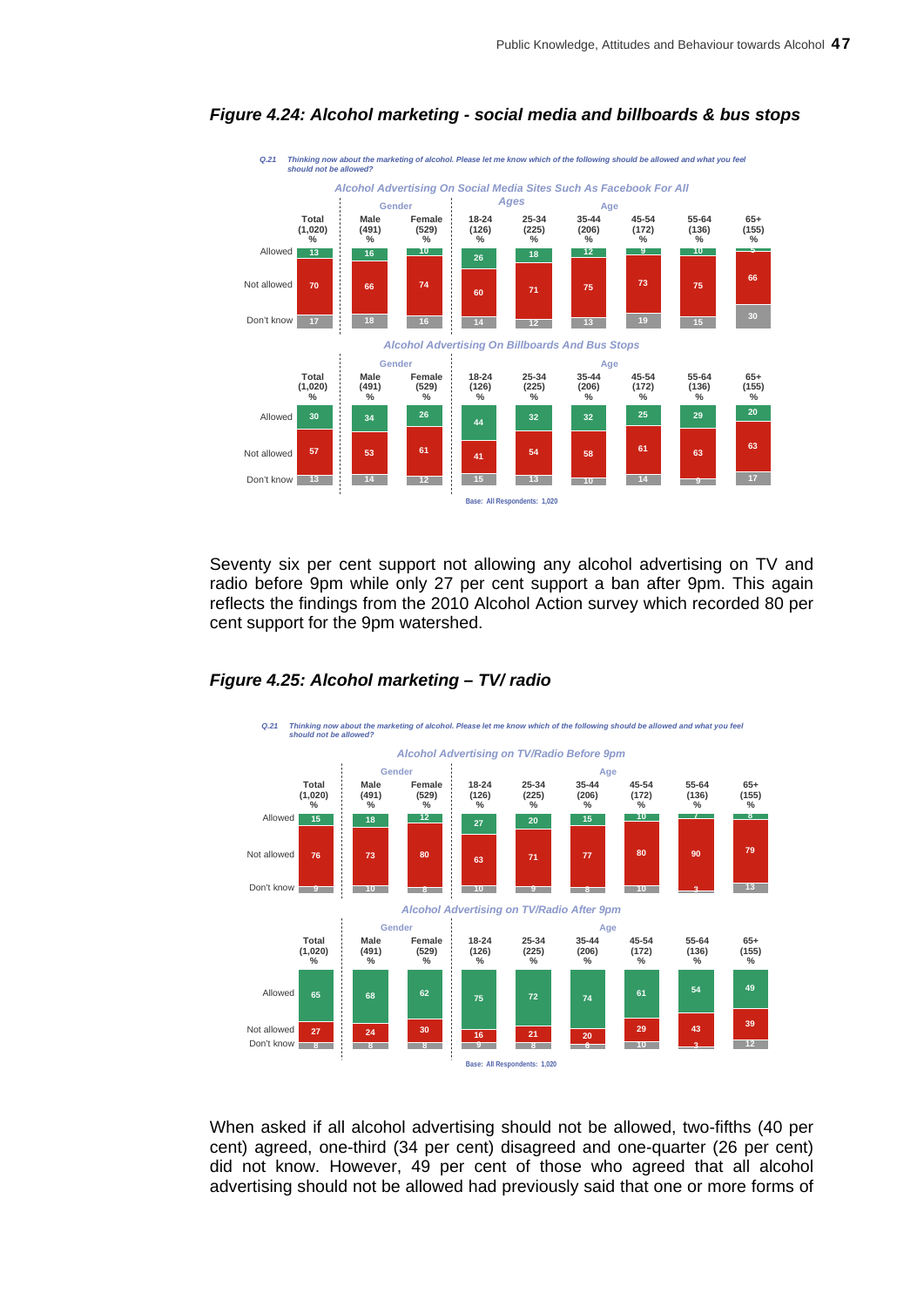### *Figure 4.24: Alcohol marketing - social media and billboards & bus stops*

*Q.21 Thinking now about the marketing of alcohol. Please let me know which of the following should be allowed and what you feel should not be allowed?*

*Alcohol Advertising On Social Media Sites Such As Facebook For All Ages*

| | Total (1,020) % | Male (491) % | Female (529) % | 18-24 (126) % | 25-34 (225) % | 35-44 (206) % | 45-54 (172) % | 55-64 (136) % | 65+ (155) % |
|---|---|---|---|---|---|---|---|---|---|
| Allowed | 13 | 16 | 10 | 26 | 18 | 12 | 9 | 10 | 5 |
| Not allowed | 70 | 66 | 74 | 60 | 71 | 75 | 73 | 75 | 66 |
| Don't know | 17 | 18 | 16 | 14 | 12 | 13 | 19 | 15 | 30 |

*Alcohol Advertising On Billboards And Bus Stops*

| | Total (1,020) % | Male (491) % | Female (529) % | 18-24 (126) % | 25-34 (225) % | 35-44 (206) % | 45-54 (172) % | 55-64 (136) % | 65+ (155) % |
|---|---|---|---|---|---|---|---|---|---|
| Allowed | 30 | 34 | 26 | 44 | 32 | 32 | 25 | 29 | 20 |
| Not allowed | 57 | 53 | 61 | 41 | 54 | 58 | 61 | 63 | 63 |
| Don't know | 13 | 14 | 12 | 15 | 13 | 10 | 14 | 9 | 17 |

Base: All Respondents: 1,020

Seventy six per cent support not allowing any alcohol advertising on TV and radio before 9pm while only 27 per cent support a ban after 9pm. This again reflects the findings from the 2010 Alcohol Action survey which recorded 80 per cent support for the 9pm watershed.

### *Figure 4.25: Alcohol marketing – TV/ radio*

*Q.21 Thinking now about the marketing of alcohol. Please let me know which of the following should be allowed and what you feel should not be allowed?*

*Alcohol Advertising on TV/Radio Before 9pm*

| | Total (1,020) % | Male (491) % | Female (529) % | 18-24 (126) % | 25-34 (225) % | 35-44 (206) % | 45-54 (172) % | 55-64 (136) % | 65+ (155) % |
|---|---|---|---|---|---|---|---|---|---|
| Allowed | 15 | 18 | 12 | 27 | 20 | 15 | 10 | 7 | 8 |
| Not allowed | 76 | 73 | 80 | 63 | 71 | 77 | 80 | 90 | 79 |
| Don't know | 9 | 10 | 8 | 10 | 9 | 8 | 10 | 3 | 13 |

*Alcohol Advertising on TV/Radio After 9pm*

| | Total (1,020) % | Male (491) % | Female (529) % | 18-24 (126) % | 25-34 (225) % | 35-44 (206) % | 45-54 (172) % | 55-64 (136) % | 65+ (155) % |
|---|---|---|---|---|---|---|---|---|---|
| Allowed | 65 | 68 | 62 | 75 | 72 | 74 | 61 | 54 | 49 |
| Not allowed | 27 | 24 | 30 | 16 | 21 | 20 | 29 | 43 | 39 |
| Don't know | 8 | 8 | 8 | 9 | 8 | 6 | 10 | 3 | 12 |

Base: All Respondents: 1,020

When asked if all alcohol advertising should not be allowed, two-fifths (40 per cent) agreed, one-third (34 per cent) disagreed and one-quarter (26 per cent) did not know. However, 49 per cent of those who agreed that all alcohol advertising should not be allowed had previously said that one or more forms of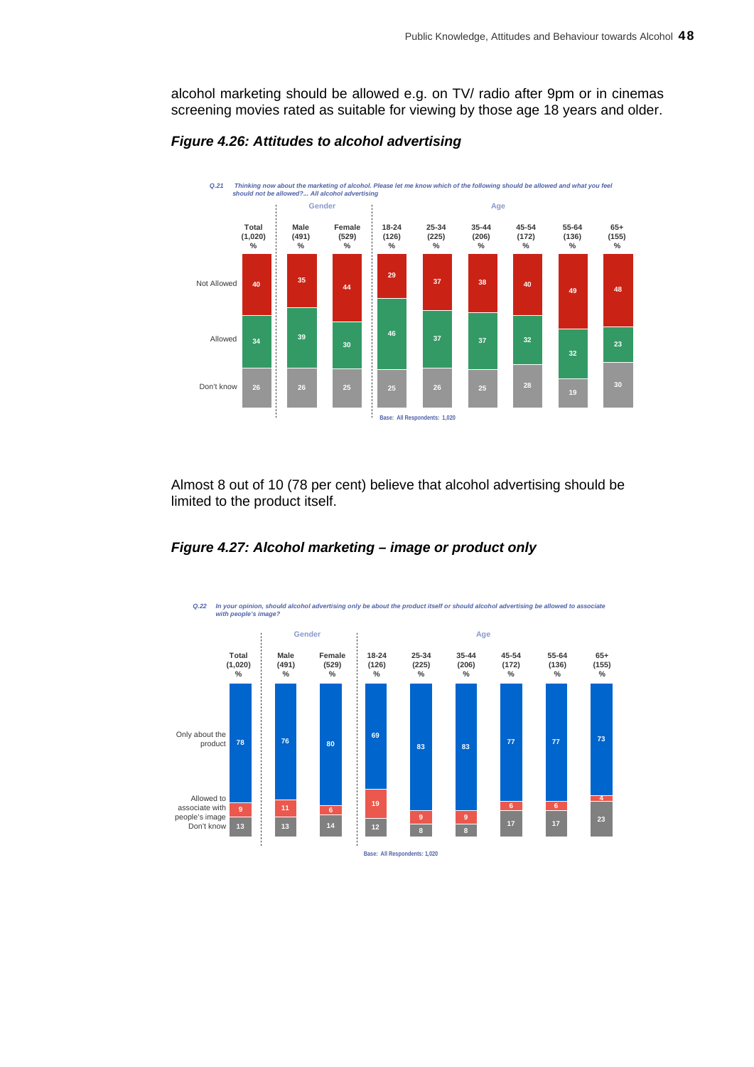alcohol marketing should be allowed e.g. on TV/ radio after 9pm or in cinemas screening movies rated as suitable for viewing by those age 18 years and older.

***Figure 4.26: Attitudes to alcohol advertising***

*Q.21 Thinking now about the marketing of alcohol. Please let me know which of the following should be allowed and what you feel should not be allowed?... All alcohol advertising*

| | Total (1,020) % | Male (491) % | Female (529) % | 18-24 (126) % | 25-34 (225) % | 35-44 (206) % | 45-54 (172) % | 55-64 (136) % | 65+ (155) % |
|---|---|---|---|---|---|---|---|---|---|
| | | Gender | | Age | | | | | |
| Not Allowed | 40 | 35 | 44 | 29 | 37 | 38 | 40 | 49 | 48 |
| Allowed | 34 | 39 | 30 | 46 | 37 | 37 | 32 | 32 | 23 |
| Don't know | 26 | 26 | 25 | 25 | 26 | 25 | 28 | 19 | 30 |

Base: All Respondents: 1,020

Almost 8 out of 10 (78 per cent) believe that alcohol advertising should be limited to the product itself.

***Figure 4.27: Alcohol marketing – image or product only***

*Q.22 In your opinion, should alcohol advertising only be about the product itself or should alcohol advertising be allowed to associate with people's image?*

| | Total (1,020) % | Male (491) % | Female (529) % | 18-24 (126) % | 25-34 (225) % | 35-44 (206) % | 45-54 (172) % | 55-64 (136) % | 65+ (155) % |
|---|---|---|---|---|---|---|---|---|---|
| | | Gender | | Age | | | | | |
| Only about the product | 78 | 76 | 80 | 69 | 83 | 83 | 77 | 77 | 73 |
| Allowed to associate with people's image | 9 | 11 | 6 | 19 | 9 | 9 | 6 | 6 | 4 |
| Don't know | 13 | 13 | 14 | 12 | 8 | 8 | 17 | 17 | 23 |

Base: All Respondents: 1,020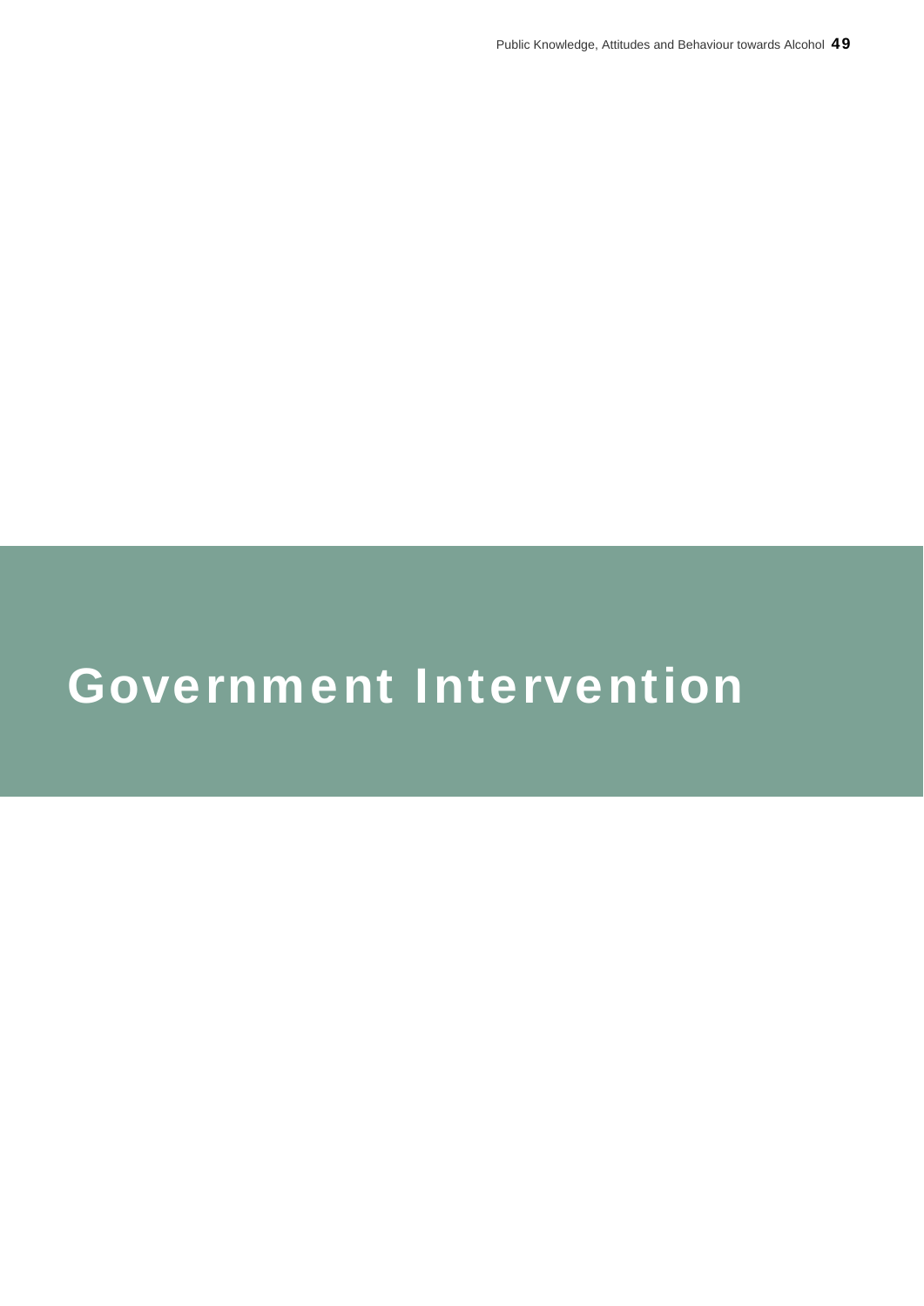# Government Intervention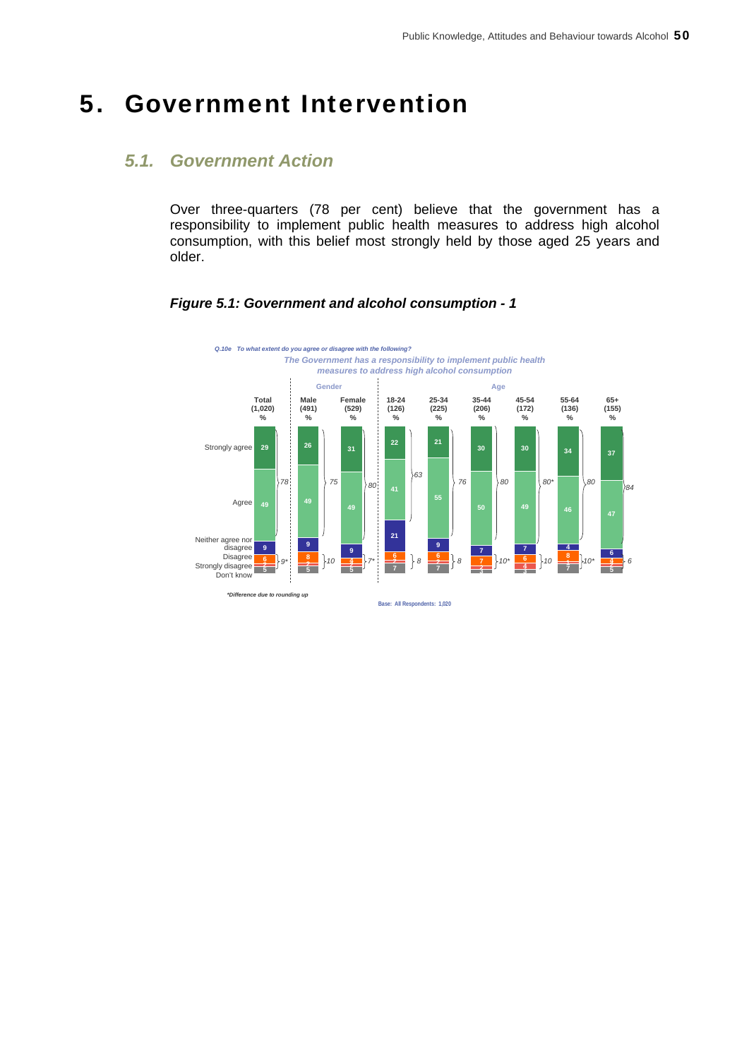# 5. Government Intervention

## *5.1. Government Action*

Over three-quarters (78 per cent) believe that the government has a responsibility to implement public health measures to address high alcohol consumption, with this belief most strongly held by those aged 25 years and older.

### *Figure 5.1: Government and alcohol consumption - 1*

*Q.10e To what extent do you agree or disagree with the following?*

*The Government has a responsibility to implement public health measures to address high alcohol consumption*

| | Total (1,020) % | Male (491) % | Female (529) % | 18-24 (126) % | 25-34 (225) % | 35-44 (206) % | 45-54 (172) % | 55-64 (136) % | 65+ (155) % |
|---|---|---|---|---|---|---|---|---|---|
| Strongly agree | 29 | 26 | 31 | 22 | 21 | 30 | 30 | 34 | 37 |
| Agree | 49 | 49 | 49 | 41 | 55 | 50 | 49 | 46 | 47 |
| **Total agree** | 78 | 75 | 80 | 63 | 76 | 80 | 80* | 80 | 84 |
| Neither agree nor disagree | 9 | 9 | 9 | 21 | 9 | 7 | 7 | 4 | 6 |
| Disagree | 6 | 8 | 4 | 6 | 6 | 7 | 6 | 8 | 4 |
| Strongly disagree | 2 | 2 | 2 | 2 | 2 | 2 | 4 | 1 | 2 |
| **Total disagree** | 9* | 10 | 7* | 8 | 8 | 10* | 10 | 10* | 6 |
| Don't know | 5 | 5 | 5 | 7 | 7 | 3 | 3 | 7 | 5 |

*\*Difference due to rounding up*

Base: All Respondents: 1,020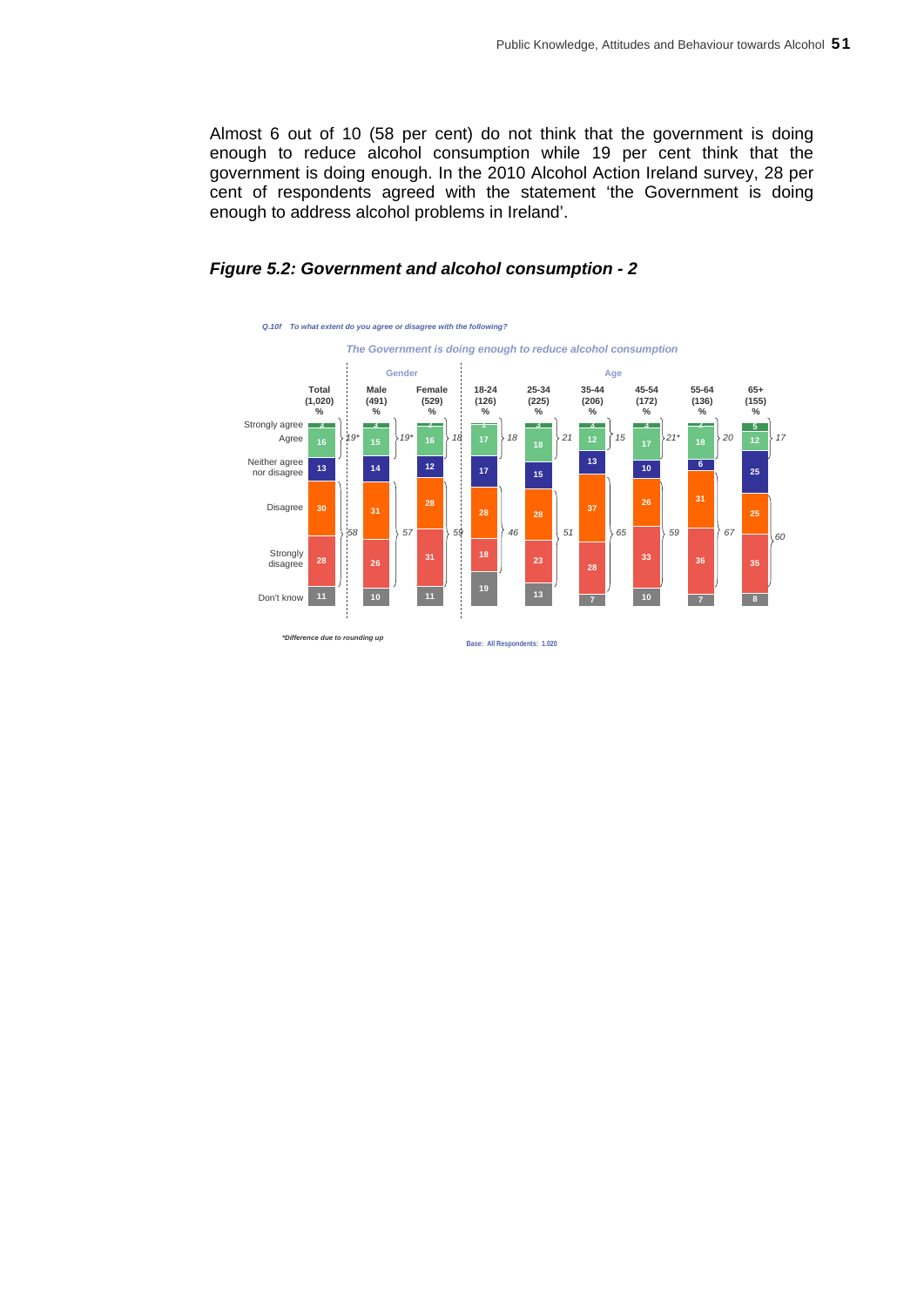Almost 6 out of 10 (58 per cent) do not think that the government is doing enough to reduce alcohol consumption while 19 per cent think that the government is doing enough. In the 2010 Alcohol Action Ireland survey, 28 per cent of respondents agreed with the statement 'the Government is doing enough to address alcohol problems in Ireland'.

### *Figure 5.2: Government and alcohol consumption - 2*

*Q.10f To what extent do you agree or disagree with the following?*

*The Government is doing enough to reduce alcohol consumption*

| | Total (1,020) % | Male (491) % | Female (529) % | 18-24 (126) % | 25-34 (225) % | 35-44 (206) % | 45-54 (172) % | 55-64 (136) % | 65+ (155) % |
|---|---|---|---|---|---|---|---|---|---|
| Strongly agree | 3 | 3 | 2 | 1 | 3 | 3 | 3 | 2 | 5 |
| Agree | 16 | 15 | 16 | 17 | 18 | 12 | 17 | 18 | 12 |
| **Total agree** | 19* | 19* | 18 | 18 | 21 | 15 | 21* | 20 | 17 |
| Neither agree nor disagree | 13 | 14 | 12 | 17 | 15 | 13 | 10 | 6 | 25 |
| Disagree | 30 | 31 | 28 | 28 | 28 | 37 | 26 | 31 | 25 |
| Strongly disagree | 28 | 26 | 31 | 18 | 23 | 28 | 33 | 36 | 35 |
| **Total disagree** | 58 | 57 | 59 | 46 | 51 | 65 | 59 | 67 | 60 |
| Don't know | 11 | 10 | 11 | 19 | 13 | 7 | 10 | 7 | 8 |

*\*Difference due to rounding up*

Base: All Respondents: 1,020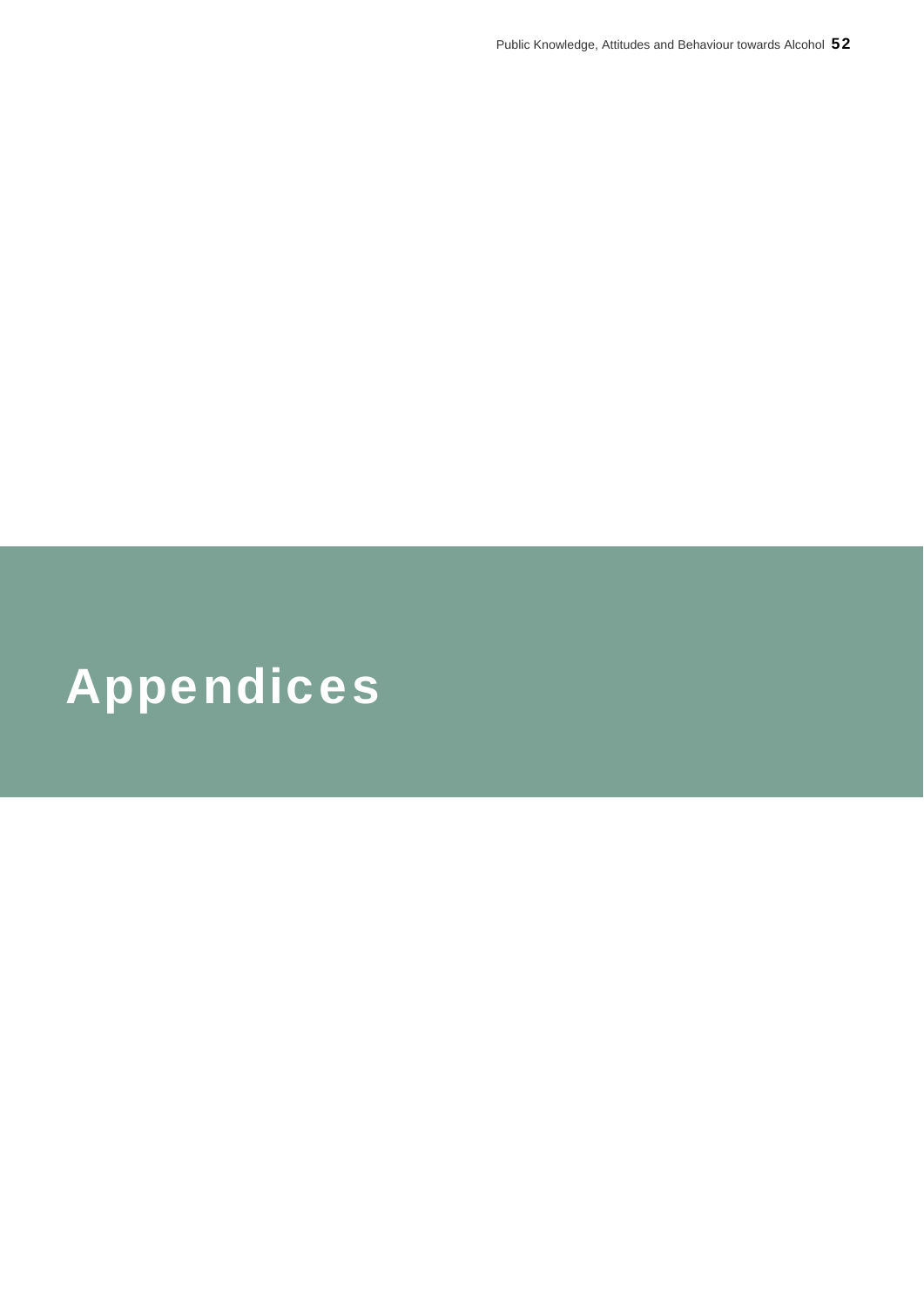# Appendices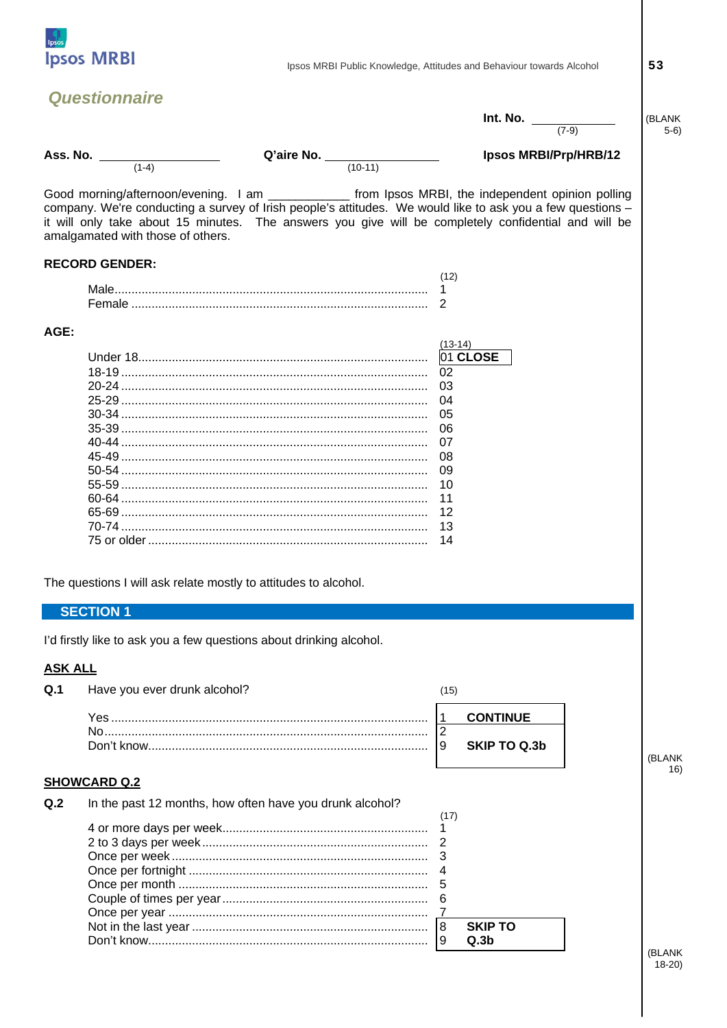## Questionnaire

**Int. No.** ____________ (7-9)

(BLANK 5-6)

**Ass. No.** ________________ (1-4) **Q'aire No.** ________________ (10-11) **Ipsos MRBI/Prp/HRB/12**

Good morning/afternoon/evening. I am ___________ from Ipsos MRBI, the independent opinion polling company. We're conducting a survey of Irish people's attitudes. We would like to ask you a few questions – it will only take about 15 minutes. The answers you give will be completely confidential and will be amalgamated with those of others.

**RECORD GENDER:**

| | (12) |
|---|---|
| Male | 1 |
| Female | 2 |

**AGE:**

| | (13-14) |
|---|---|
| Under 18 | 01 **CLOSE** |
| 18-19 | 02 |
| 20-24 | 03 |
| 25-29 | 04 |
| 30-34 | 05 |
| 35-39 | 06 |
| 40-44 | 07 |
| 45-49 | 08 |
| 50-54 | 09 |
| 55-59 | 10 |
| 60-64 | 11 |
| 65-69 | 12 |
| 70-74 | 13 |
| 75 or older | 14 |

The questions I will ask relate mostly to attitudes to alcohol.

## SECTION 1

I'd firstly like to ask you a few questions about drinking alcohol.

**ASK ALL**

**Q.1** Have you ever drunk alcohol?

| | (15) | |
|---|---|---|
| Yes | 1 | **CONTINUE** |
| No | 2 | **SKIP TO Q.3b** |
| Don't know | 9 | |

(BLANK 16)

**SHOWCARD Q.2**

**Q.2** In the past 12 months, how often have you drunk alcohol?

| | (17) | |
|---|---|---|
| 4 or more days per week | 1 | |
| 2 to 3 days per week | 2 | |
| Once per week | 3 | |
| Once per fortnight | 4 | |
| Once per month | 5 | |
| Couple of times per year | 6 | |
| Once per year | 7 | |
| Not in the last year | 8 | **SKIP TO Q.3b** |
| Don't know | 9 | |

(BLANK 18-20)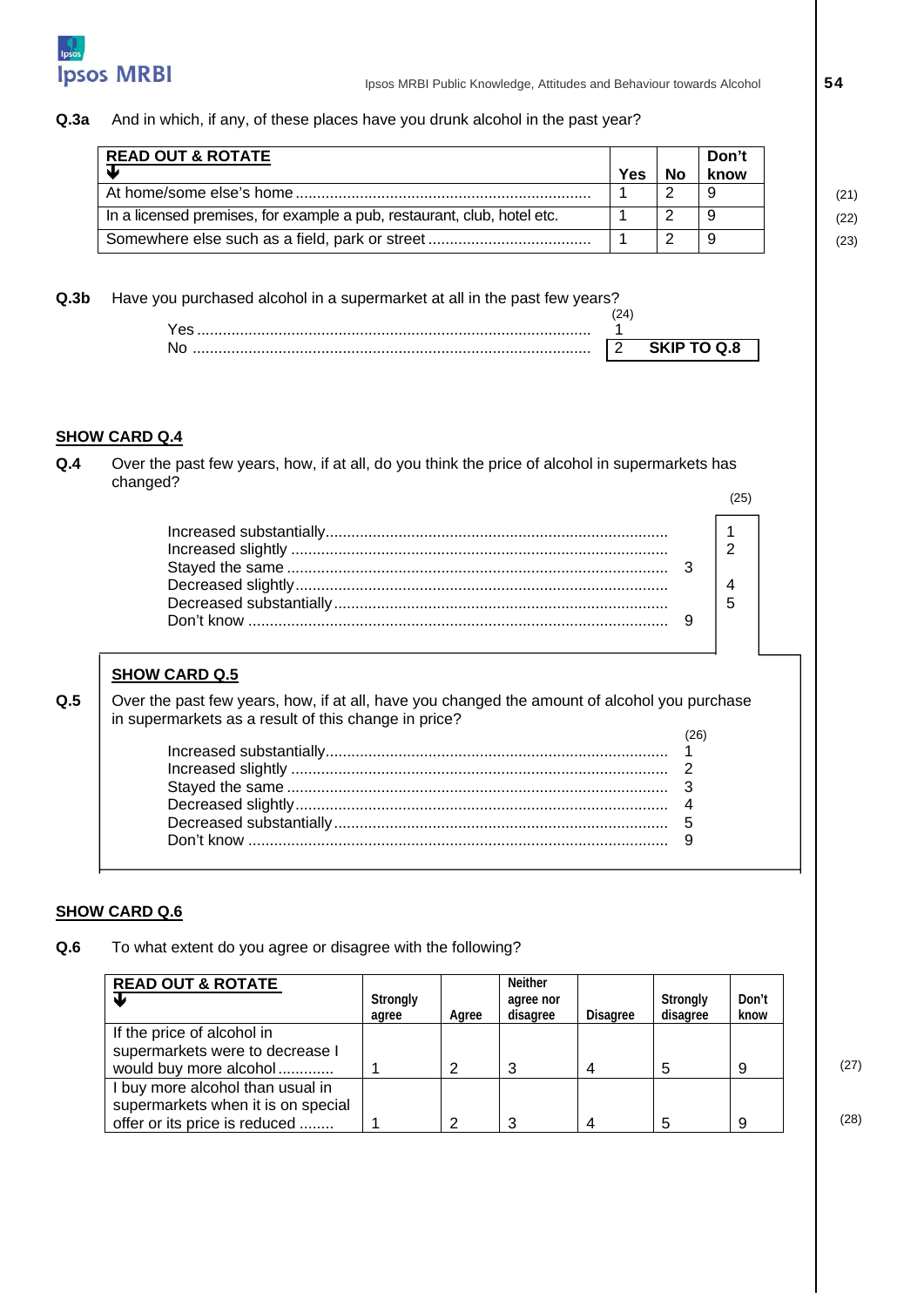**Q.3a** And in which, if any, of these places have you drunk alcohol in the past year?

| READ OUT & ROTATE ↓ | Yes | No | Don't know | |
|---|---|---|---|---|
| At home/some else's home | 1 | 2 | 9 | (21) |
| In a licensed premises, for example a pub, restaurant, club, hotel etc. | 1 | 2 | 9 | (22) |
| Somewhere else such as a field, park or street | 1 | 2 | 9 | (23) |

**Q.3b** Have you purchased alcohol in a supermarket at all in the past few years?

| | (24) | |
|---|---|---|
| Yes | 1 | |
| No | 2 | **SKIP TO Q.8** |

**SHOW CARD Q.4**

**Q.4** Over the past few years, how, if at all, do you think the price of alcohol in supermarkets has changed?

| | | (25) |
|---|---|---|
| Increased substantially | | 1 |
| Increased slightly | | 2 |
| Stayed the same | 3 | |
| Decreased slightly | | 4 |
| Decreased substantially | | 5 |
| Don't know | 9 | |

**SHOW CARD Q.5**

**Q.5** Over the past few years, how, if at all, have you changed the amount of alcohol you purchase in supermarkets as a result of this change in price?

| | (26) |
|---|---|
| Increased substantially | 1 |
| Increased slightly | 2 |
| Stayed the same | 3 |
| Decreased slightly | 4 |
| Decreased substantially | 5 |
| Don't know | 9 |

**SHOW CARD Q.6**

**Q.6** To what extent do you agree or disagree with the following?

| READ OUT & ROTATE ↓ | Strongly agree | Agree | Neither agree nor disagree | Disagree | Strongly disagree | Don't know | |
|---|---|---|---|---|---|---|---|
| If the price of alcohol in supermarkets were to decrease I would buy more alcohol | 1 | 2 | 3 | 4 | 5 | 9 | (27) |
| I buy more alcohol than usual in supermarkets when it is on special offer or its price is reduced | 1 | 2 | 3 | 4 | 5 | 9 | (28) |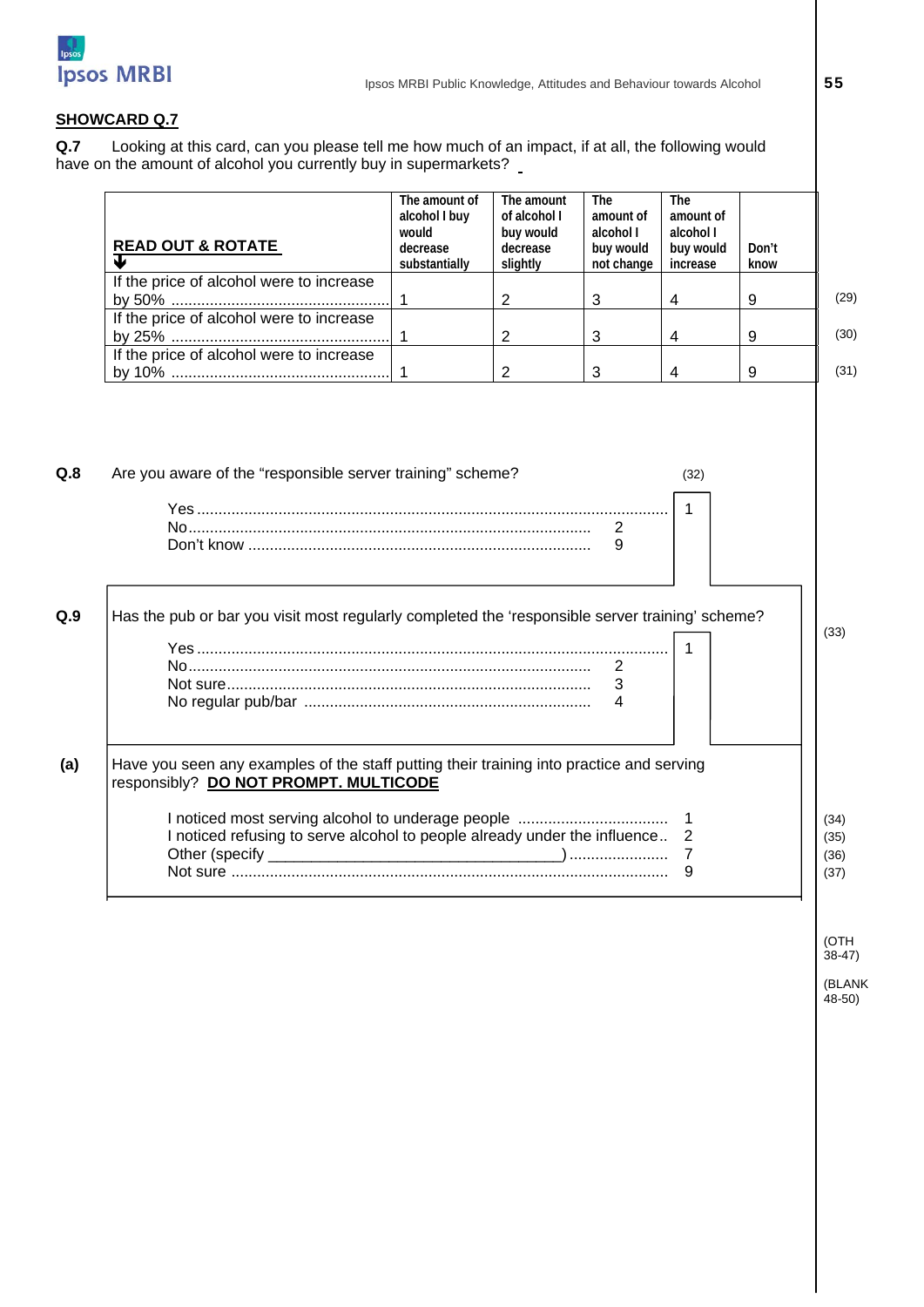## SHOWCARD Q.7

**Q.7** Looking at this card, can you please tell me how much of an impact, if at all, the following would have on the amount of alcohol you currently buy in supermarkets?

| READ OUT & ROTATE ↓ | The amount of alcohol I buy would decrease substantially | The amount of alcohol I buy would decrease slightly | The amount of alcohol I buy would not change | The amount of alcohol I buy would increase | Don't know | |
|---|---|---|---|---|---|---|
| If the price of alcohol were to increase by 50% ........................................ | 1 | 2 | 3 | 4 | 9 | (29) |
| If the price of alcohol were to increase by 25% ........................................ | 1 | 2 | 3 | 4 | 9 | (30) |
| If the price of alcohol were to increase by 10% ........................................ | 1 | 2 | 3 | 4 | 9 | (31) |

**Q.8** Are you aware of the "responsible server training" scheme? (32)

- Yes ........................................................................................................ 1
- No........................................................................................... 2
- Don't know ............................................................................... 9

**Q.9** Has the pub or bar you visit most regularly completed the 'responsible server training' scheme? (33)

- Yes ........................................................................................................ 1
- No........................................................................................... 2
- Not sure.................................................................................... 3
- No regular pub/bar .................................................................. 4

**(a)** Have you seen any examples of the staff putting their training into practice and serving responsibly? **DO NOT PROMPT. MULTICODE**

- I noticed most serving alcohol to underage people .................................. 1 (34)
- I noticed refusing to serve alcohol to people already under the influence.. 2 (35)
- Other (specify ___________________________________) ...................... 7 (36)
- Not sure ..................................................................................................... 9 (37)

(OTH 38-47)

(BLANK 48-50)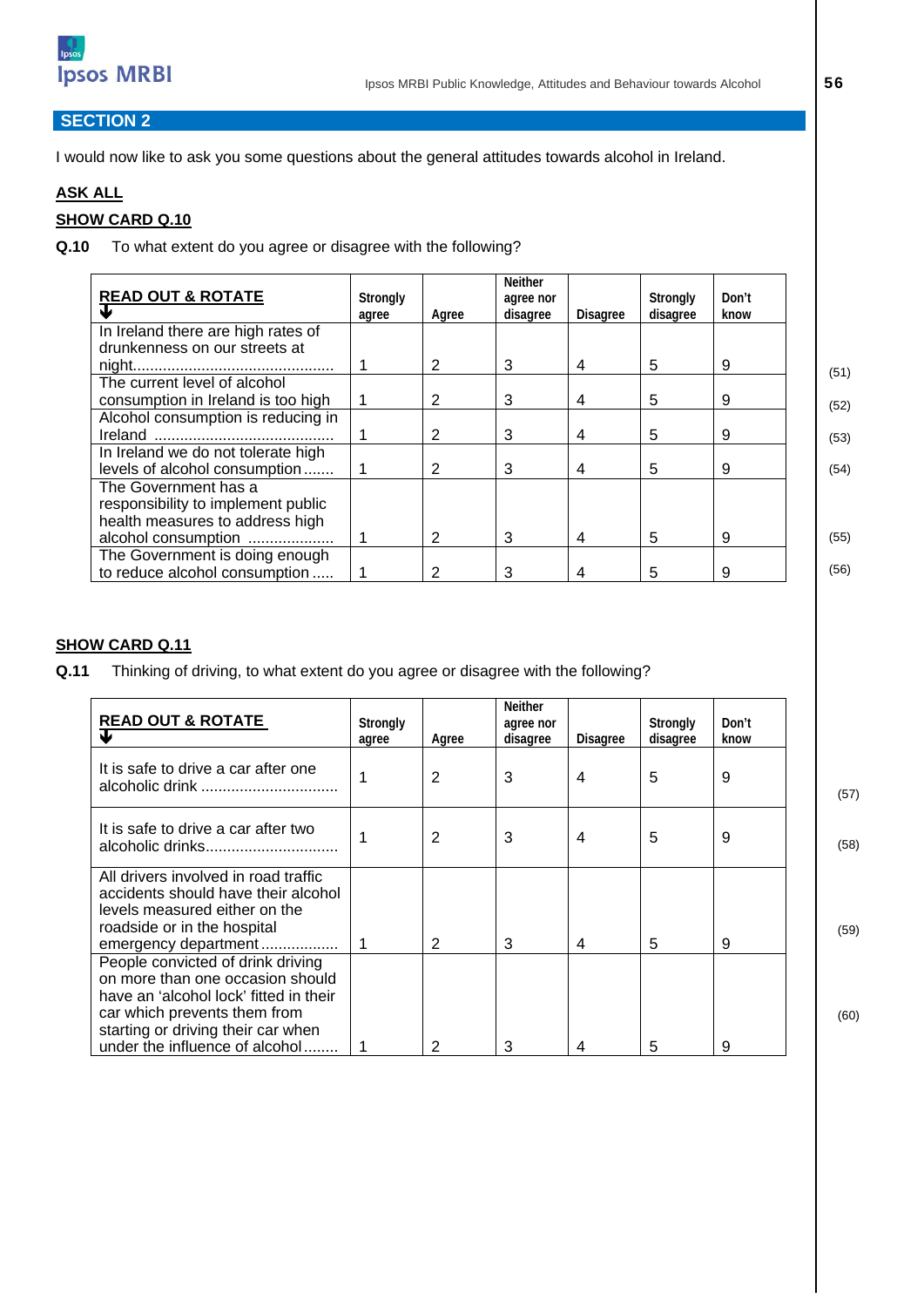## SECTION 2

I would now like to ask you some questions about the general attitudes towards alcohol in Ireland.

**ASK ALL**

**SHOW CARD Q.10**

**Q.10** To what extent do you agree or disagree with the following?

| READ OUT & ROTATE ↓ | Strongly agree | Agree | Neither agree nor disagree | Disagree | Strongly disagree | Don't know | |
|---|---|---|---|---|---|---|---|
| In Ireland there are high rates of drunkenness on our streets at night............................................ | 1 | 2 | 3 | 4 | 5 | 9 | (51) |
| The current level of alcohol consumption in Ireland is too high | 1 | 2 | 3 | 4 | 5 | 9 | (52) |
| Alcohol consumption is reducing in Ireland .......................................... | 1 | 2 | 3 | 4 | 5 | 9 | (53) |
| In Ireland we do not tolerate high levels of alcohol consumption ....... | 1 | 2 | 3 | 4 | 5 | 9 | (54) |
| The Government has a responsibility to implement public health measures to address high alcohol consumption .................... | 1 | 2 | 3 | 4 | 5 | 9 | (55) |
| The Government is doing enough to reduce alcohol consumption ..... | 1 | 2 | 3 | 4 | 5 | 9 | (56) |

**SHOW CARD Q.11**

**Q.11** Thinking of driving, to what extent do you agree or disagree with the following?

| READ OUT & ROTATE ↓ | Strongly agree | Agree | Neither agree nor disagree | Disagree | Strongly disagree | Don't know | |
|---|---|---|---|---|---|---|---|
| It is safe to drive a car after one alcoholic drink ................................ | 1 | 2 | 3 | 4 | 5 | 9 | (57) |
| It is safe to drive a car after two alcoholic drinks.............................. | 1 | 2 | 3 | 4 | 5 | 9 | (58) |
| All drivers involved in road traffic accidents should have their alcohol levels measured either on the roadside or in the hospital emergency department ................. | 1 | 2 | 3 | 4 | 5 | 9 | (59) |
| People convicted of drink driving on more than one occasion should have an 'alcohol lock' fitted in their car which prevents them from starting or driving their car when under the influence of alcohol........ | 1 | 2 | 3 | 4 | 5 | 9 | (60) |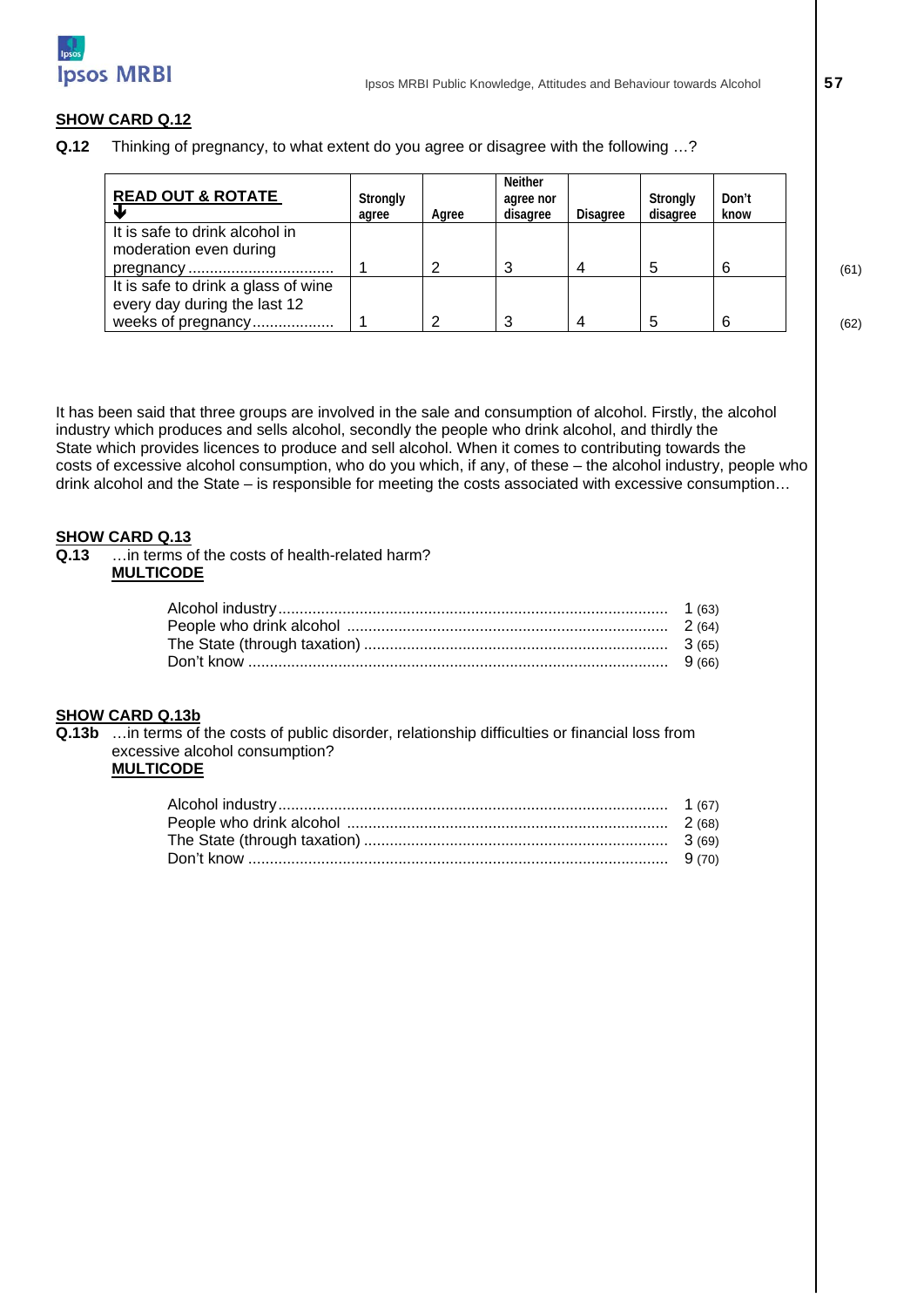**SHOW CARD Q.12**

**Q.12** Thinking of pregnancy, to what extent do you agree or disagree with the following …?

| **READ OUT & ROTATE** ↓ | Strongly agree | Agree | Neither agree nor disagree | Disagree | Strongly disagree | Don't know | |
|---|---|---|---|---|---|---|---|
| It is safe to drink alcohol in moderation even during pregnancy ................................. | 1 | 2 | 3 | 4 | 5 | 6 | (61) |
| It is safe to drink a glass of wine every day during the last 12 weeks of pregnancy.................. | 1 | 2 | 3 | 4 | 5 | 6 | (62) |

It has been said that three groups are involved in the sale and consumption of alcohol. Firstly, the alcohol industry which produces and sells alcohol, secondly the people who drink alcohol, and thirdly the State which provides licences to produce and sell alcohol. When it comes to contributing towards the costs of excessive alcohol consumption, who do you which, if any, of these – the alcohol industry, people who drink alcohol and the State – is responsible for meeting the costs associated with excessive consumption…

**SHOW CARD Q.13**

**Q.13** …in terms of the costs of health-related harm?
**MULTICODE**

- Alcohol industry ........................................................................................ 1 (63)
- People who drink alcohol ......................................................................... 2 (64)
- The State (through taxation) ..................................................................... 3 (65)
- Don't know ............................................................................................... 9 (66)

**SHOW CARD Q.13b**

**Q.13b** …in terms of the costs of public disorder, relationship difficulties or financial loss from excessive alcohol consumption?
**MULTICODE**

- Alcohol industry ........................................................................................ 1 (67)
- People who drink alcohol ......................................................................... 2 (68)
- The State (through taxation) ..................................................................... 3 (69)
- Don't know ............................................................................................... 9 (70)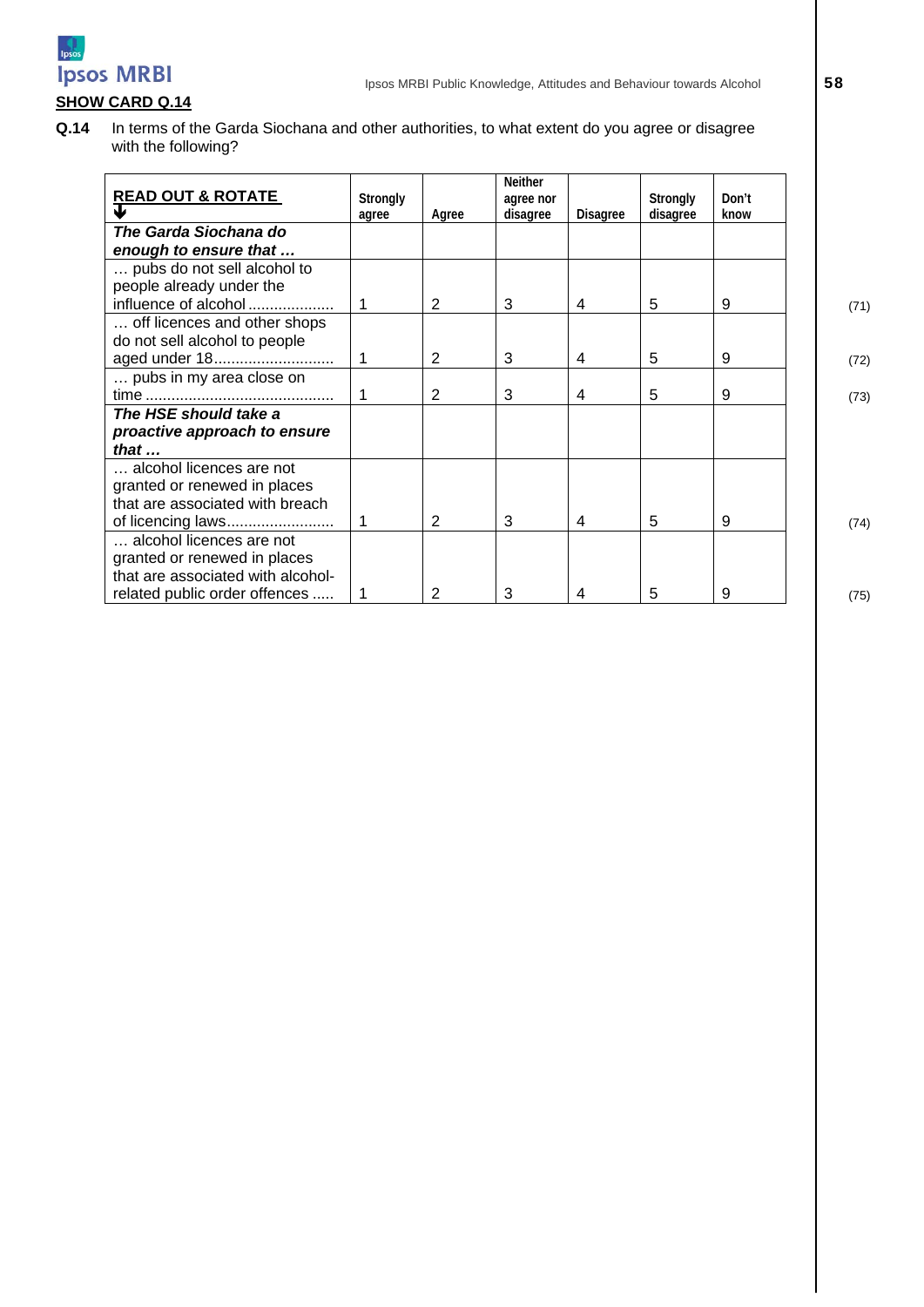**SHOW CARD Q.14**

**Q.14** In terms of the Garda Siochana and other authorities, to what extent do you agree or disagree with the following?

| **READ OUT & ROTATE** ↓ | Strongly agree | Agree | Neither agree nor disagree | Disagree | Strongly disagree | Don't know | |
|---|---|---|---|---|---|---|---|
| ***The Garda Siochana do enough to ensure that …*** | | | | | | | |
| … pubs do not sell alcohol to people already under the influence of alcohol.................... | 1 | 2 | 3 | 4 | 5 | 9 | (71) |
| … off licences and other shops do not sell alcohol to people aged under 18............................ | 1 | 2 | 3 | 4 | 5 | 9 | (72) |
| … pubs in my area close on time ............................................ | 1 | 2 | 3 | 4 | 5 | 9 | (73) |
| ***The HSE should take a proactive approach to ensure that …*** | | | | | | | |
| … alcohol licences are not granted or renewed in places that are associated with breach of licencing laws......................... | 1 | 2 | 3 | 4 | 5 | 9 | (74) |
| … alcohol licences are not granted or renewed in places that are associated with alcohol-related public order offences ..... | 1 | 2 | 3 | 4 | 5 | 9 | (75) |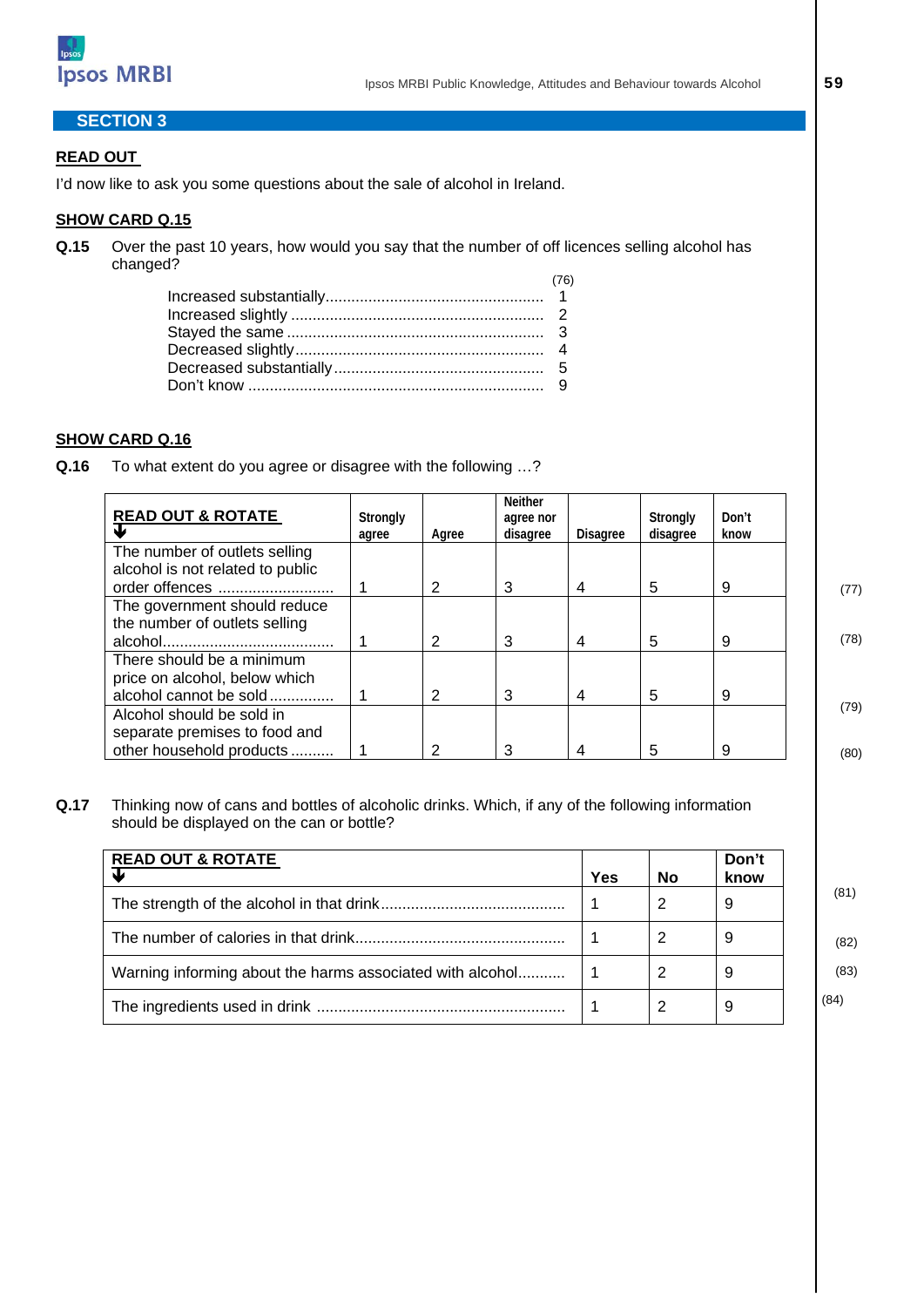## SECTION 3

**READ OUT**

I'd now like to ask you some questions about the sale of alcohol in Ireland.

**SHOW CARD Q.15**

**Q.15** Over the past 10 years, how would you say that the number of off licences selling alcohol has changed?

| | (76) |
|---|---|
| Increased substantially | 1 |
| Increased slightly | 2 |
| Stayed the same | 3 |
| Decreased slightly | 4 |
| Decreased substantially | 5 |
| Don't know | 9 |

**SHOW CARD Q.16**

**Q.16** To what extent do you agree or disagree with the following …?

| READ OUT & ROTATE ↓ | Strongly agree | Agree | Neither agree nor disagree | Disagree | Strongly disagree | Don't know | |
|---|---|---|---|---|---|---|---|
| The number of outlets selling alcohol is not related to public order offences | 1 | 2 | 3 | 4 | 5 | 9 | (77) |
| The government should reduce the number of outlets selling alcohol | 1 | 2 | 3 | 4 | 5 | 9 | (78) |
| There should be a minimum price on alcohol, below which alcohol cannot be sold | 1 | 2 | 3 | 4 | 5 | 9 | (79) |
| Alcohol should be sold in separate premises to food and other household products | 1 | 2 | 3 | 4 | 5 | 9 | (80) |

**Q.17** Thinking now of cans and bottles of alcoholic drinks. Which, if any of the following information should be displayed on the can or bottle?

| READ OUT & ROTATE ↓ | Yes | No | Don't know | |
|---|---|---|---|---|
| The strength of the alcohol in that drink | 1 | 2 | 9 | (81) |
| The number of calories in that drink | 1 | 2 | 9 | (82) |
| Warning informing about the harms associated with alcohol | 1 | 2 | 9 | (83) |
| The ingredients used in drink | 1 | 2 | 9 | (84) |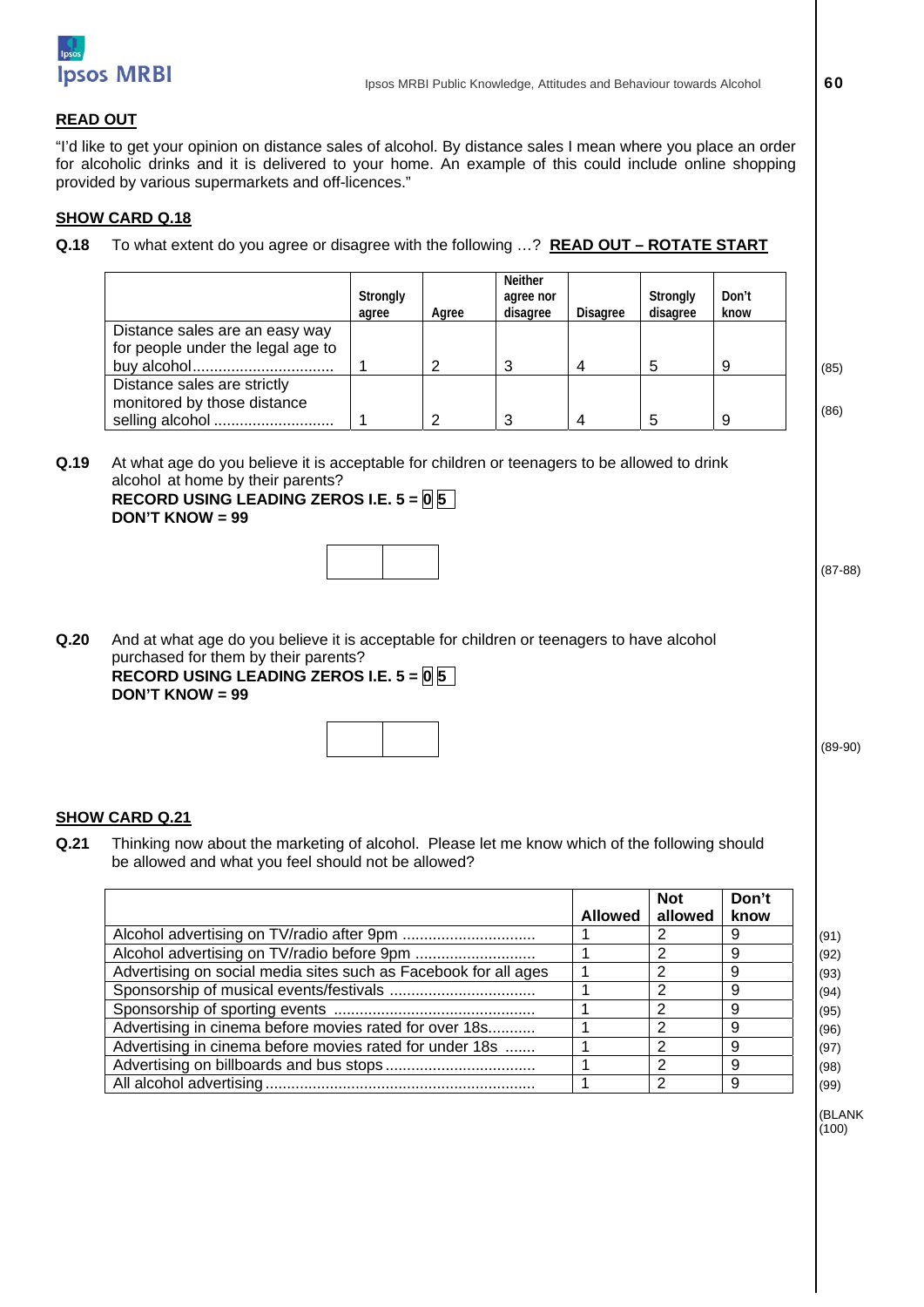**READ OUT**

"I'd like to get your opinion on distance sales of alcohol. By distance sales I mean where you place an order for alcoholic drinks and it is delivered to your home. An example of this could include online shopping provided by various supermarkets and off-licences."

**SHOW CARD Q.18**

**Q.18** To what extent do you agree or disagree with the following …? **READ OUT – ROTATE START**

| | Strongly agree | Agree | Neither agree nor disagree | Disagree | Strongly disagree | Don't know | |
|---|---|---|---|---|---|---|---|
| Distance sales are an easy way for people under the legal age to buy alcohol................................ | 1 | 2 | 3 | 4 | 5 | 9 | (85) |
| Distance sales are strictly monitored by those distance selling alcohol ............................ | 1 | 2 | 3 | 4 | 5 | 9 | (86) |

**Q.19** At what age do you believe it is acceptable for children or teenagers to be allowed to drink alcohol at home by their parents?
**RECORD USING LEADING ZEROS I.E. 5 = 0 5**
**DON'T KNOW = 99**

| | |
|---|---|
| | |

(87-88)

**Q.20** And at what age do you believe it is acceptable for children or teenagers to have alcohol purchased for them by their parents?
**RECORD USING LEADING ZEROS I.E. 5 = 0 5**
**DON'T KNOW = 99**

| | |
|---|---|
| | |

(89-90)

**SHOW CARD Q.21**

**Q.21** Thinking now about the marketing of alcohol. Please let me know which of the following should be allowed and what you feel should not be allowed?

| | Allowed | Not allowed | Don't know | |
|---|---|---|---|---|
| Alcohol advertising on TV/radio after 9pm .............................. | 1 | 2 | 9 | (91) |
| Alcohol advertising on TV/radio before 9pm ........................... | 1 | 2 | 9 | (92) |
| Advertising on social media sites such as Facebook for all ages | 1 | 2 | 9 | (93) |
| Sponsorship of musical events/festivals ................................. | 1 | 2 | 9 | (94) |
| Sponsorship of sporting events .............................................. | 1 | 2 | 9 | (95) |
| Advertising in cinema before movies rated for over 18s........... | 1 | 2 | 9 | (96) |
| Advertising in cinema before movies rated for under 18s ....... | 1 | 2 | 9 | (97) |
| Advertising on billboards and bus stops .................................. | 1 | 2 | 9 | (98) |
| All alcohol advertising ............................................................. | 1 | 2 | 9 | (99) |

(BLANK (100)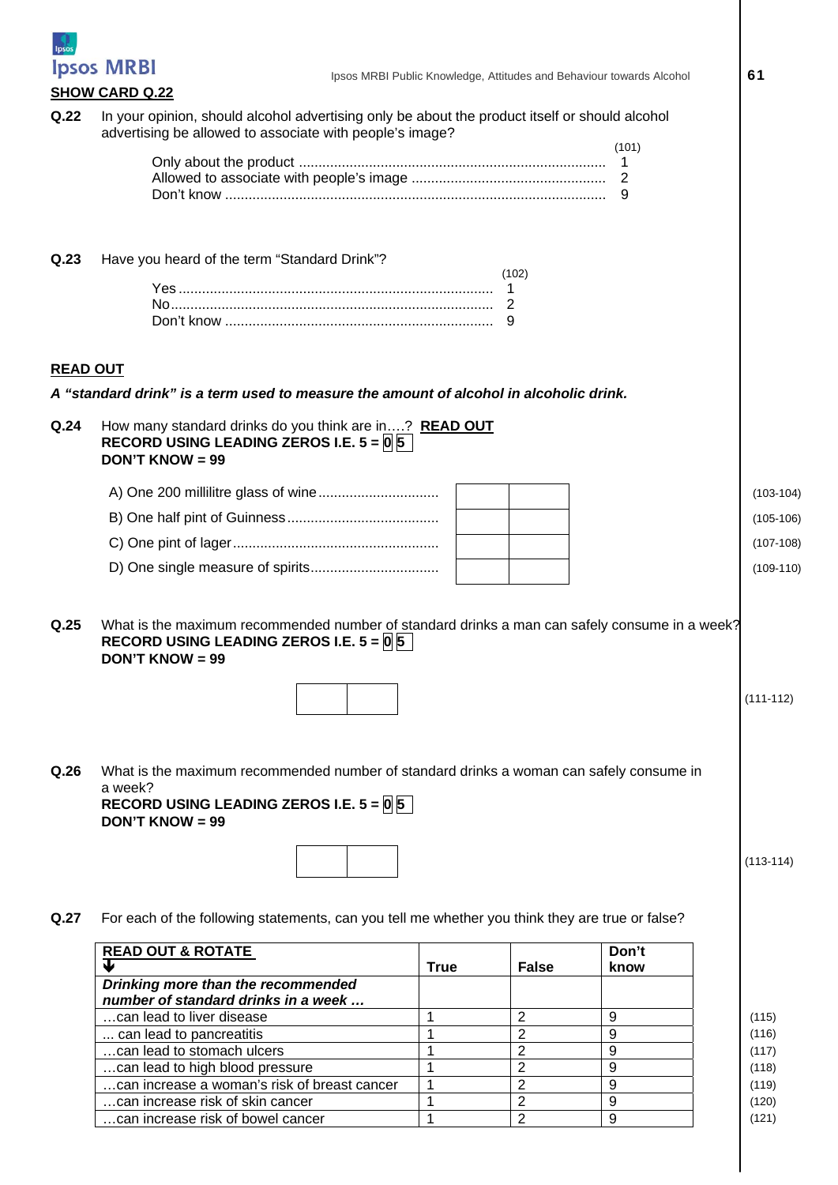**SHOW CARD Q.22**

**Q.22** In your opinion, should alcohol advertising only be about the product itself or should alcohol advertising be allowed to associate with people's image?

| | (101) |
|---|---|
| Only about the product ............................................................................. | 1 |
| Allowed to associate with people's image ................................................. | 2 |
| Don't know ................................................................................................ | 9 |

**Q.23** Have you heard of the term "Standard Drink"?

| | (102) |
|---|---|
| Yes ................................................................................ | 1 |
| No.................................................................................. | 2 |
| Don't know .................................................................... | 9 |

**READ OUT**

***A "standard drink" is a term used to measure the amount of alcohol in alcoholic drink.***

**Q.24** How many standard drinks do you think are in….? **READ OUT**
**RECORD USING LEADING ZEROS I.E. 5 = 0 5**
**DON'T KNOW = 99**

| | | | |
|---|---|---|---|
| A) One 200 millilitre glass of wine .............................. | | | (103-104) |
| B) One half pint of Guinness ...................................... | | | (105-106) |
| C) One pint of lager .................................................... | | | (107-108) |
| D) One single measure of spirits................................ | | | (109-110) |

**Q.25** What is the maximum recommended number of standard drinks a man can safely consume in a week?
**RECORD USING LEADING ZEROS I.E. 5 = 0 5**
**DON'T KNOW = 99**

| | | |
|---|---|---|
| | | (111-112) |

**Q.26** What is the maximum recommended number of standard drinks a woman can safely consume in a week?
**RECORD USING LEADING ZEROS I.E. 5 = 0 5**
**DON'T KNOW = 99**

| | | |
|---|---|---|
| | | (113-114) |

**Q.27** For each of the following statements, can you tell me whether you think they are true or false?

| **READ OUT & ROTATE** ↓ | **True** | **False** | **Don't know** | |
|---|---|---|---|---|
| ***Drinking more than the recommended number of standard drinks in a week …*** | | | | |
| …can lead to liver disease | 1 | 2 | 9 | (115) |
| … can lead to pancreatitis | 1 | 2 | 9 | (116) |
| …can lead to stomach ulcers | 1 | 2 | 9 | (117) |
| …can lead to high blood pressure | 1 | 2 | 9 | (118) |
| …can increase a woman's risk of breast cancer | 1 | 2 | 9 | (119) |
| …can increase risk of skin cancer | 1 | 2 | 9 | (120) |
| …can increase risk of bowel cancer | 1 | 2 | 9 | (121) |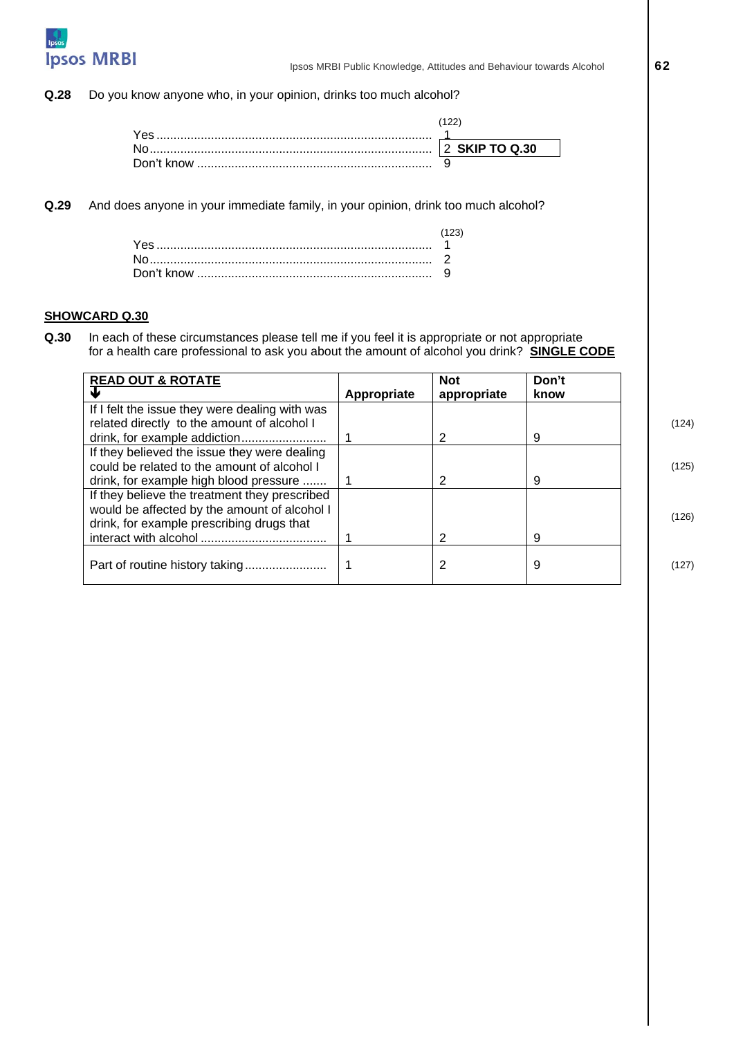**Q.28** Do you know anyone who, in your opinion, drinks too much alcohol?

| | (122) |
|---|---|
| Yes ................................................................................ | 1 |
| No.................................................................................. | 2 **SKIP TO Q.30** |
| Don't know .................................................................... | 9 |

**Q.29** And does anyone in your immediate family, in your opinion, drink too much alcohol?

| | (123) |
|---|---|
| Yes ................................................................................ | 1 |
| No.................................................................................. | 2 |
| Don't know .................................................................... | 9 |

**SHOWCARD Q.30**

**Q.30** In each of these circumstances please tell me if you feel it is appropriate or not appropriate for a health care professional to ask you about the amount of alcohol you drink? **SINGLE CODE**

| **READ OUT & ROTATE** ↓ | **Appropriate** | **Not appropriate** | **Don't know** | |
|---|---|---|---|---|
| If I felt the issue they were dealing with was related directly to the amount of alcohol I drink, for example addiction......................... | 1 | 2 | 9 | (124) |
| If they believed the issue they were dealing could be related to the amount of alcohol I drink, for example high blood pressure ....... | 1 | 2 | 9 | (125) |
| If they believe the treatment they prescribed would be affected by the amount of alcohol I drink, for example prescribing drugs that interact with alcohol .................................... | 1 | 2 | 9 | (126) |
| Part of routine history taking........................ | 1 | 2 | 9 | (127) |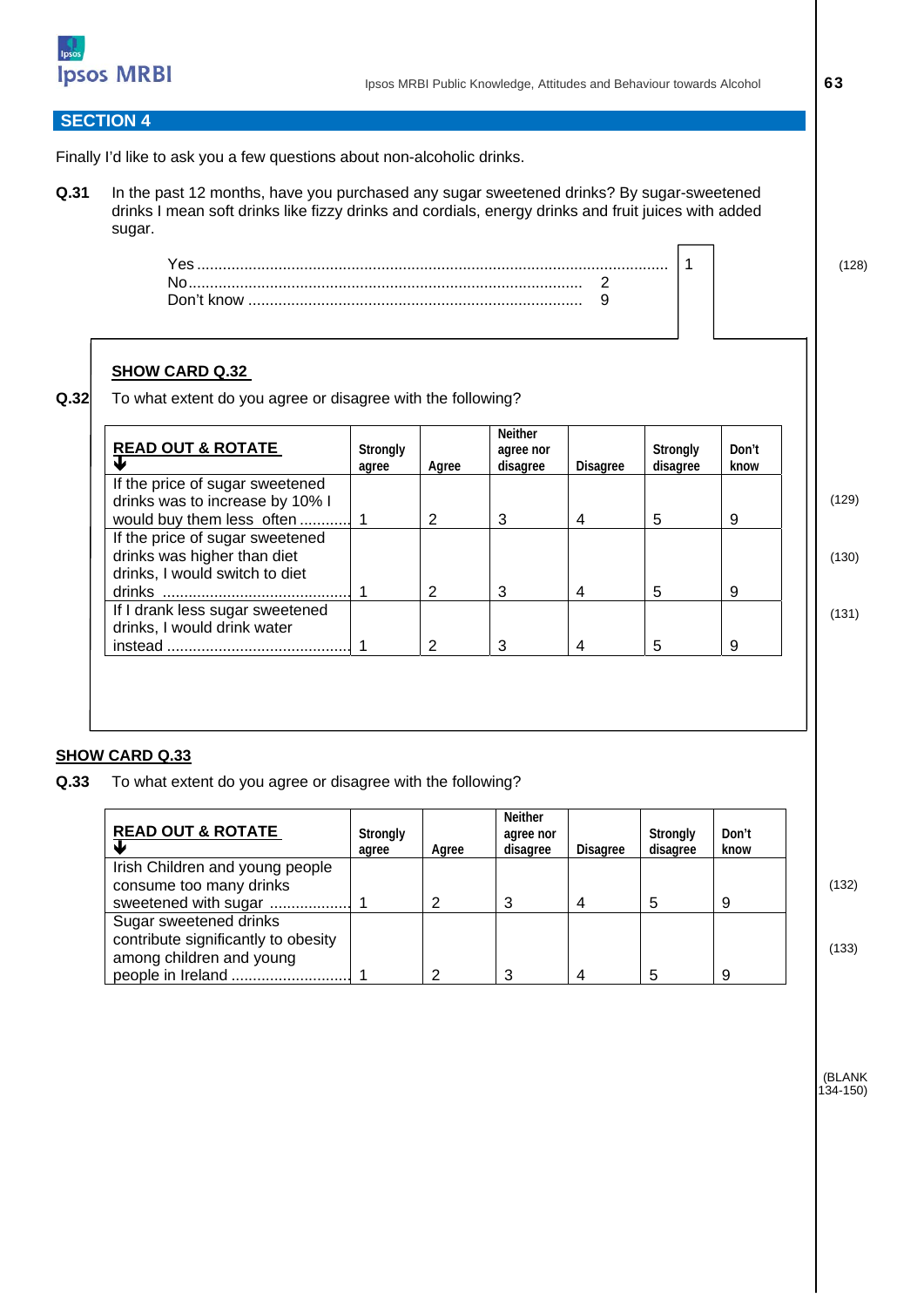## SECTION 4

Finally I'd like to ask you a few questions about non-alcoholic drinks.

**Q.31** In the past 12 months, have you purchased any sugar sweetened drinks? By sugar-sweetened drinks I mean soft drinks like fizzy drinks and cordials, energy drinks and fruit juices with added sugar.

| | | |
|---|---|---|
| Yes | 1 | (128) |
| No | 2 | |
| Don't know | 9 | |

**<u>SHOW CARD Q.32</u>**

**Q.32** To what extent do you agree or disagree with the following?

| **READ OUT & ROTATE** ↓ | Strongly agree | Agree | Neither agree nor disagree | Disagree | Strongly disagree | Don't know | |
|---|---|---|---|---|---|---|---|
| If the price of sugar sweetened drinks was to increase by 10% I would buy them less often | 1 | 2 | 3 | 4 | 5 | 9 | (129) |
| If the price of sugar sweetened drinks was higher than diet drinks, I would switch to diet drinks | 1 | 2 | 3 | 4 | 5 | 9 | (130) |
| If I drank less sugar sweetened drinks, I would drink water instead | 1 | 2 | 3 | 4 | 5 | 9 | (131) |

**<u>SHOW CARD Q.33</u>**

**Q.33** To what extent do you agree or disagree with the following?

| **READ OUT & ROTATE** ↓ | Strongly agree | Agree | Neither agree nor disagree | Disagree | Strongly disagree | Don't know | |
|---|---|---|---|---|---|---|---|
| Irish Children and young people consume too many drinks sweetened with sugar | 1 | 2 | 3 | 4 | 5 | 9 | (132) |
| Sugar sweetened drinks contribute significantly to obesity among children and young people in Ireland | 1 | 2 | 3 | 4 | 5 | 9 | (133) |

(BLANK 134-150)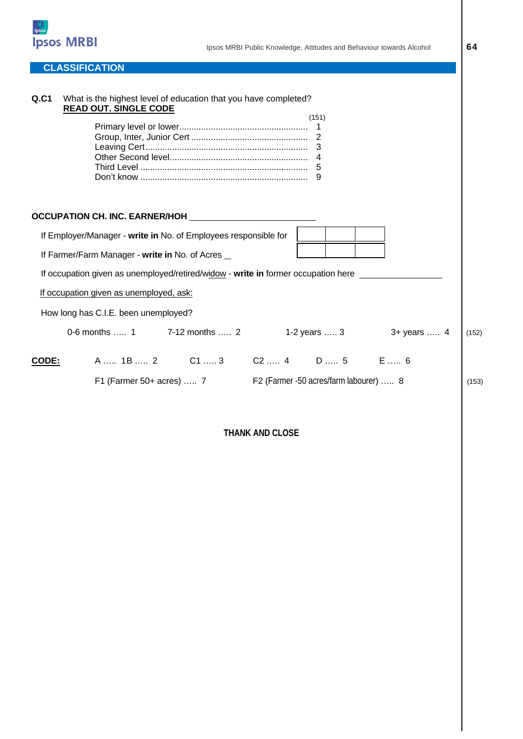## CLASSIFICATION

**Q.C1** What is the highest level of education that you have completed?
**READ OUT. SINGLE CODE**

(151)

| | |
|---|---|
| Primary level or lower | 1 |
| Group, Inter, Junior Cert | 2 |
| Leaving Cert | 3 |
| Other Second level | 4 |
| Third Level | 5 |
| Don't know | 9 |

**OCCUPATION CH. INC. EARNER/HOH** ____________________

If Employer/Manager - **write in** No. of Employees responsible for [ ][ ][ ]

If Farmer/Farm Manager - **write in** No. of Acres [ ][ ][ ]

If occupation given as unemployed/retired/widow - **write in** former occupation here ____________

If occupation given as unemployed, ask:

How long has C.I.E. been unemployed?

0-6 months ….. 1 7-12 months ….. 2 1-2 years ….. 3 3+ years ….. 4 (152)

**CODE:** A ….. 1B ….. 2 C1 ….. 3 C2 ….. 4 D ….. 5 E ….. 6

F1 (Farmer 50+ acres) ….. 7 F2 (Farmer -50 acres/farm labourer) ….. 8 (153)

**THANK AND CLOSE**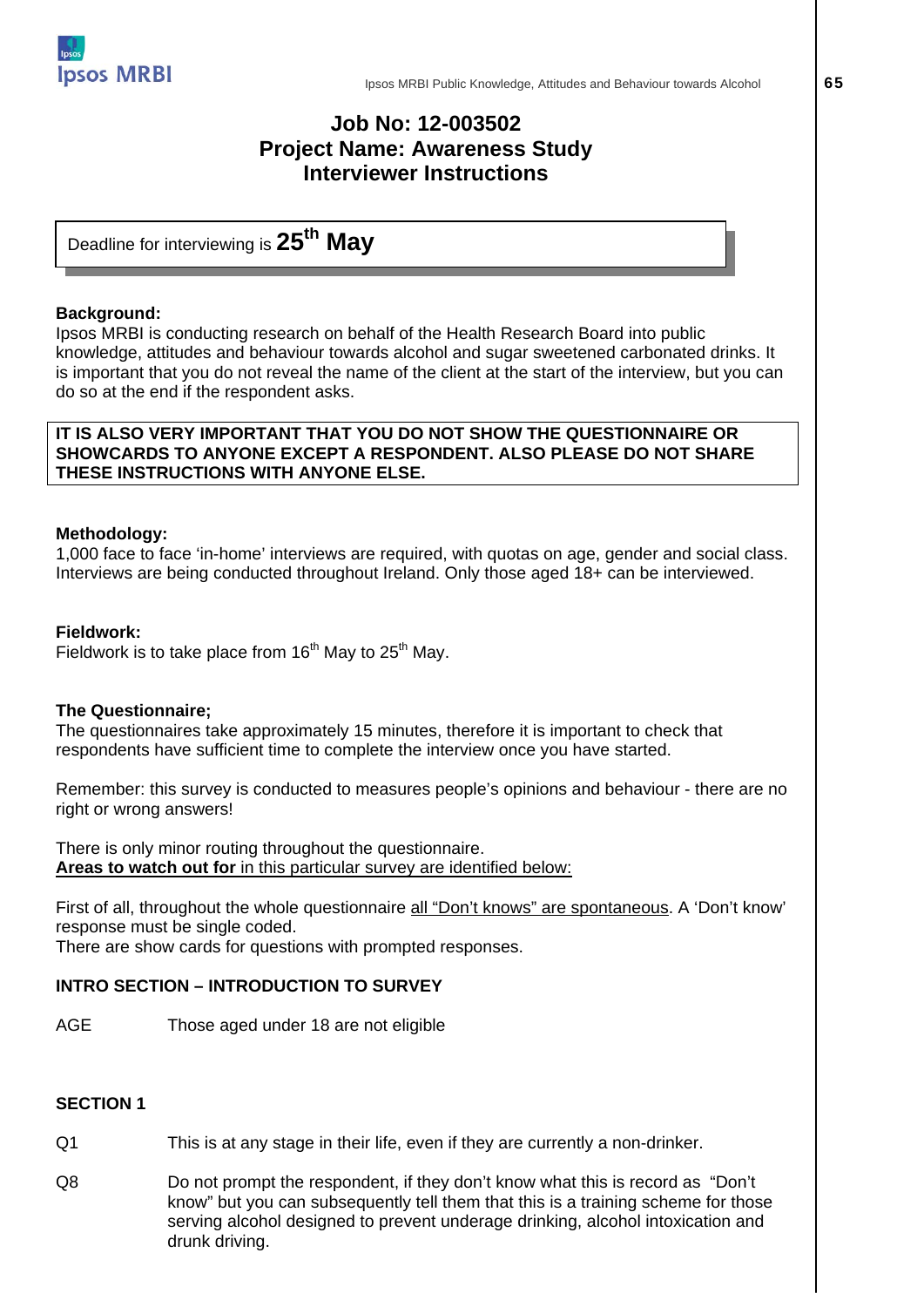# Job No: 12-003502
# Project Name: Awareness Study
# Interviewer Instructions

Deadline for interviewing is **25th May**

**Background:**
Ipsos MRBI is conducting research on behalf of the Health Research Board into public knowledge, attitudes and behaviour towards alcohol and sugar sweetened carbonated drinks. It is important that you do not reveal the name of the client at the start of the interview, but you can do so at the end if the respondent asks.

**IT IS ALSO VERY IMPORTANT THAT YOU DO NOT SHOW THE QUESTIONNAIRE OR SHOWCARDS TO ANYONE EXCEPT A RESPONDENT. ALSO PLEASE DO NOT SHARE THESE INSTRUCTIONS WITH ANYONE ELSE.**

**Methodology:**
1,000 face to face 'in-home' interviews are required, with quotas on age, gender and social class. Interviews are being conducted throughout Ireland. Only those aged 18+ can be interviewed.

**Fieldwork:**
Fieldwork is to take place from 16th May to 25th May.

**The Questionnaire;**
The questionnaires take approximately 15 minutes, therefore it is important to check that respondents have sufficient time to complete the interview once you have started.

Remember: this survey is conducted to measures people's opinions and behaviour - there are no right or wrong answers!

There is only minor routing throughout the questionnaire.
**Areas to watch out for** in this particular survey are identified below:

First of all, throughout the whole questionnaire all "Don't knows" are spontaneous. A 'Don't know' response must be single coded.
There are show cards for questions with prompted responses.

**INTRO SECTION – INTRODUCTION TO SURVEY**

AGE Those aged under 18 are not eligible

**SECTION 1**

Q1 This is at any stage in their life, even if they are currently a non-drinker.

Q8 Do not prompt the respondent, if they don't know what this is record as "Don't know" but you can subsequently tell them that this is a training scheme for those serving alcohol designed to prevent underage drinking, alcohol intoxication and drunk driving.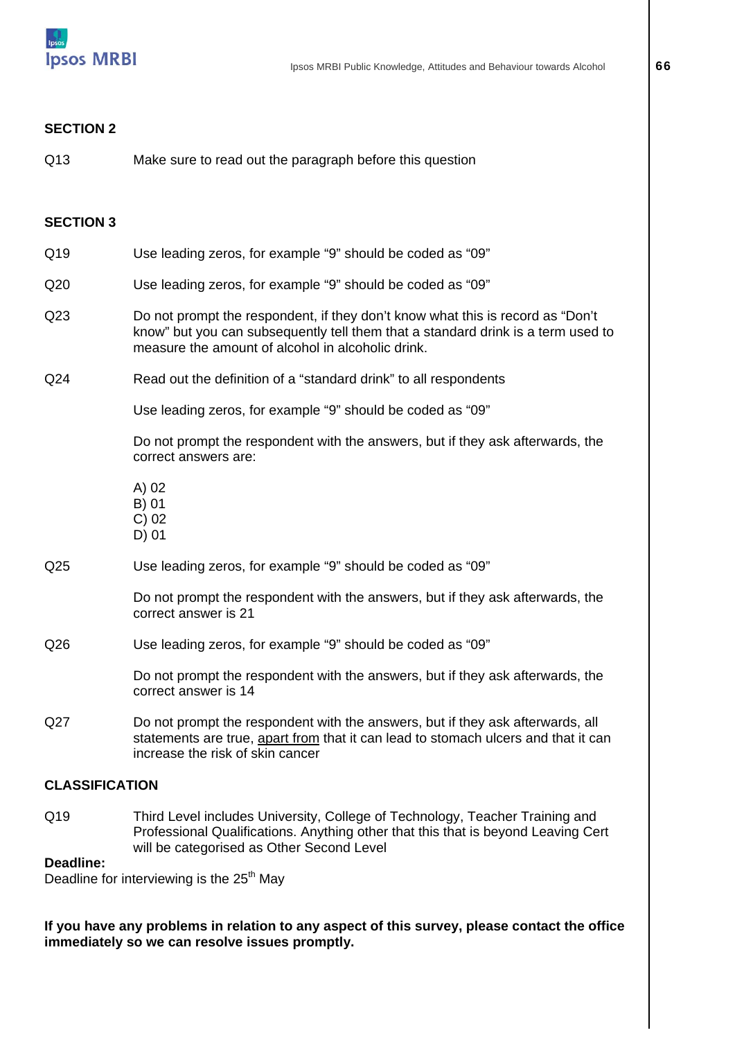**SECTION 2**

Q13 Make sure to read out the paragraph before this question

**SECTION 3**

Q19 Use leading zeros, for example "9" should be coded as "09"

Q20 Use leading zeros, for example "9" should be coded as "09"

Q23 Do not prompt the respondent, if they don't know what this is record as "Don't know" but you can subsequently tell them that a standard drink is a term used to measure the amount of alcohol in alcoholic drink.

Q24 Read out the definition of a "standard drink" to all respondents

Use leading zeros, for example "9" should be coded as "09"

Do not prompt the respondent with the answers, but if they ask afterwards, the correct answers are:

A) 02
B) 01
C) 02
D) 01

Q25 Use leading zeros, for example "9" should be coded as "09"

Do not prompt the respondent with the answers, but if they ask afterwards, the correct answer is 21

Q26 Use leading zeros, for example "9" should be coded as "09"

Do not prompt the respondent with the answers, but if they ask afterwards, the correct answer is 14

Q27 Do not prompt the respondent with the answers, but if they ask afterwards, all statements are true, apart from that it can lead to stomach ulcers and that it can increase the risk of skin cancer

**CLASSIFICATION**

Q19 Third Level includes University, College of Technology, Teacher Training and Professional Qualifications. Anything other that this that is beyond Leaving Cert will be categorised as Other Second Level

**Deadline:**
Deadline for interviewing is the 25th May

**If you have any problems in relation to any aspect of this survey, please contact the office immediately so we can resolve issues promptly.**